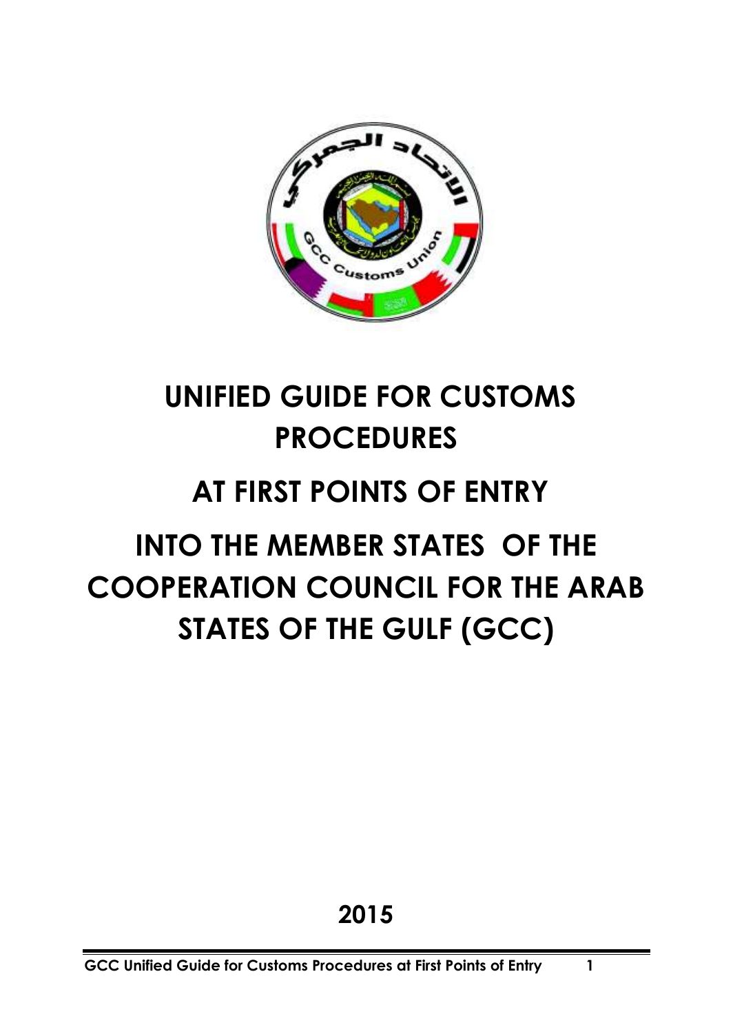# UNIFIED GUIDE FOR CUSTOMS PROCEDURES

# AT FIRST POINTS OF ENTRY

# INTO THE MEMBER STATES OF THE COOPERATION COUNCIL FOR THE ARAB STATES OF THE GULF (GCC)

**2015**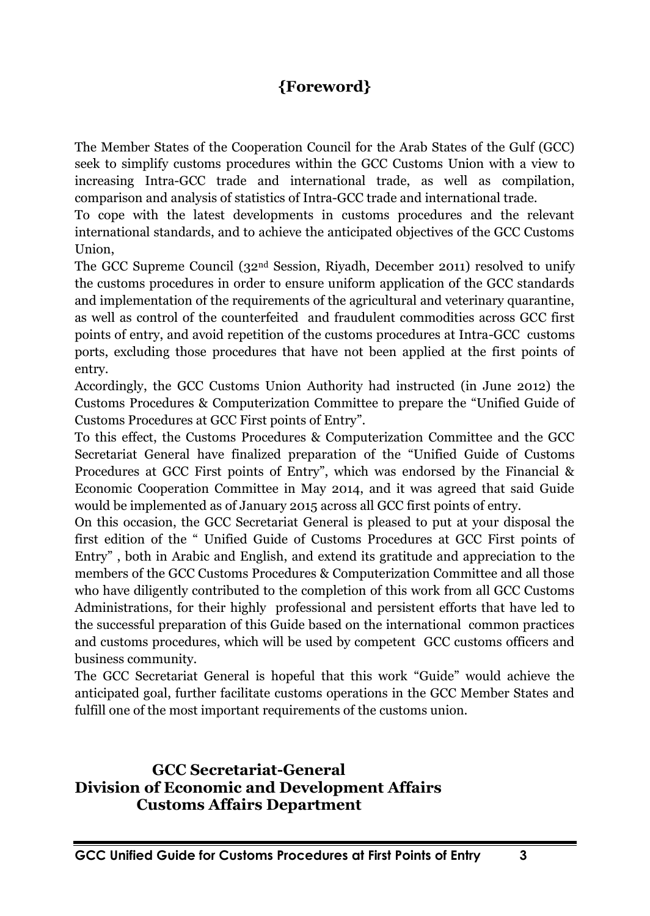# {Foreword}

The Member States of the Cooperation Council for the Arab States of the Gulf (GCC) seek to simplify customs procedures within the GCC Customs Union with a view to increasing Intra-GCC trade and international trade, as well as compilation, comparison and analysis of statistics of Intra-GCC trade and international trade.

To cope with the latest developments in customs procedures and the relevant international standards, and to achieve the anticipated objectives of the GCC Customs Union,

The GCC Supreme Council (32nd Session, Riyadh, December 2011) resolved to unify the customs procedures in order to ensure uniform application of the GCC standards and implementation of the requirements of the agricultural and veterinary quarantine, as well as control of the counterfeited and fraudulent commodities across GCC first points of entry, and avoid repetition of the customs procedures at Intra-GCC customs ports, excluding those procedures that have not been applied at the first points of entry.

Accordingly, the GCC Customs Union Authority had instructed (in June 2012) the Customs Procedures & Computerization Committee to prepare the "Unified Guide of Customs Procedures at GCC First points of Entry".

To this effect, the Customs Procedures & Computerization Committee and the GCC Secretariat General have finalized preparation of the "Unified Guide of Customs Procedures at GCC First points of Entry", which was endorsed by the Financial & Economic Cooperation Committee in May 2014, and it was agreed that said Guide would be implemented as of January 2015 across all GCC first points of entry.

On this occasion, the GCC Secretariat General is pleased to put at your disposal the first edition of the " Unified Guide of Customs Procedures at GCC First points of Entry" , both in Arabic and English, and extend its gratitude and appreciation to the members of the GCC Customs Procedures & Computerization Committee and all those who have diligently contributed to the completion of this work from all GCC Customs Administrations, for their highly professional and persistent efforts that have led to the successful preparation of this Guide based on the international common practices and customs procedures, which will be used by competent GCC customs officers and business community.

The GCC Secretariat General is hopeful that this work "Guide" would achieve the anticipated goal, further facilitate customs operations in the GCC Member States and fulfill one of the most important requirements of the customs union.

**GCC Secretariat-General**
**Division of Economic and Development Affairs**
**Customs Affairs Department**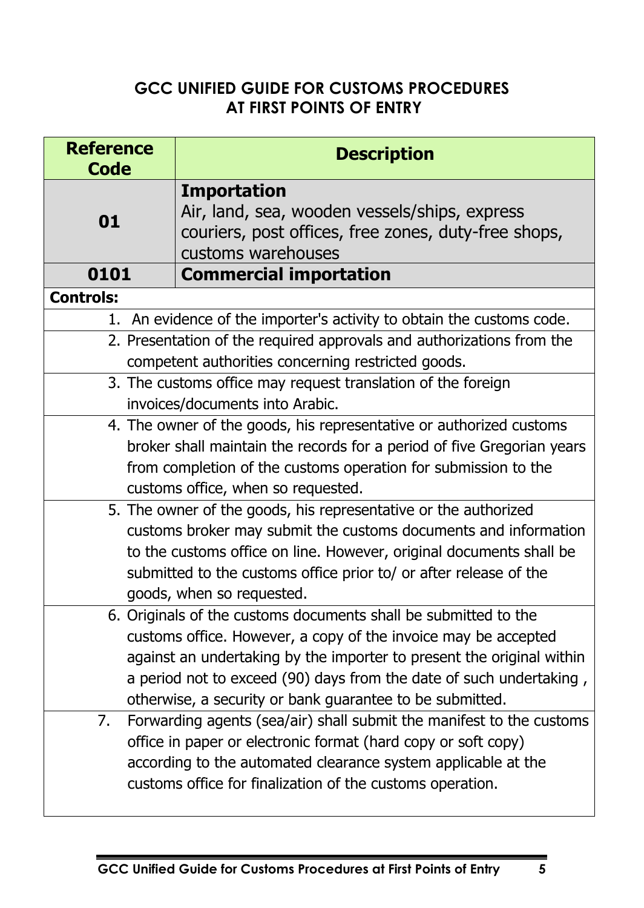## GCC UNIFIED GUIDE FOR CUSTOMS PROCEDURES AT FIRST POINTS OF ENTRY

| Reference Code | Description |
|---|---|
| **01** | **Importation**<br>Air, land, sea, wooden vessels/ships, express couriers, post offices, free zones, duty-free shops, customs warehouses |
| **0101** | **Commercial importation** |

**Controls:**

1. An evidence of the importer's activity to obtain the customs code.
2. Presentation of the required approvals and authorizations from the competent authorities concerning restricted goods.
3. The customs office may request translation of the foreign invoices/documents into Arabic.
4. The owner of the goods, his representative or authorized customs broker shall maintain the records for a period of five Gregorian years from completion of the customs operation for submission to the customs office, when so requested.
5. The owner of the goods, his representative or the authorized customs broker may submit the customs documents and information to the customs office on line. However, original documents shall be submitted to the customs office prior to/ or after release of the goods, when so requested.
6. Originals of the customs documents shall be submitted to the customs office. However, a copy of the invoice may be accepted against an undertaking by the importer to present the original within a period not to exceed (90) days from the date of such undertaking , otherwise, a security or bank guarantee to be submitted.
7. Forwarding agents (sea/air) shall submit the manifest to the customs office in paper or electronic format (hard copy or soft copy) according to the automated clearance system applicable at the customs office for finalization of the customs operation.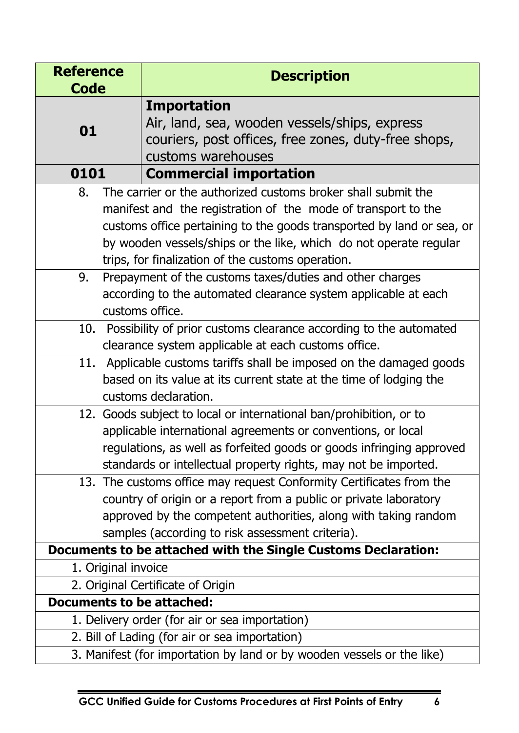| Reference Code | Description |
|---|---|
| **01** | **Importation**<br>Air, land, sea, wooden vessels/ships, express couriers, post offices, free zones, duty-free shops, customs warehouses |
| **0101** | **Commercial importation** |

8. The carrier or the authorized customs broker shall submit the manifest and the registration of the mode of transport to the customs office pertaining to the goods transported by land or sea, or by wooden vessels/ships or the like, which do not operate regular trips, for finalization of the customs operation.
9. Prepayment of the customs taxes/duties and other charges according to the automated clearance system applicable at each customs office.
10. Possibility of prior customs clearance according to the automated clearance system applicable at each customs office.
11. Applicable customs tariffs shall be imposed on the damaged goods based on its value at its current state at the time of lodging the customs declaration.
12. Goods subject to local or international ban/prohibition, or to applicable international agreements or conventions, or local regulations, as well as forfeited goods or goods infringing approved standards or intellectual property rights, may not be imported.
13. The customs office may request Conformity Certificates from the country of origin or a report from a public or private laboratory approved by the competent authorities, along with taking random samples (according to risk assessment criteria).

**Documents to be attached with the Single Customs Declaration:**

1. Original invoice
2. Original Certificate of Origin

**Documents to be attached:**

1. Delivery order (for air or sea importation)
2. Bill of Lading (for air or sea importation)
3. Manifest (for importation by land or by wooden vessels or the like)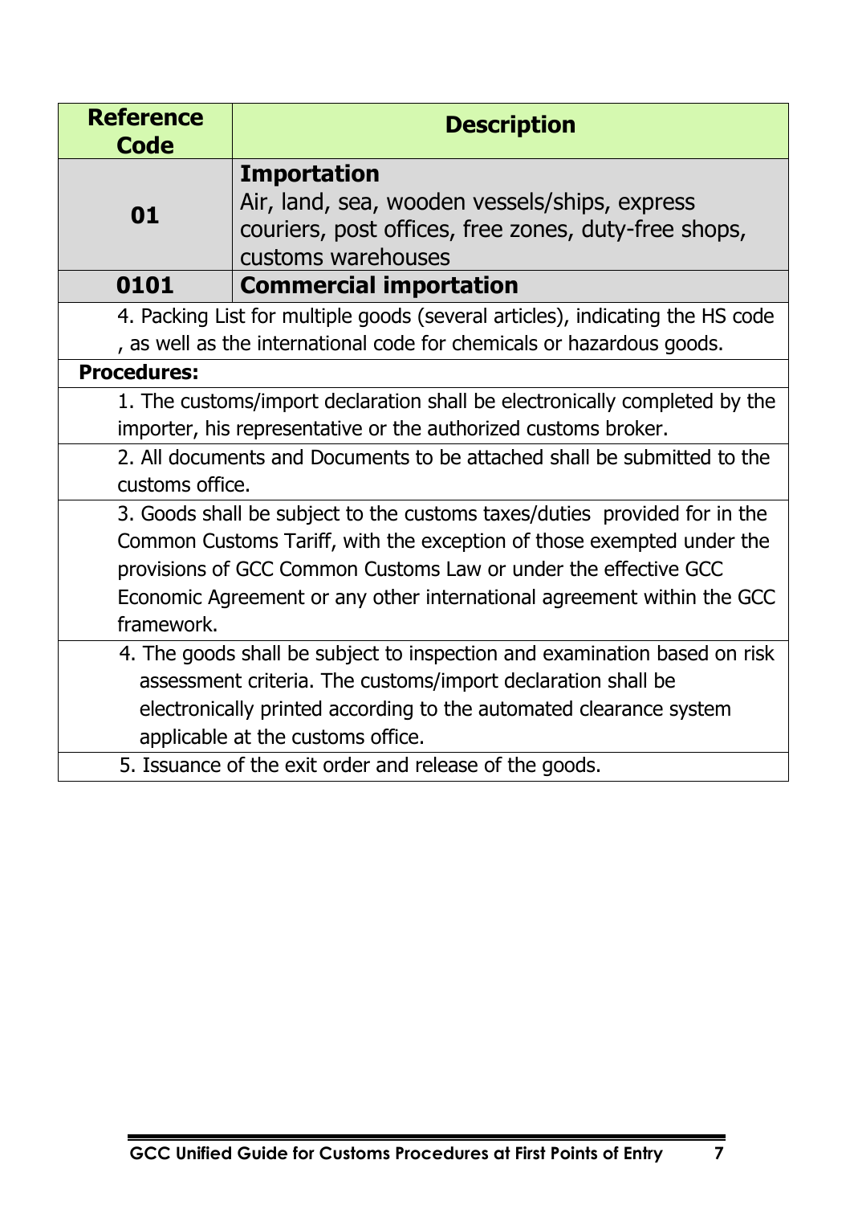| Reference Code | Description |
| --- | --- |
| **01** | **Importation**<br>Air, land, sea, wooden vessels/ships, express couriers, post offices, free zones, duty-free shops, customs warehouses |
| **0101** | **Commercial importation** |

4. Packing List for multiple goods (several articles), indicating the HS code , as well as the international code for chemicals or hazardous goods.

**Procedures:**

1. The customs/import declaration shall be electronically completed by the importer, his representative or the authorized customs broker.
2. All documents and Documents to be attached shall be submitted to the customs office.
3. Goods shall be subject to the customs taxes/duties provided for in the Common Customs Tariff, with the exception of those exempted under the provisions of GCC Common Customs Law or under the effective GCC Economic Agreement or any other international agreement within the GCC framework.
4. The goods shall be subject to inspection and examination based on risk assessment criteria. The customs/import declaration shall be electronically printed according to the automated clearance system applicable at the customs office.
5. Issuance of the exit order and release of the goods.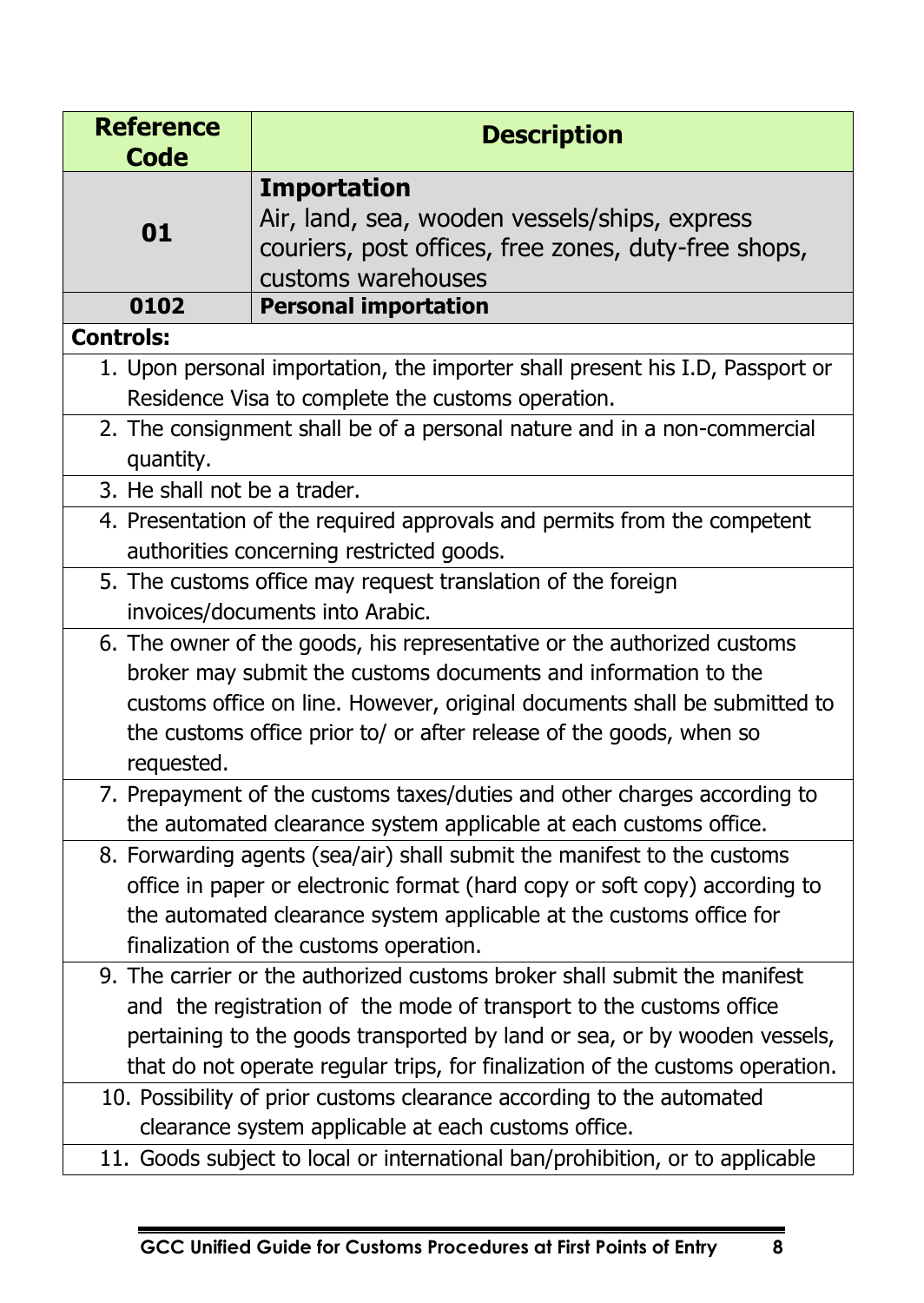| Reference Code | Description |
| --- | --- |
| **01** | **Importation**<br>Air, land, sea, wooden vessels/ships, express couriers, post offices, free zones, duty-free shops, customs warehouses |
| **0102** | **Personal importation** |

**Controls:**

1. Upon personal importation, the importer shall present his I.D, Passport or Residence Visa to complete the customs operation.
2. The consignment shall be of a personal nature and in a non-commercial quantity.
3. He shall not be a trader.
4. Presentation of the required approvals and permits from the competent authorities concerning restricted goods.
5. The customs office may request translation of the foreign invoices/documents into Arabic.
6. The owner of the goods, his representative or the authorized customs broker may submit the customs documents and information to the customs office on line. However, original documents shall be submitted to the customs office prior to/ or after release of the goods, when so requested.
7. Prepayment of the customs taxes/duties and other charges according to the automated clearance system applicable at each customs office.
8. Forwarding agents (sea/air) shall submit the manifest to the customs office in paper or electronic format (hard copy or soft copy) according to the automated clearance system applicable at the customs office for finalization of the customs operation.
9. The carrier or the authorized customs broker shall submit the manifest and the registration of the mode of transport to the customs office pertaining to the goods transported by land or sea, or by wooden vessels, that do not operate regular trips, for finalization of the customs operation.
10. Possibility of prior customs clearance according to the automated clearance system applicable at each customs office.
11. Goods subject to local or international ban/prohibition, or to applicable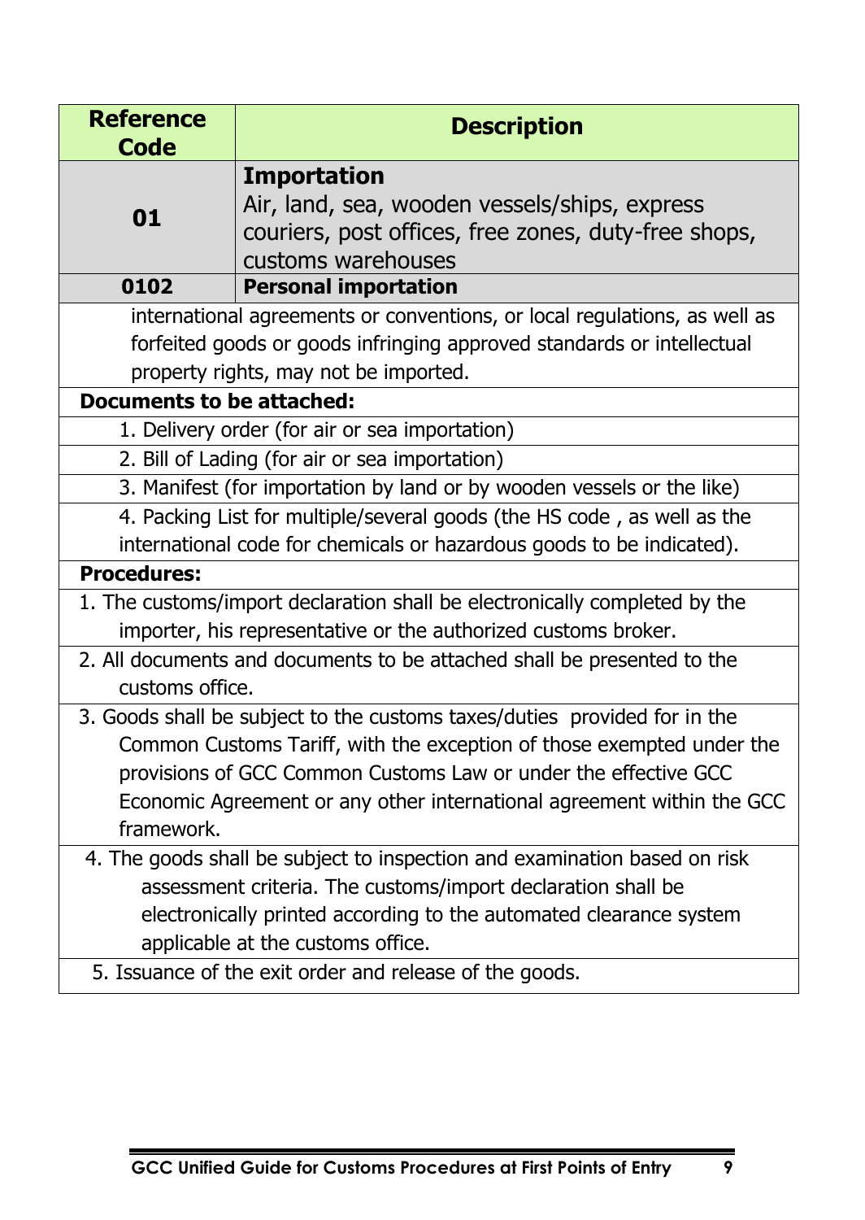| Reference Code | Description |
|---|---|
| **01** | **Importation**<br>Air, land, sea, wooden vessels/ships, express couriers, post offices, free zones, duty-free shops, customs warehouses |
| **0102** | **Personal importation** |

international agreements or conventions, or local regulations, as well as forfeited goods or goods infringing approved standards or intellectual property rights, may not be imported.

**Documents to be attached:**

1. Delivery order (for air or sea importation)
2. Bill of Lading (for air or sea importation)
3. Manifest (for importation by land or by wooden vessels or the like)
4. Packing List for multiple/several goods (the HS code , as well as the international code for chemicals or hazardous goods to be indicated).

**Procedures:**

1. The customs/import declaration shall be electronically completed by the importer, his representative or the authorized customs broker.
2. All documents and documents to be attached shall be presented to the customs office.
3. Goods shall be subject to the customs taxes/duties provided for in the Common Customs Tariff, with the exception of those exempted under the provisions of GCC Common Customs Law or under the effective GCC Economic Agreement or any other international agreement within the GCC framework.
4. The goods shall be subject to inspection and examination based on risk assessment criteria. The customs/import declaration shall be electronically printed according to the automated clearance system applicable at the customs office.
5. Issuance of the exit order and release of the goods.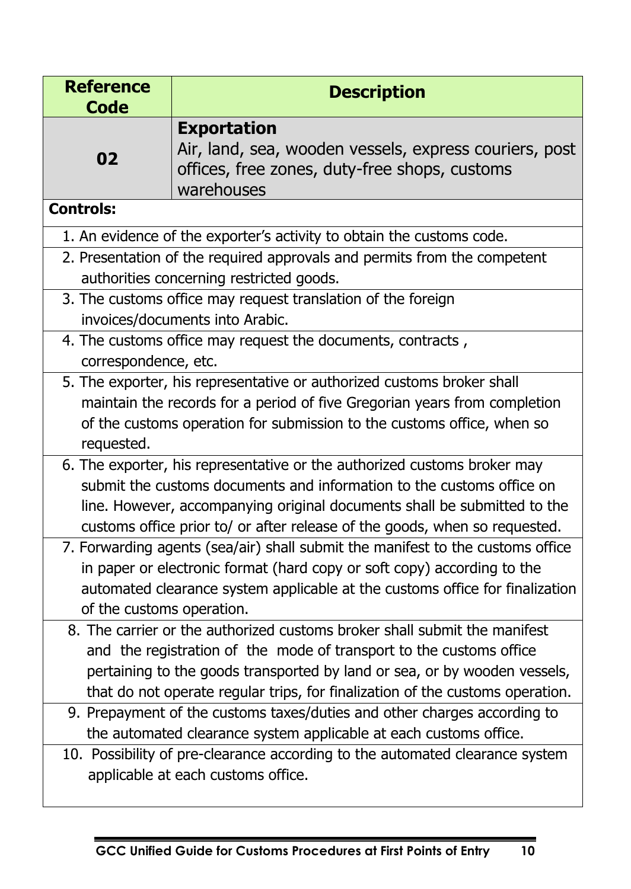| Reference Code | Description |
|---|---|
| **02** | **Exportation**<br>Air, land, sea, wooden vessels, express couriers, post offices, free zones, duty-free shops, customs warehouses |

**Controls:**

1. An evidence of the exporter's activity to obtain the customs code.
2. Presentation of the required approvals and permits from the competent authorities concerning restricted goods.
3. The customs office may request translation of the foreign invoices/documents into Arabic.
4. The customs office may request the documents, contracts , correspondence, etc.
5. The exporter, his representative or authorized customs broker shall maintain the records for a period of five Gregorian years from completion of the customs operation for submission to the customs office, when so requested.
6. The exporter, his representative or the authorized customs broker may submit the customs documents and information to the customs office on line. However, accompanying original documents shall be submitted to the customs office prior to/ or after release of the goods, when so requested.
7. Forwarding agents (sea/air) shall submit the manifest to the customs office in paper or electronic format (hard copy or soft copy) according to the automated clearance system applicable at the customs office for finalization of the customs operation.
8. The carrier or the authorized customs broker shall submit the manifest and the registration of the mode of transport to the customs office pertaining to the goods transported by land or sea, or by wooden vessels, that do not operate regular trips, for finalization of the customs operation.
9. Prepayment of the customs taxes/duties and other charges according to the automated clearance system applicable at each customs office.
10. Possibility of pre-clearance according to the automated clearance system applicable at each customs office.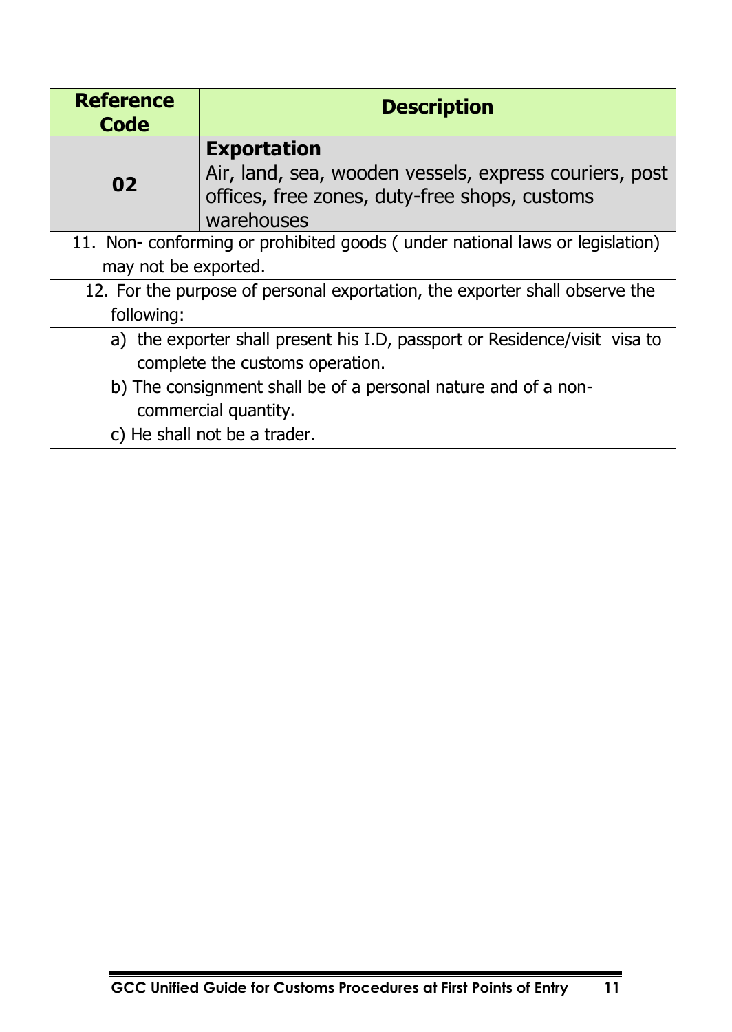| Reference Code | Description |
|---|---|
| **02** | **Exportation**<br>Air, land, sea, wooden vessels, express couriers, post offices, free zones, duty-free shops, customs warehouses |
| 11. Non- conforming or prohibited goods ( under national laws or legislation) may not be exported. | |
| 12. For the purpose of personal exportation, the exporter shall observe the following: | |
| a) the exporter shall present his I.D, passport or Residence/visit visa to complete the customs operation.<br>b) The consignment shall be of a personal nature and of a non-commercial quantity.<br>c) He shall not be a trader. | |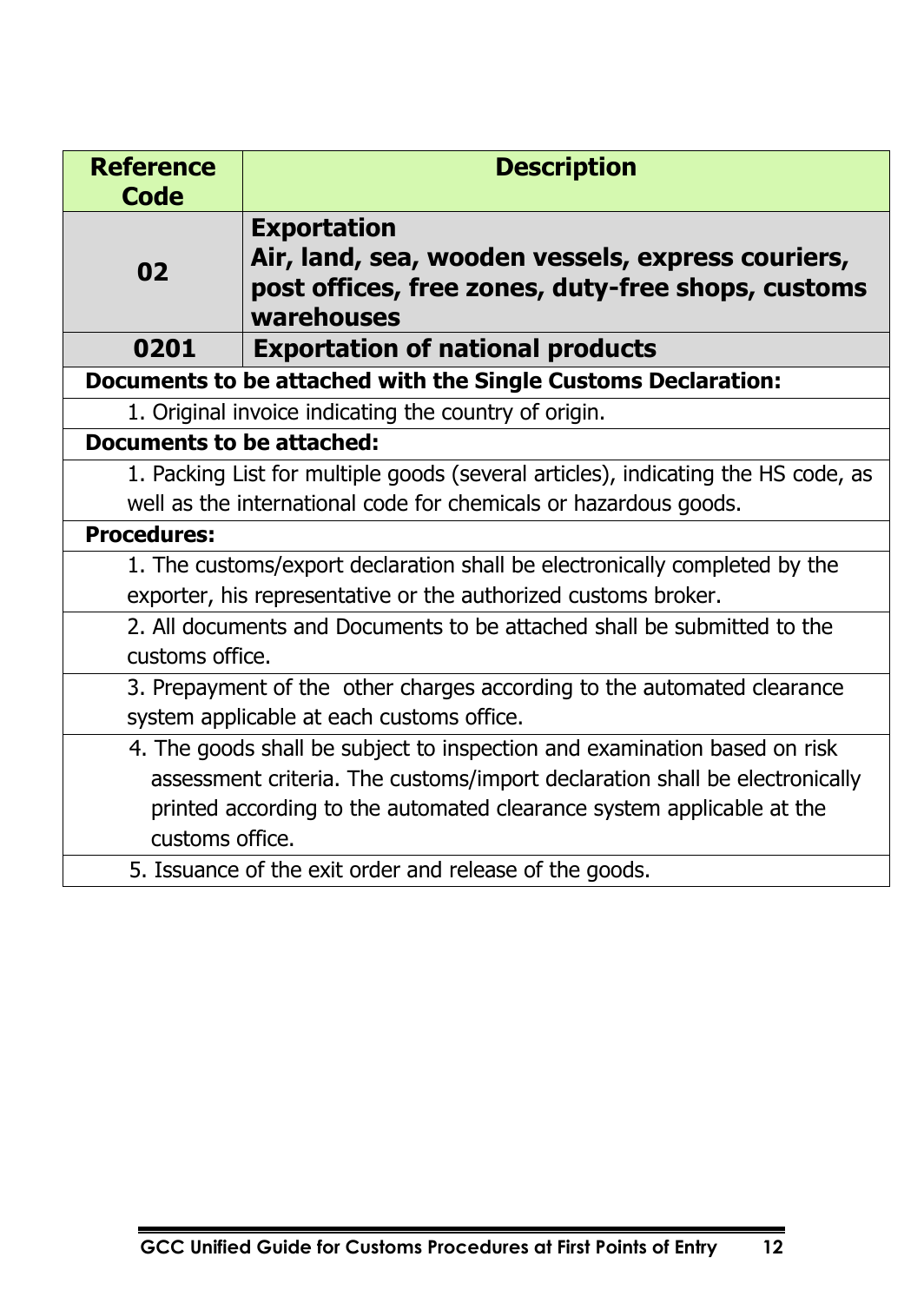| Reference Code | Description |
|---|---|
| **02** | **Exportation**<br>**Air, land, sea, wooden vessels, express couriers, post offices, free zones, duty-free shops, customs warehouses** |
| **0201** | **Exportation of national products** |
| **Documents to be attached with the Single Customs Declaration:** | |
| 1. Original invoice indicating the country of origin. | |
| **Documents to be attached:** | |
| 1. Packing List for multiple goods (several articles), indicating the HS code, as well as the international code for chemicals or hazardous goods. | |
| **Procedures:** | |
| 1. The customs/export declaration shall be electronically completed by the exporter, his representative or the authorized customs broker. | |
| 2. All documents and Documents to be attached shall be submitted to the customs office. | |
| 3. Prepayment of the other charges according to the automated clearance system applicable at each customs office. | |
| 4. The goods shall be subject to inspection and examination based on risk assessment criteria. The customs/import declaration shall be electronically printed according to the automated clearance system applicable at the customs office. | |
| 5. Issuance of the exit order and release of the goods. | |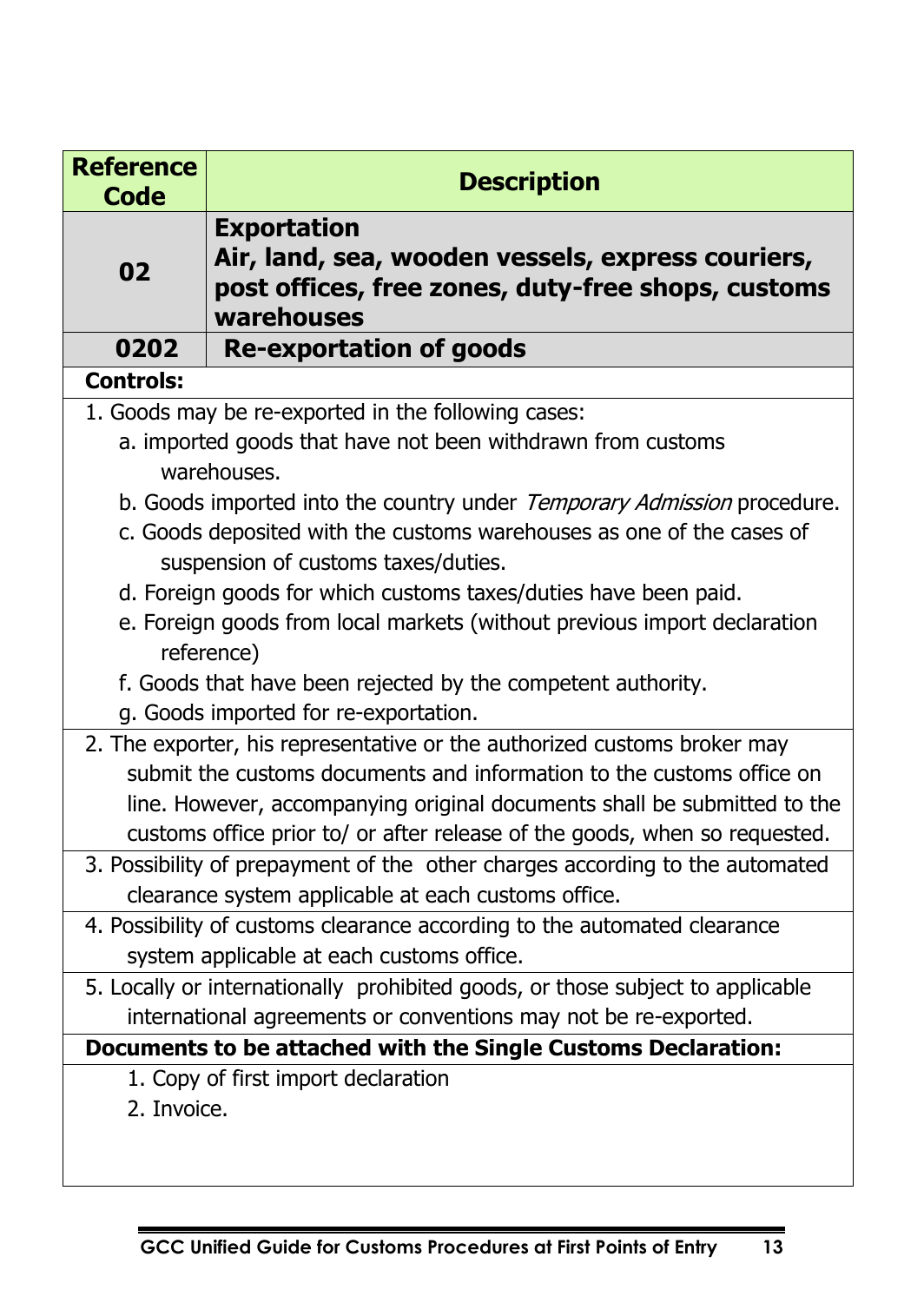| Reference Code | Description |
|---|---|
| **02** | **Exportation**<br>**Air, land, sea, wooden vessels, express couriers, post offices, free zones, duty-free shops, customs warehouses** |
| **0202** | **Re-exportation of goods** |

**Controls:**

1. Goods may be re-exported in the following cases:
   a. imported goods that have not been withdrawn from customs warehouses.
   b. Goods imported into the country under *Temporary Admission* procedure.
   c. Goods deposited with the customs warehouses as one of the cases of suspension of customs taxes/duties.
   d. Foreign goods for which customs taxes/duties have been paid.
   e. Foreign goods from local markets (without previous import declaration reference)
   f. Goods that have been rejected by the competent authority.
   g. Goods imported for re-exportation.
2. The exporter, his representative or the authorized customs broker may submit the customs documents and information to the customs office on line. However, accompanying original documents shall be submitted to the customs office prior to/ or after release of the goods, when so requested.
3. Possibility of prepayment of the other charges according to the automated clearance system applicable at each customs office.
4. Possibility of customs clearance according to the automated clearance system applicable at each customs office.
5. Locally or internationally prohibited goods, or those subject to applicable international agreements or conventions may not be re-exported.

**Documents to be attached with the Single Customs Declaration:**

1. Copy of first import declaration
2. Invoice.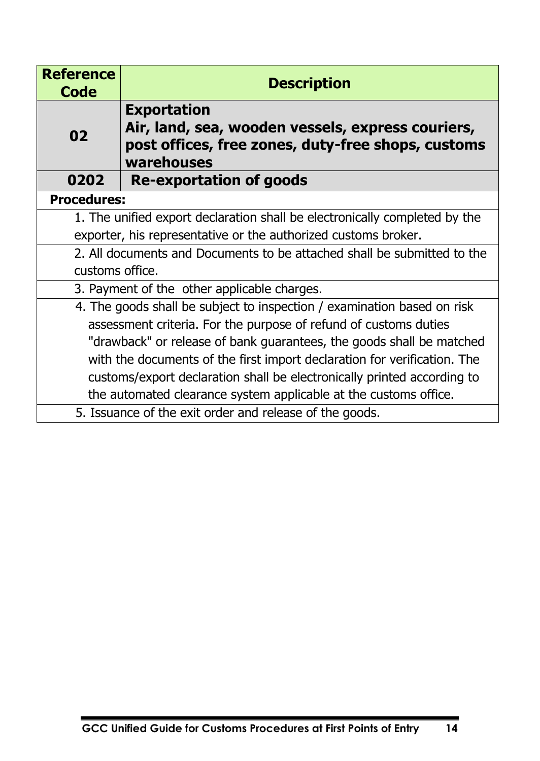| Reference Code | Description |
| --- | --- |
| **02** | **Exportation**<br>**Air, land, sea, wooden vessels, express couriers, post offices, free zones, duty-free shops, customs warehouses** |
| **0202** | **Re-exportation of goods** |

**Procedures:**

1. The unified export declaration shall be electronically completed by the exporter, his representative or the authorized customs broker.
2. All documents and Documents to be attached shall be submitted to the customs office.
3. Payment of the other applicable charges.
4. The goods shall be subject to inspection / examination based on risk assessment criteria. For the purpose of refund of customs duties "drawback" or release of bank guarantees, the goods shall be matched with the documents of the first import declaration for verification. The customs/export declaration shall be electronically printed according to the automated clearance system applicable at the customs office.
5. Issuance of the exit order and release of the goods.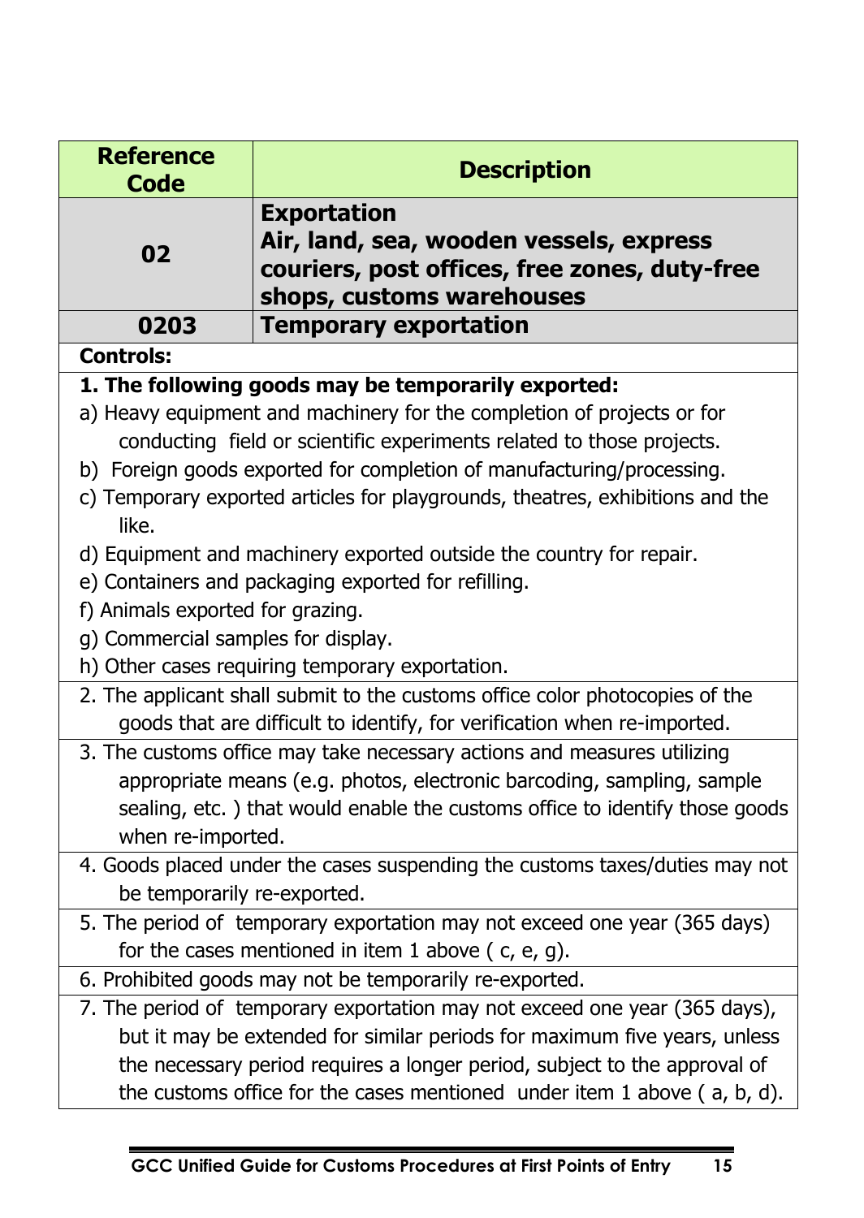| Reference Code | Description |
|---|---|
| **02** | **Exportation**<br>**Air, land, sea, wooden vessels, express couriers, post offices, free zones, duty-free shops, customs warehouses** |
| **0203** | **Temporary exportation** |

**Controls:**

**1. The following goods may be temporarily exported:**

a) Heavy equipment and machinery for the completion of projects or for conducting field or scientific experiments related to those projects.

b) Foreign goods exported for completion of manufacturing/processing.

c) Temporary exported articles for playgrounds, theatres, exhibitions and the like.

d) Equipment and machinery exported outside the country for repair.

e) Containers and packaging exported for refilling.

f) Animals exported for grazing.

g) Commercial samples for display.

h) Other cases requiring temporary exportation.

2. The applicant shall submit to the customs office color photocopies of the goods that are difficult to identify, for verification when re-imported.

3. The customs office may take necessary actions and measures utilizing appropriate means (e.g. photos, electronic barcoding, sampling, sample sealing, etc. ) that would enable the customs office to identify those goods when re-imported.

4. Goods placed under the cases suspending the customs taxes/duties may not be temporarily re-exported.

5. The period of temporary exportation may not exceed one year (365 days) for the cases mentioned in item 1 above ( c, e, g).

6. Prohibited goods may not be temporarily re-exported.

7. The period of temporary exportation may not exceed one year (365 days), but it may be extended for similar periods for maximum five years, unless the necessary period requires a longer period, subject to the approval of the customs office for the cases mentioned under item 1 above ( a, b, d).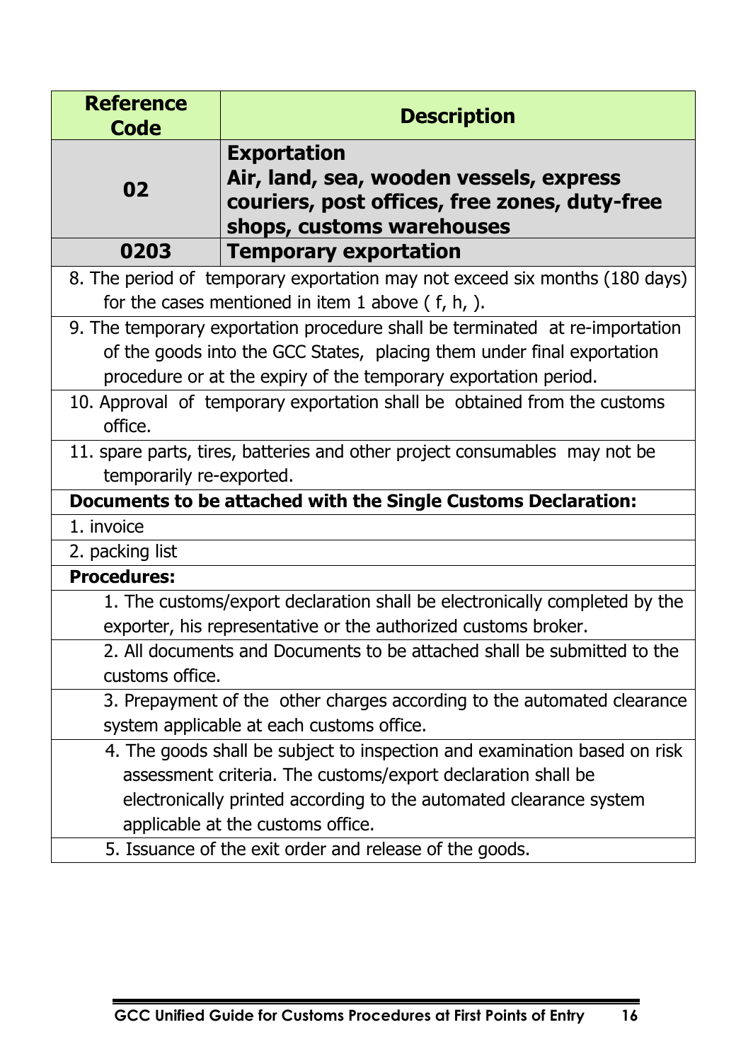| Reference Code | Description |
|---|---|
| **02** | **Exportation**<br>**Air, land, sea, wooden vessels, express couriers, post offices, free zones, duty-free shops, customs warehouses** |
| **0203** | **Temporary exportation** |

8. The period of temporary exportation may not exceed six months (180 days) for the cases mentioned in item 1 above ( f, h, ).

9. The temporary exportation procedure shall be terminated at re-importation of the goods into the GCC States, placing them under final exportation procedure or at the expiry of the temporary exportation period.

10. Approval of temporary exportation shall be obtained from the customs office.

11. spare parts, tires, batteries and other project consumables may not be temporarily re-exported.

**Documents to be attached with the Single Customs Declaration:**

1. invoice
2. packing list

**Procedures:**

1. The customs/export declaration shall be electronically completed by the exporter, his representative or the authorized customs broker.
2. All documents and Documents to be attached shall be submitted to the customs office.
3. Prepayment of the other charges according to the automated clearance system applicable at each customs office.
4. The goods shall be subject to inspection and examination based on risk assessment criteria. The customs/export declaration shall be electronically printed according to the automated clearance system applicable at the customs office.
5. Issuance of the exit order and release of the goods.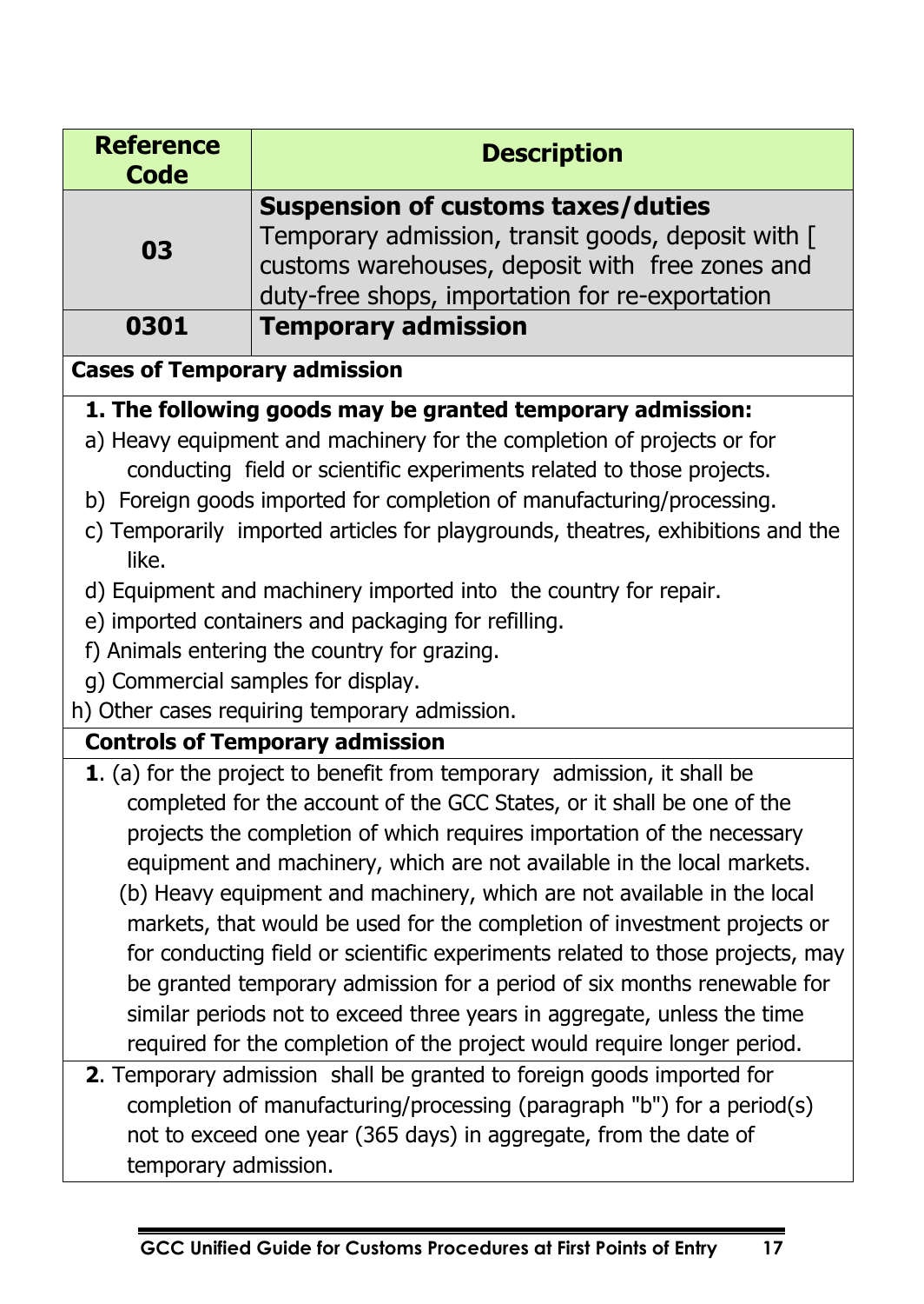| Reference Code | Description |
|---|---|
| 03 | **Suspension of customs taxes/duties** Temporary admission, transit goods, deposit with [ customs warehouses, deposit with free zones and duty-free shops, importation for re-exportation |
| 0301 | **Temporary admission** |

**Cases of Temporary admission**

**1. The following goods may be granted temporary admission:**

a) Heavy equipment and machinery for the completion of projects or for conducting field or scientific experiments related to those projects.

b) Foreign goods imported for completion of manufacturing/processing.

c) Temporarily imported articles for playgrounds, theatres, exhibitions and the like.

d) Equipment and machinery imported into the country for repair.

e) imported containers and packaging for refilling.

f) Animals entering the country for grazing.

g) Commercial samples for display.

h) Other cases requiring temporary admission.

**Controls of Temporary admission**

**1**. (a) for the project to benefit from temporary admission, it shall be completed for the account of the GCC States, or it shall be one of the projects the completion of which requires importation of the necessary equipment and machinery, which are not available in the local markets.

(b) Heavy equipment and machinery, which are not available in the local markets, that would be used for the completion of investment projects or for conducting field or scientific experiments related to those projects, may be granted temporary admission for a period of six months renewable for similar periods not to exceed three years in aggregate, unless the time required for the completion of the project would require longer period.

**2**. Temporary admission shall be granted to foreign goods imported for completion of manufacturing/processing (paragraph "b") for a period(s) not to exceed one year (365 days) in aggregate, from the date of temporary admission.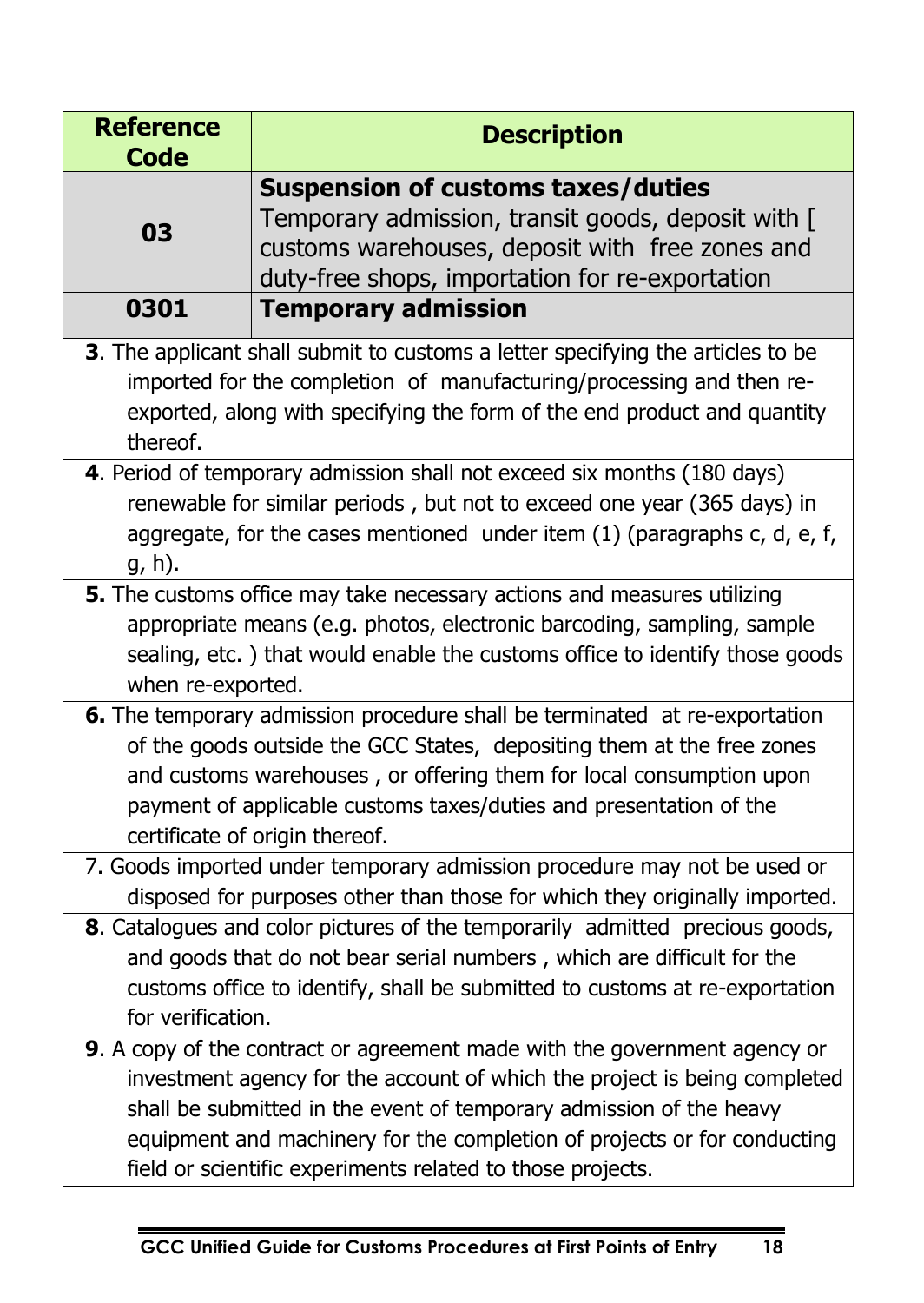| Reference Code | Description |
|---|---|
| **03** | **Suspension of customs taxes/duties** Temporary admission, transit goods, deposit with [ customs warehouses, deposit with free zones and duty-free shops, importation for re-exportation |
| **0301** | **Temporary admission** |

**3**. The applicant shall submit to customs a letter specifying the articles to be imported for the completion of manufacturing/processing and then re-exported, along with specifying the form of the end product and quantity thereof.

**4**. Period of temporary admission shall not exceed six months (180 days) renewable for similar periods , but not to exceed one year (365 days) in aggregate, for the cases mentioned under item (1) (paragraphs c, d, e, f, g, h).

**5.** The customs office may take necessary actions and measures utilizing appropriate means (e.g. photos, electronic barcoding, sampling, sample sealing, etc. ) that would enable the customs office to identify those goods when re-exported.

**6.** The temporary admission procedure shall be terminated at re-exportation of the goods outside the GCC States, depositing them at the free zones and customs warehouses , or offering them for local consumption upon payment of applicable customs taxes/duties and presentation of the certificate of origin thereof.

7. Goods imported under temporary admission procedure may not be used or disposed for purposes other than those for which they originally imported.

**8**. Catalogues and color pictures of the temporarily admitted precious goods, and goods that do not bear serial numbers , which are difficult for the customs office to identify, shall be submitted to customs at re-exportation for verification.

**9**. A copy of the contract or agreement made with the government agency or investment agency for the account of which the project is being completed shall be submitted in the event of temporary admission of the heavy equipment and machinery for the completion of projects or for conducting field or scientific experiments related to those projects.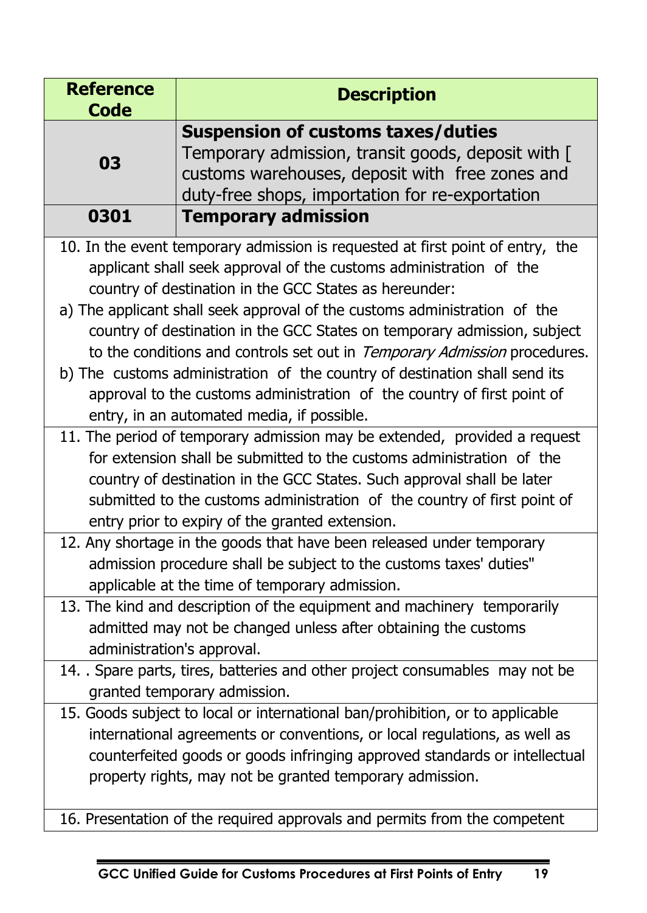| Reference Code | Description |
|---|---|
| **03** | **Suspension of customs taxes/duties** Temporary admission, transit goods, deposit with [ customs warehouses, deposit with free zones and duty-free shops, importation for re-exportation |
| **0301** | **Temporary admission** |

10. In the event temporary admission is requested at first point of entry, the applicant shall seek approval of the customs administration of the country of destination in the GCC States as hereunder:
a) The applicant shall seek approval of the customs administration of the country of destination in the GCC States on temporary admission, subject to the conditions and controls set out in *Temporary Admission* procedures.
b) The customs administration of the country of destination shall send its approval to the customs administration of the country of first point of entry, in an automated media, if possible.

11. The period of temporary admission may be extended, provided a request for extension shall be submitted to the customs administration of the country of destination in the GCC States. Such approval shall be later submitted to the customs administration of the country of first point of entry prior to expiry of the granted extension.

12. Any shortage in the goods that have been released under temporary admission procedure shall be subject to the customs taxes' duties" applicable at the time of temporary admission.

13. The kind and description of the equipment and machinery temporarily admitted may not be changed unless after obtaining the customs administration's approval.

14. . Spare parts, tires, batteries and other project consumables may not be granted temporary admission.

15. Goods subject to local or international ban/prohibition, or to applicable international agreements or conventions, or local regulations, as well as counterfeited goods or goods infringing approved standards or intellectual property rights, may not be granted temporary admission.

16. Presentation of the required approvals and permits from the competent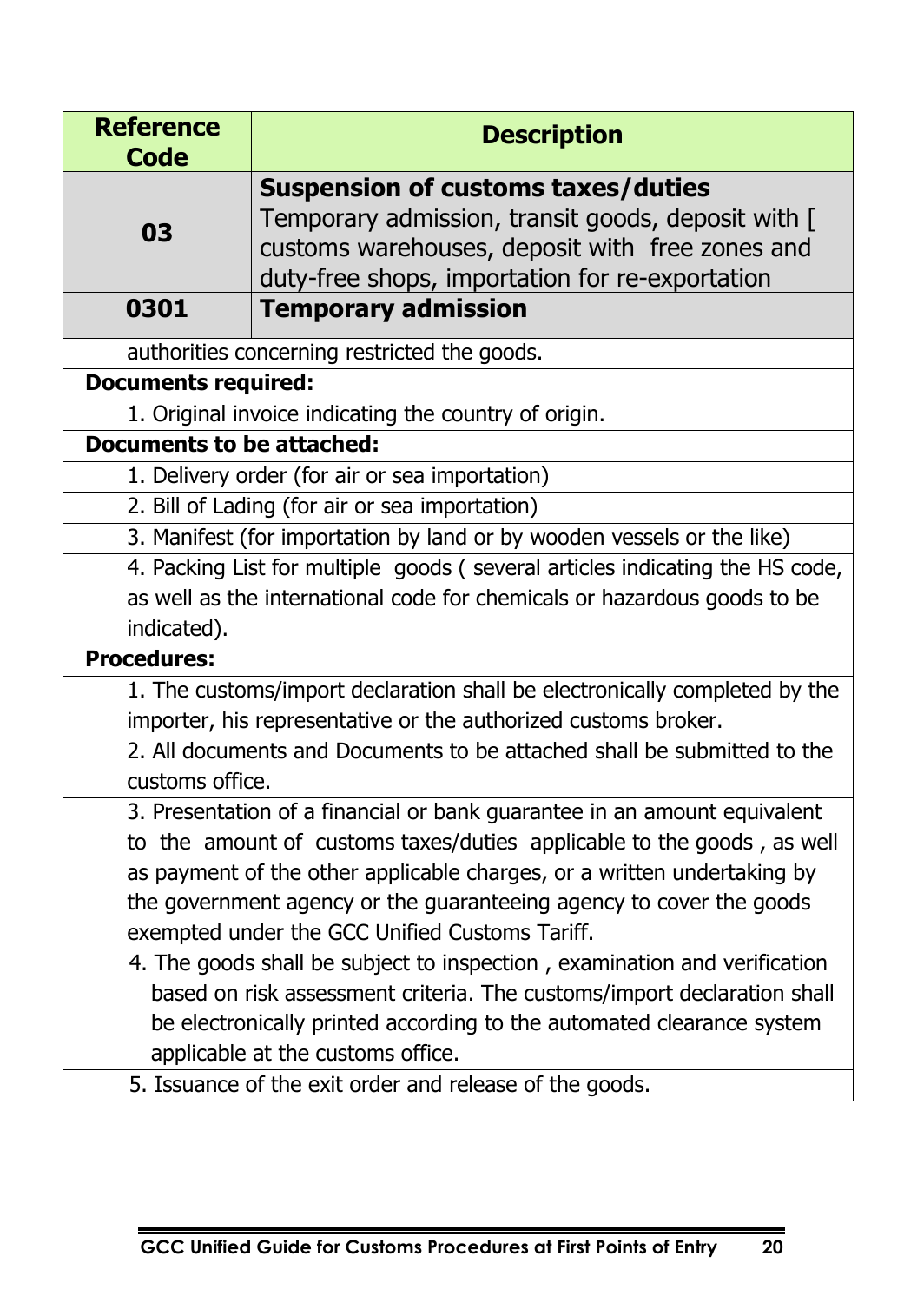| Reference Code | Description |
|---|---|
| **03** | **Suspension of customs taxes/duties** Temporary admission, transit goods, deposit with [ customs warehouses, deposit with free zones and duty-free shops, importation for re-exportation |
| **0301** | **Temporary admission** |

authorities concerning restricted the goods.

**Documents required:**

1. Original invoice indicating the country of origin.

**Documents to be attached:**

1. Delivery order (for air or sea importation)
2. Bill of Lading (for air or sea importation)
3. Manifest (for importation by land or by wooden vessels or the like)
4. Packing List for multiple goods ( several articles indicating the HS code, as well as the international code for chemicals or hazardous goods to be indicated).

**Procedures:**

1. The customs/import declaration shall be electronically completed by the importer, his representative or the authorized customs broker.
2. All documents and Documents to be attached shall be submitted to the customs office.
3. Presentation of a financial or bank guarantee in an amount equivalent to the amount of customs taxes/duties applicable to the goods , as well as payment of the other applicable charges, or a written undertaking by the government agency or the guaranteeing agency to cover the goods exempted under the GCC Unified Customs Tariff.
4. The goods shall be subject to inspection , examination and verification based on risk assessment criteria. The customs/import declaration shall be electronically printed according to the automated clearance system applicable at the customs office.
5. Issuance of the exit order and release of the goods.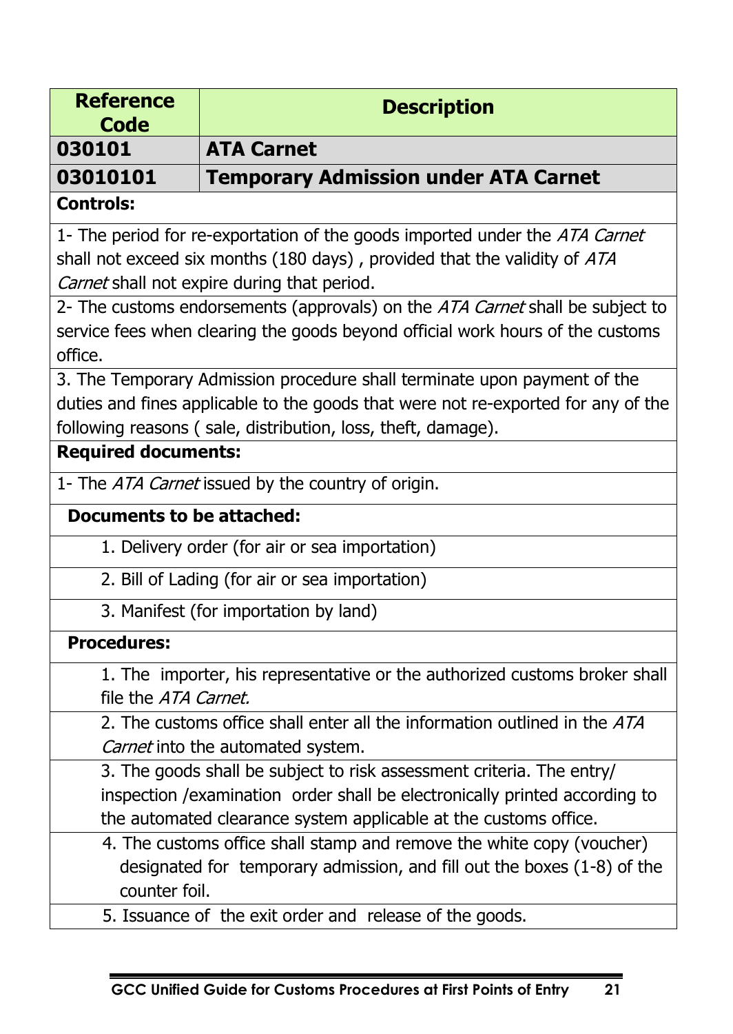| Reference Code | Description |
|---|---|
| **030101** | **ATA Carnet** |
| **03010101** | **Temporary Admission under ATA Carnet** |

**Controls:**

1- The period for re-exportation of the goods imported under the *ATA Carnet* shall not exceed six months (180 days) , provided that the validity of *ATA Carnet* shall not expire during that period.

2- The customs endorsements (approvals) on the *ATA Carnet* shall be subject to service fees when clearing the goods beyond official work hours of the customs office.

3. The Temporary Admission procedure shall terminate upon payment of the duties and fines applicable to the goods that were not re-exported for any of the following reasons ( sale, distribution, loss, theft, damage).

**Required documents:**

1- The *ATA Carnet* issued by the country of origin.

**Documents to be attached:**

1. Delivery order (for air or sea importation)
2. Bill of Lading (for air or sea importation)
3. Manifest (for importation by land)

**Procedures:**

1. The importer, his representative or the authorized customs broker shall file the *ATA Carnet.*
2. The customs office shall enter all the information outlined in the *ATA Carnet* into the automated system.
3. The goods shall be subject to risk assessment criteria. The entry/ inspection /examination order shall be electronically printed according to the automated clearance system applicable at the customs office.
4. The customs office shall stamp and remove the white copy (voucher) designated for temporary admission, and fill out the boxes (1-8) of the counter foil.
5. Issuance of the exit order and release of the goods.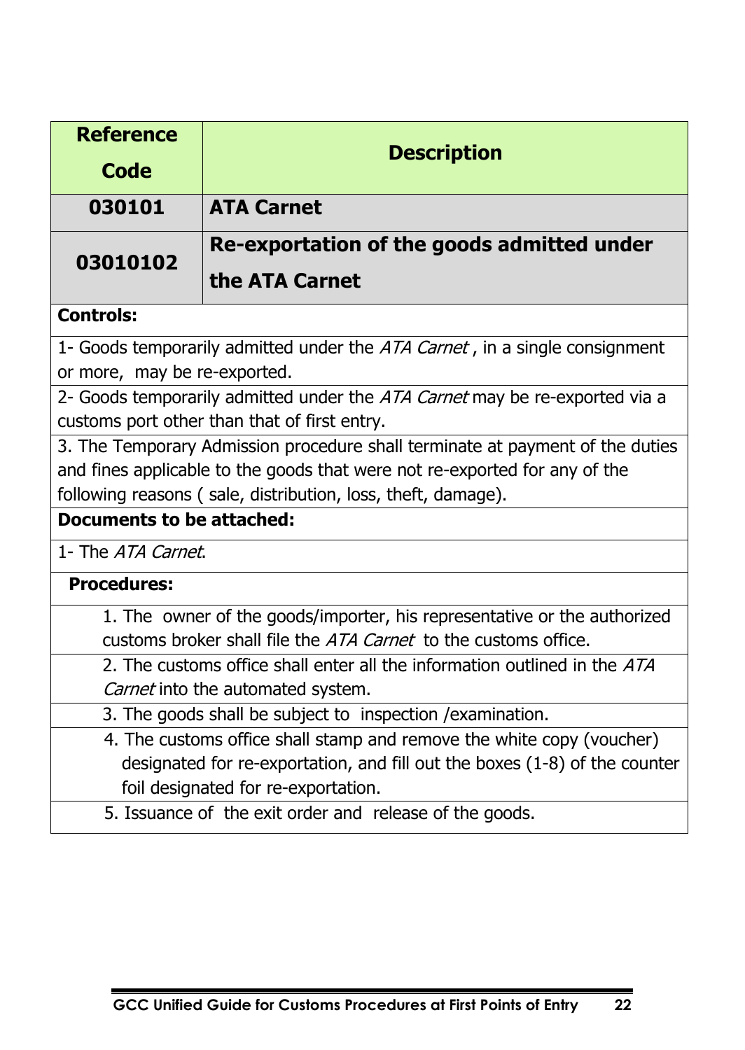| Reference Code | Description |
| --- | --- |
| **030101** | **ATA Carnet** |
| **03010102** | **Re-exportation of the goods admitted under the ATA Carnet** |

**Controls:**

1- Goods temporarily admitted under the *ATA Carnet* , in a single consignment or more, may be re-exported.

2- Goods temporarily admitted under the *ATA Carnet* may be re-exported via a customs port other than that of first entry.

3. The Temporary Admission procedure shall terminate at payment of the duties and fines applicable to the goods that were not re-exported for any of the following reasons ( sale, distribution, loss, theft, damage).

**Documents to be attached:**

1- The *ATA Carnet*.

**Procedures:**

1. The owner of the goods/importer, his representative or the authorized customs broker shall file the *ATA Carnet* to the customs office.
2. The customs office shall enter all the information outlined in the *ATA Carnet* into the automated system.
3. The goods shall be subject to inspection /examination.
4. The customs office shall stamp and remove the white copy (voucher) designated for re-exportation, and fill out the boxes (1-8) of the counter foil designated for re-exportation.
5. Issuance of the exit order and release of the goods.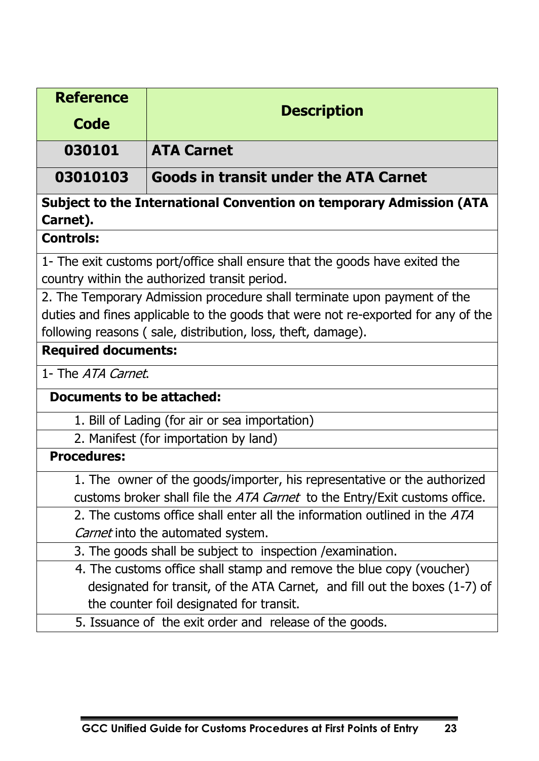| Reference Code | Description |
|---|---|
| **030101** | **ATA Carnet** |
| **03010103** | **Goods in transit under the ATA Carnet** |

**Subject to the International Convention on temporary Admission (ATA Carnet).**

**Controls:**

1- The exit customs port/office shall ensure that the goods have exited the country within the authorized transit period.

2. The Temporary Admission procedure shall terminate upon payment of the duties and fines applicable to the goods that were not re-exported for any of the following reasons ( sale, distribution, loss, theft, damage).

**Required documents:**

1- The *ATA Carnet*.

**Documents to be attached:**

1. Bill of Lading (for air or sea importation)
2. Manifest (for importation by land)

**Procedures:**

1. The owner of the goods/importer, his representative or the authorized customs broker shall file the *ATA Carnet* to the Entry/Exit customs office.
2. The customs office shall enter all the information outlined in the *ATA Carnet* into the automated system.
3. The goods shall be subject to inspection /examination.
4. The customs office shall stamp and remove the blue copy (voucher) designated for transit, of the ATA Carnet, and fill out the boxes (1-7) of the counter foil designated for transit.
5. Issuance of the exit order and release of the goods.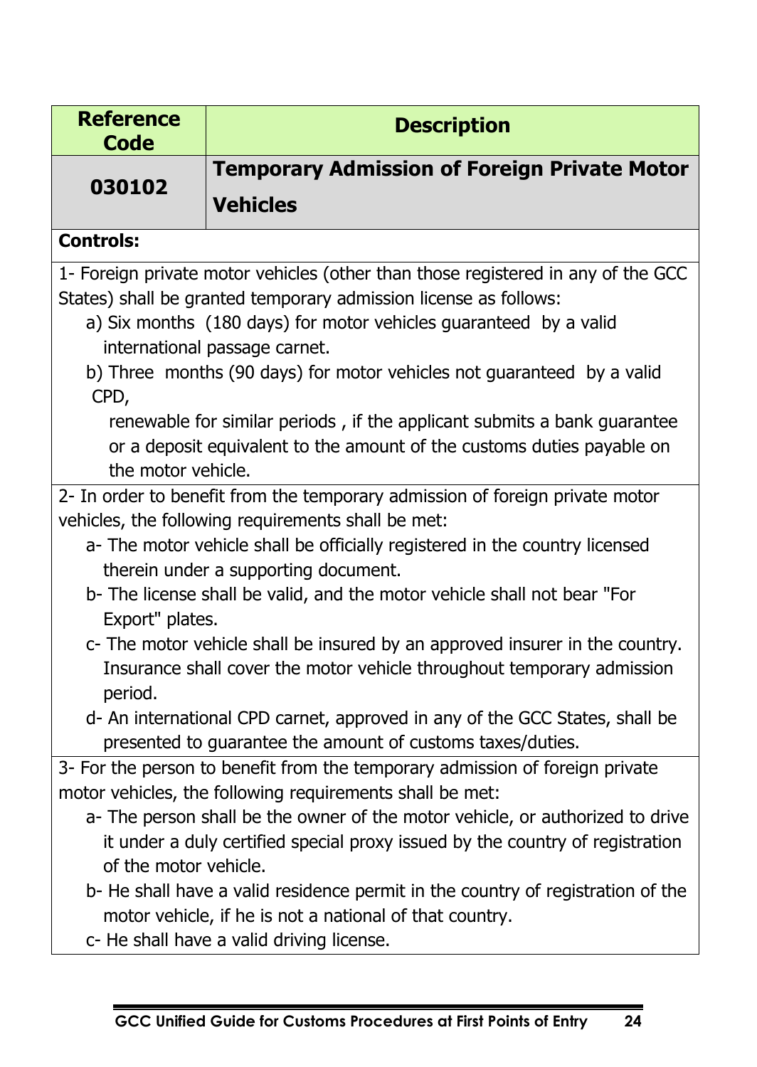| Reference Code | Description |
|---|---|
| 030102 | **Temporary Admission of Foreign Private Motor Vehicles** |

**Controls:**

1- Foreign private motor vehicles (other than those registered in any of the GCC States) shall be granted temporary admission license as follows:

a) Six months (180 days) for motor vehicles guaranteed by a valid international passage carnet.

b) Three months (90 days) for motor vehicles not guaranteed by a valid CPD,

renewable for similar periods , if the applicant submits a bank guarantee or a deposit equivalent to the amount of the customs duties payable on the motor vehicle.

2- In order to benefit from the temporary admission of foreign private motor vehicles, the following requirements shall be met:

a- The motor vehicle shall be officially registered in the country licensed therein under a supporting document.

b- The license shall be valid, and the motor vehicle shall not bear "For Export" plates.

c- The motor vehicle shall be insured by an approved insurer in the country. Insurance shall cover the motor vehicle throughout temporary admission period.

d- An international CPD carnet, approved in any of the GCC States, shall be presented to guarantee the amount of customs taxes/duties.

3- For the person to benefit from the temporary admission of foreign private motor vehicles, the following requirements shall be met:

a- The person shall be the owner of the motor vehicle, or authorized to drive it under a duly certified special proxy issued by the country of registration of the motor vehicle.

b- He shall have a valid residence permit in the country of registration of the motor vehicle, if he is not a national of that country.

c- He shall have a valid driving license.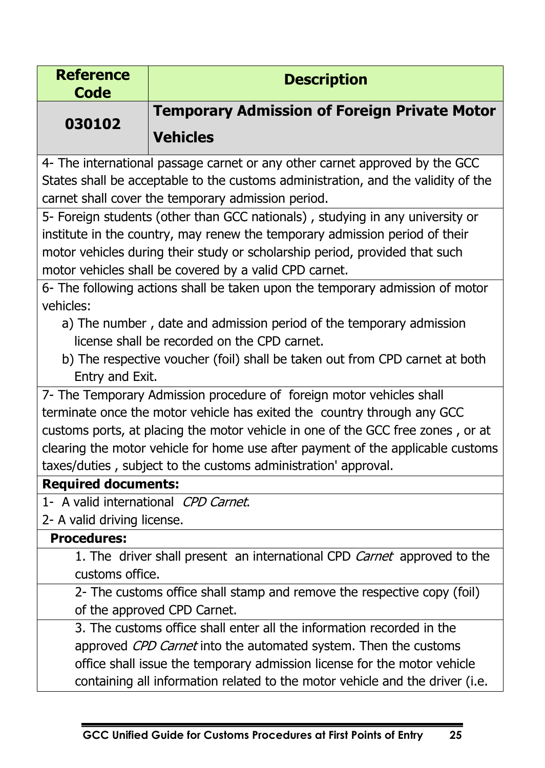| Reference Code | Description |
|---|---|
| 030102 | **Temporary Admission of Foreign Private Motor Vehicles** |

4- The international passage carnet or any other carnet approved by the GCC States shall be acceptable to the customs administration, and the validity of the carnet shall cover the temporary admission period.

5- Foreign students (other than GCC nationals) , studying in any university or institute in the country, may renew the temporary admission period of their motor vehicles during their study or scholarship period, provided that such motor vehicles shall be covered by a valid CPD carnet.

6- The following actions shall be taken upon the temporary admission of motor vehicles:

a) The number , date and admission period of the temporary admission license shall be recorded on the CPD carnet.

b) The respective voucher (foil) shall be taken out from CPD carnet at both Entry and Exit.

7- The Temporary Admission procedure of foreign motor vehicles shall terminate once the motor vehicle has exited the country through any GCC customs ports, at placing the motor vehicle in one of the GCC free zones , or at clearing the motor vehicle for home use after payment of the applicable customs taxes/duties , subject to the customs administration' approval.

**Required documents:**

1- A valid international *CPD Carnet*.

2- A valid driving license.

**Procedures:**

1. The driver shall present an international CPD *Carnet* approved to the customs office.

2- The customs office shall stamp and remove the respective copy (foil) of the approved CPD Carnet.

3. The customs office shall enter all the information recorded in the approved *CPD Carnet* into the automated system. Then the customs office shall issue the temporary admission license for the motor vehicle containing all information related to the motor vehicle and the driver (i.e.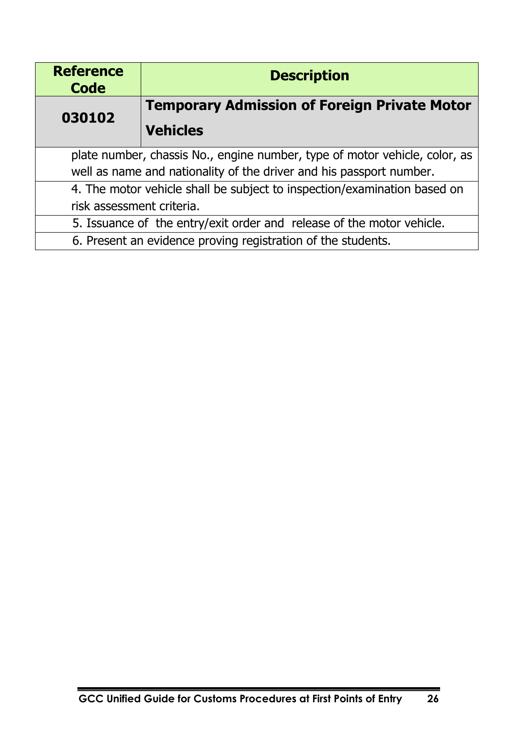| Reference Code | Description |
|---|---|
| **030102** | **Temporary Admission of Foreign Private Motor Vehicles** |
| | plate number, chassis No., engine number, type of motor vehicle, color, as well as name and nationality of the driver and his passport number. |
| | 4. The motor vehicle shall be subject to inspection/examination based on risk assessment criteria. |
| | 5. Issuance of the entry/exit order and release of the motor vehicle. |
| | 6. Present an evidence proving registration of the students. |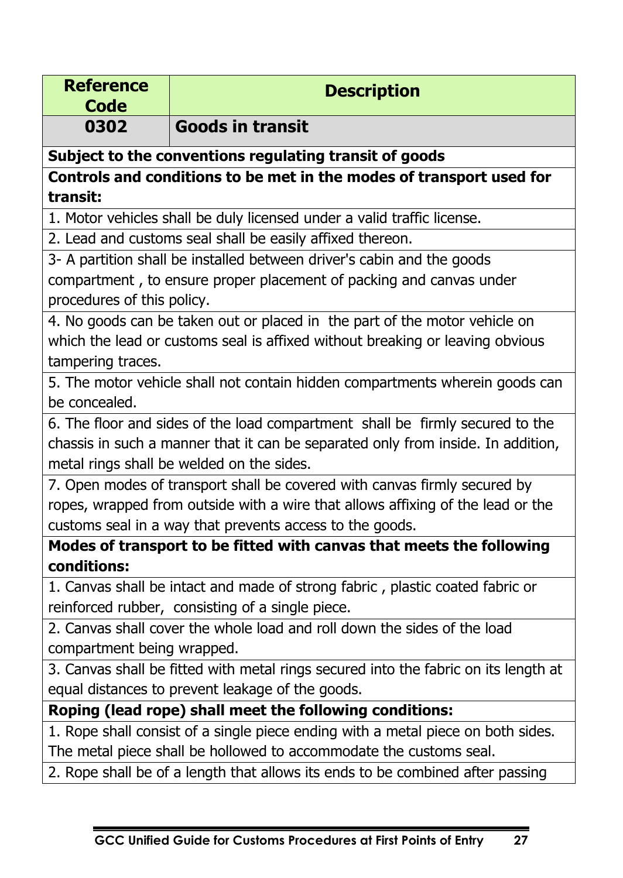| Reference Code | Description |
|---|---|
| **0302** | **Goods in transit** |
| **Subject to the conventions regulating transit of goods** | |
| **Controls and conditions to be met in the modes of transport used for transit:** | |
| 1. Motor vehicles shall be duly licensed under a valid traffic license. | |
| 2. Lead and customs seal shall be easily affixed thereon. | |
| 3- A partition shall be installed between driver's cabin and the goods compartment , to ensure proper placement of packing and canvas under procedures of this policy. | |
| 4. No goods can be taken out or placed in the part of the motor vehicle on which the lead or customs seal is affixed without breaking or leaving obvious tampering traces. | |
| 5. The motor vehicle shall not contain hidden compartments wherein goods can be concealed. | |
| 6. The floor and sides of the load compartment shall be firmly secured to the chassis in such a manner that it can be separated only from inside. In addition, metal rings shall be welded on the sides. | |
| 7. Open modes of transport shall be covered with canvas firmly secured by ropes, wrapped from outside with a wire that allows affixing of the lead or the customs seal in a way that prevents access to the goods. | |
| **Modes of transport to be fitted with canvas that meets the following conditions:** | |
| 1. Canvas shall be intact and made of strong fabric , plastic coated fabric or reinforced rubber, consisting of a single piece. | |
| 2. Canvas shall cover the whole load and roll down the sides of the load compartment being wrapped. | |
| 3. Canvas shall be fitted with metal rings secured into the fabric on its length at equal distances to prevent leakage of the goods. | |
| **Roping (lead rope) shall meet the following conditions:** | |
| 1. Rope shall consist of a single piece ending with a metal piece on both sides. The metal piece shall be hollowed to accommodate the customs seal. | |
| 2. Rope shall be of a length that allows its ends to be combined after passing | |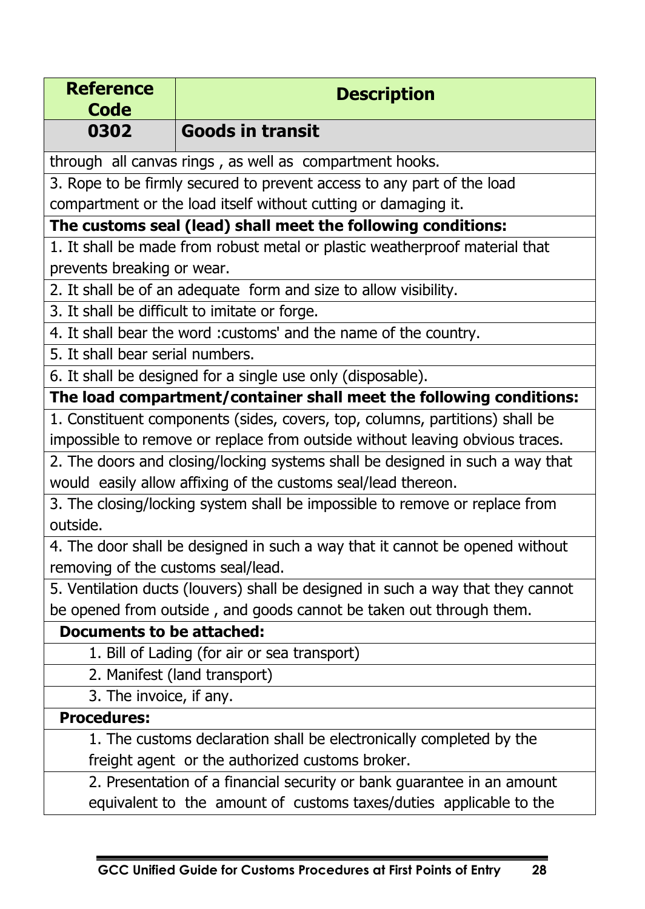| Reference Code | Description |
| --- | --- |
| **0302** | **Goods in transit** |

through all canvas rings , as well as compartment hooks.

3. Rope to be firmly secured to prevent access to any part of the load compartment or the load itself without cutting or damaging it.

**The customs seal (lead) shall meet the following conditions:**

1. It shall be made from robust metal or plastic weatherproof material that prevents breaking or wear.
2. It shall be of an adequate form and size to allow visibility.
3. It shall be difficult to imitate or forge.
4. It shall bear the word :customs' and the name of the country.
5. It shall bear serial numbers.
6. It shall be designed for a single use only (disposable).

**The load compartment/container shall meet the following conditions:**

1. Constituent components (sides, covers, top, columns, partitions) shall be impossible to remove or replace from outside without leaving obvious traces.
2. The doors and closing/locking systems shall be designed in such a way that would easily allow affixing of the customs seal/lead thereon.
3. The closing/locking system shall be impossible to remove or replace from outside.
4. The door shall be designed in such a way that it cannot be opened without removing of the customs seal/lead.
5. Ventilation ducts (louvers) shall be designed in such a way that they cannot be opened from outside , and goods cannot be taken out through them.

**Documents to be attached:**

1. Bill of Lading (for air or sea transport)
2. Manifest (land transport)
3. The invoice, if any.

**Procedures:**

1. The customs declaration shall be electronically completed by the freight agent or the authorized customs broker.
2. Presentation of a financial security or bank guarantee in an amount equivalent to the amount of customs taxes/duties applicable to the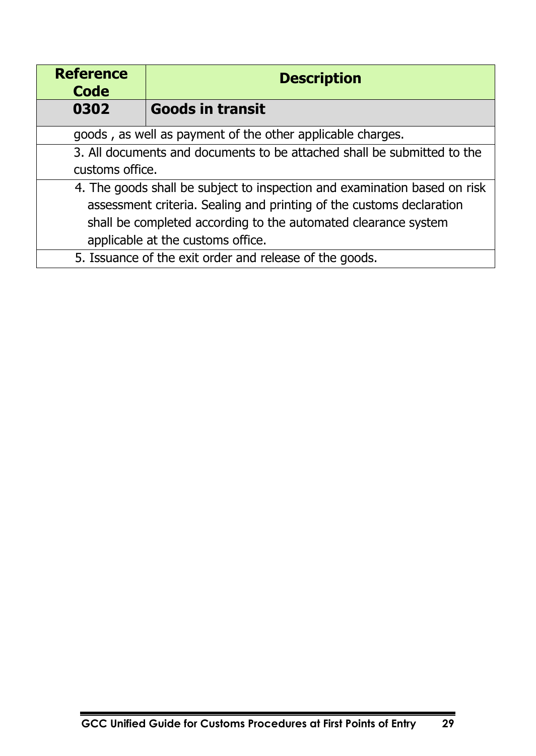| Reference Code | Description |
|---|---|
| **0302** | **Goods in transit** |
| goods , as well as payment of the other applicable charges. | |
| 3. All documents and documents to be attached shall be submitted to the customs office. | |
| 4. The goods shall be subject to inspection and examination based on risk assessment criteria. Sealing and printing of the customs declaration shall be completed according to the automated clearance system applicable at the customs office. | |
| 5. Issuance of the exit order and release of the goods. | |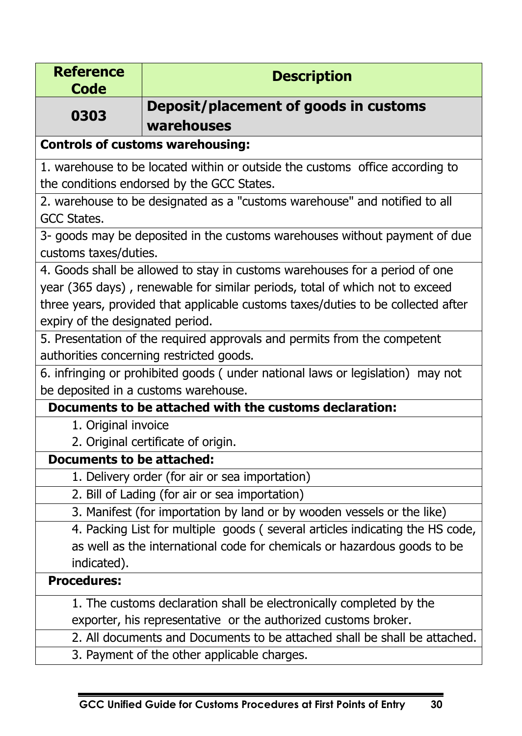| Reference Code | Description |
|---|---|
| **0303** | **Deposit/placement of goods in customs warehouses** |
| **Controls of customs warehousing:** | |
| 1. warehouse to be located within or outside the customs office according to the conditions endorsed by the GCC States. | |
| 2. warehouse to be designated as a "customs warehouse" and notified to all GCC States. | |
| 3- goods may be deposited in the customs warehouses without payment of due customs taxes/duties. | |
| 4. Goods shall be allowed to stay in customs warehouses for a period of one year (365 days) , renewable for similar periods, total of which not to exceed three years, provided that applicable customs taxes/duties to be collected after expiry of the designated period. | |
| 5. Presentation of the required approvals and permits from the competent authorities concerning restricted goods. | |
| 6. infringing or prohibited goods ( under national laws or legislation) may not be deposited in a customs warehouse. | |
| **Documents to be attached with the customs declaration:** | |
| 1. Original invoice<br>2. Original certificate of origin. | |
| **Documents to be attached:** | |
| 1. Delivery order (for air or sea importation) | |
| 2. Bill of Lading (for air or sea importation) | |
| 3. Manifest (for importation by land or by wooden vessels or the like) | |
| 4. Packing List for multiple goods ( several articles indicating the HS code, as well as the international code for chemicals or hazardous goods to be indicated). | |
| **Procedures:** | |
| 1. The customs declaration shall be electronically completed by the exporter, his representative or the authorized customs broker. | |
| 2. All documents and Documents to be attached shall be shall be attached. | |
| 3. Payment of the other applicable charges. | |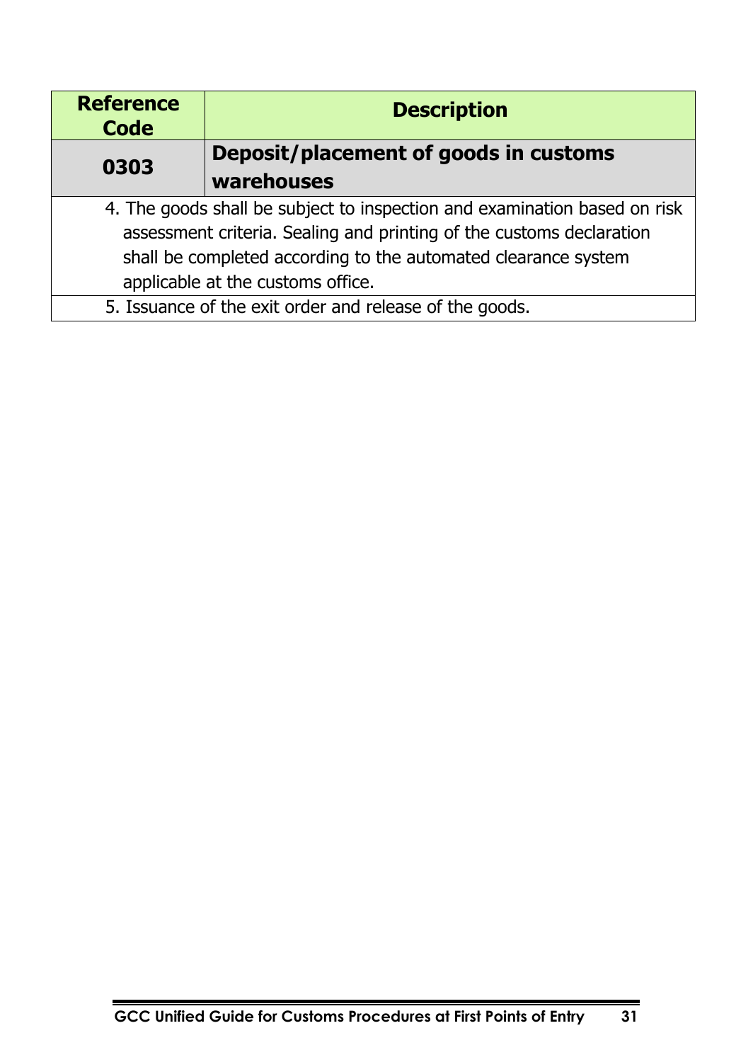| Reference Code | Description |
|---|---|
| **0303** | **Deposit/placement of goods in customs warehouses** |
| 4. The goods shall be subject to inspection and examination based on risk assessment criteria. Sealing and printing of the customs declaration shall be completed according to the automated clearance system applicable at the customs office. | |
| 5. Issuance of the exit order and release of the goods. | |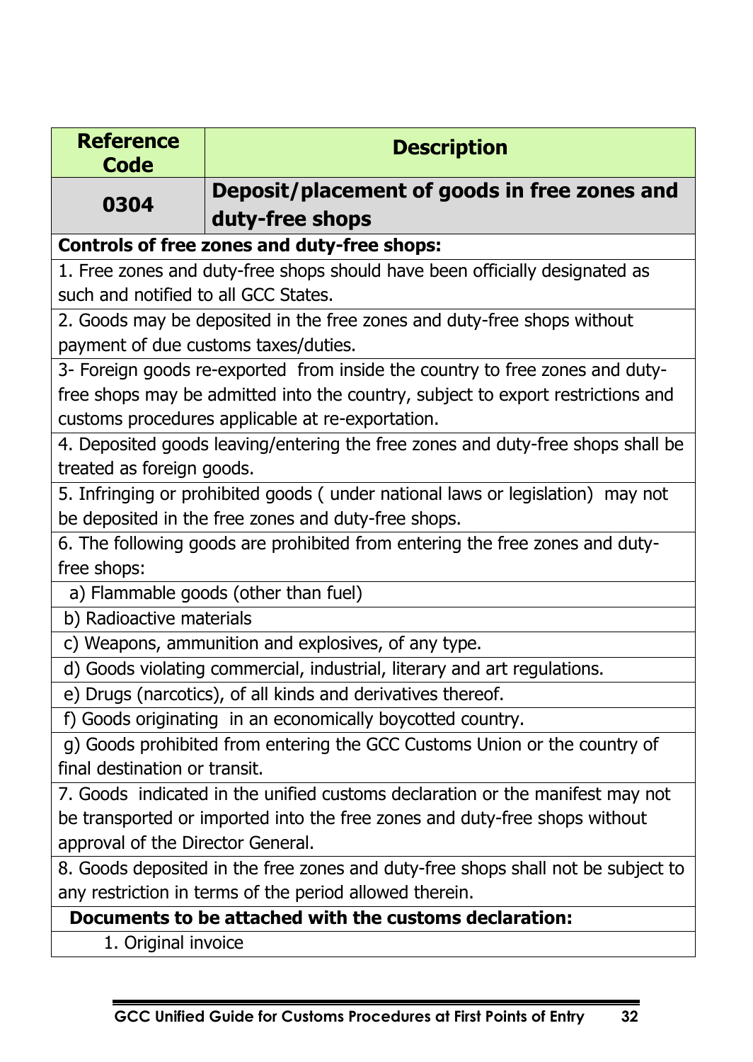| Reference Code | Description |
|---|---|
| **0304** | **Deposit/placement of goods in free zones and duty-free shops** |
| **Controls of free zones and duty-free shops:** | |
| 1. Free zones and duty-free shops should have been officially designated as such and notified to all GCC States. | |
| 2. Goods may be deposited in the free zones and duty-free shops without payment of due customs taxes/duties. | |
| 3- Foreign goods re-exported from inside the country to free zones and duty-free shops may be admitted into the country, subject to export restrictions and customs procedures applicable at re-exportation. | |
| 4. Deposited goods leaving/entering the free zones and duty-free shops shall be treated as foreign goods. | |
| 5. Infringing or prohibited goods ( under national laws or legislation) may not be deposited in the free zones and duty-free shops. | |
| 6. The following goods are prohibited from entering the free zones and duty-free shops: | |
| a) Flammable goods (other than fuel) | |
| b) Radioactive materials | |
| c) Weapons, ammunition and explosives, of any type. | |
| d) Goods violating commercial, industrial, literary and art regulations. | |
| e) Drugs (narcotics), of all kinds and derivatives thereof. | |
| f) Goods originating in an economically boycotted country. | |
| g) Goods prohibited from entering the GCC Customs Union or the country of final destination or transit. | |
| 7. Goods indicated in the unified customs declaration or the manifest may not be transported or imported into the free zones and duty-free shops without approval of the Director General. | |
| 8. Goods deposited in the free zones and duty-free shops shall not be subject to any restriction in terms of the period allowed therein. | |
| **Documents to be attached with the customs declaration:** | |
| 1. Original invoice | |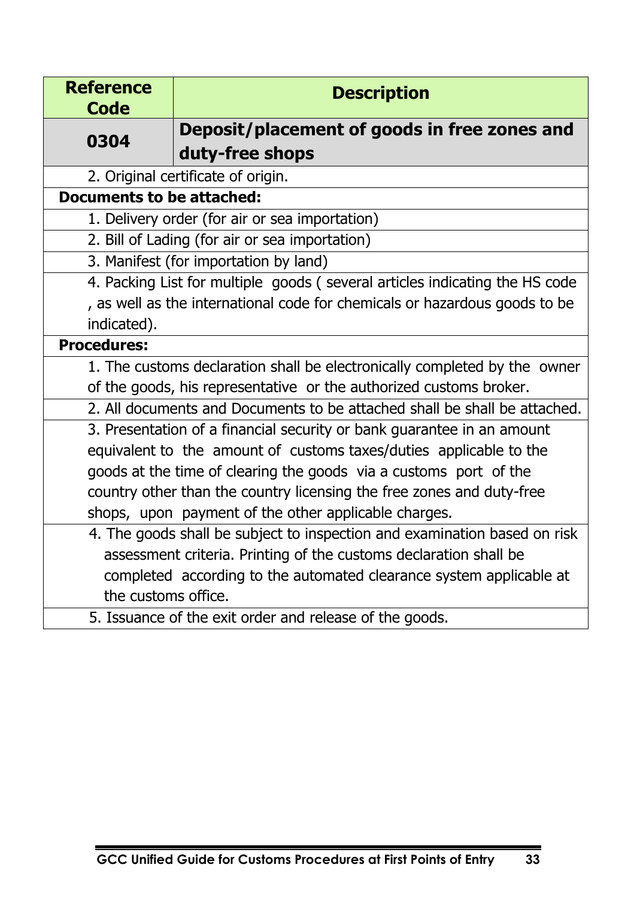| Reference Code | Description |
|---|---|
| **0304** | **Deposit/placement of goods in free zones and duty-free shops** |
| | 2. Original certificate of origin. |
| **Documents to be attached:** | |
| | 1. Delivery order (for air or sea importation) |
| | 2. Bill of Lading (for air or sea importation) |
| | 3. Manifest (for importation by land) |
| | 4. Packing List for multiple goods ( several articles indicating the HS code , as well as the international code for chemicals or hazardous goods to be indicated). |
| **Procedures:** | |
| | 1. The customs declaration shall be electronically completed by the owner of the goods, his representative or the authorized customs broker. |
| | 2. All documents and Documents to be attached shall be shall be attached. |
| | 3. Presentation of a financial security or bank guarantee in an amount equivalent to the amount of customs taxes/duties applicable to the goods at the time of clearing the goods via a customs port of the country other than the country licensing the free zones and duty-free shops, upon payment of the other applicable charges. |
| | 4. The goods shall be subject to inspection and examination based on risk assessment criteria. Printing of the customs declaration shall be completed according to the automated clearance system applicable at the customs office. |
| | 5. Issuance of the exit order and release of the goods. |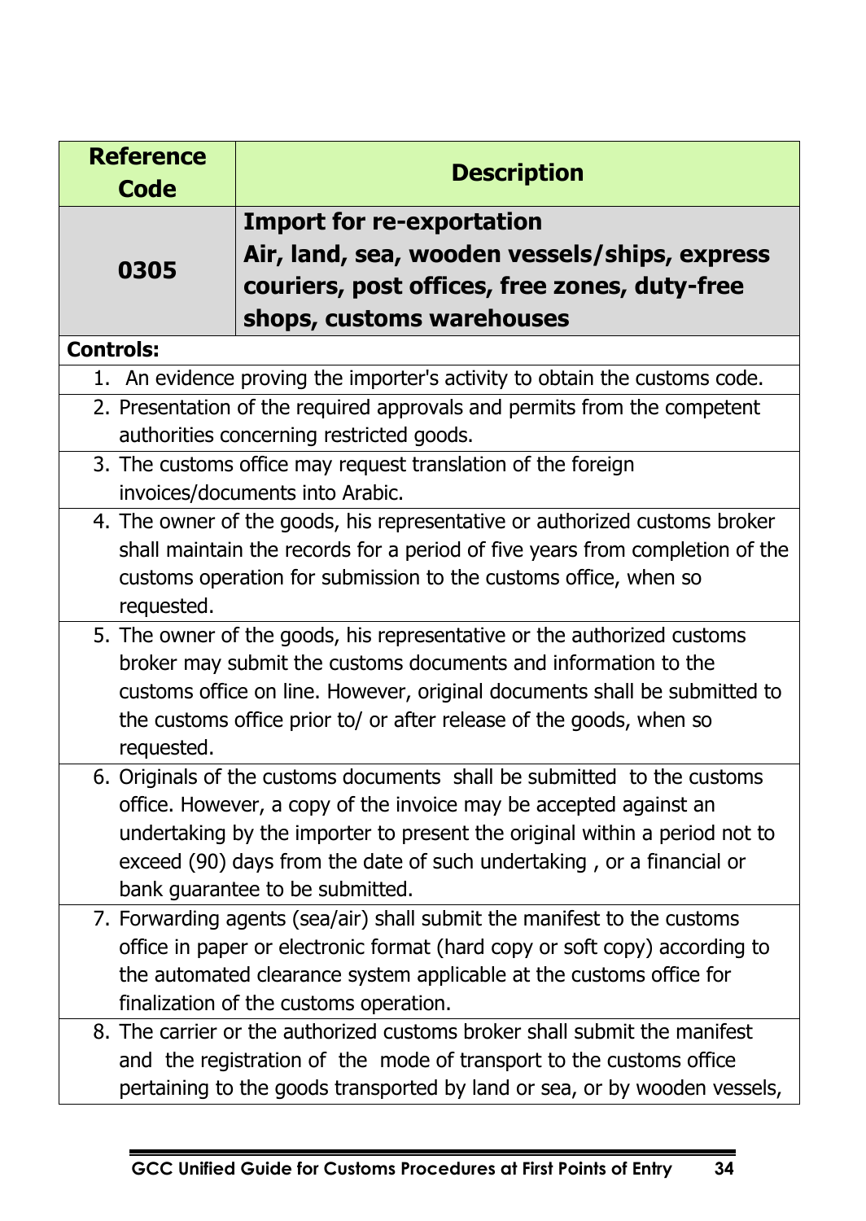| Reference Code | Description |
|---|---|
| **0305** | **Import for re-exportation**<br>**Air, land, sea, wooden vessels/ships, express couriers, post offices, free zones, duty-free shops, customs warehouses** |

**Controls:**

1. An evidence proving the importer's activity to obtain the customs code.
2. Presentation of the required approvals and permits from the competent authorities concerning restricted goods.
3. The customs office may request translation of the foreign invoices/documents into Arabic.
4. The owner of the goods, his representative or authorized customs broker shall maintain the records for a period of five years from completion of the customs operation for submission to the customs office, when so requested.
5. The owner of the goods, his representative or the authorized customs broker may submit the customs documents and information to the customs office on line. However, original documents shall be submitted to the customs office prior to/ or after release of the goods, when so requested.
6. Originals of the customs documents shall be submitted to the customs office. However, a copy of the invoice may be accepted against an undertaking by the importer to present the original within a period not to exceed (90) days from the date of such undertaking , or a financial or bank guarantee to be submitted.
7. Forwarding agents (sea/air) shall submit the manifest to the customs office in paper or electronic format (hard copy or soft copy) according to the automated clearance system applicable at the customs office for finalization of the customs operation.
8. The carrier or the authorized customs broker shall submit the manifest and the registration of the mode of transport to the customs office pertaining to the goods transported by land or sea, or by wooden vessels,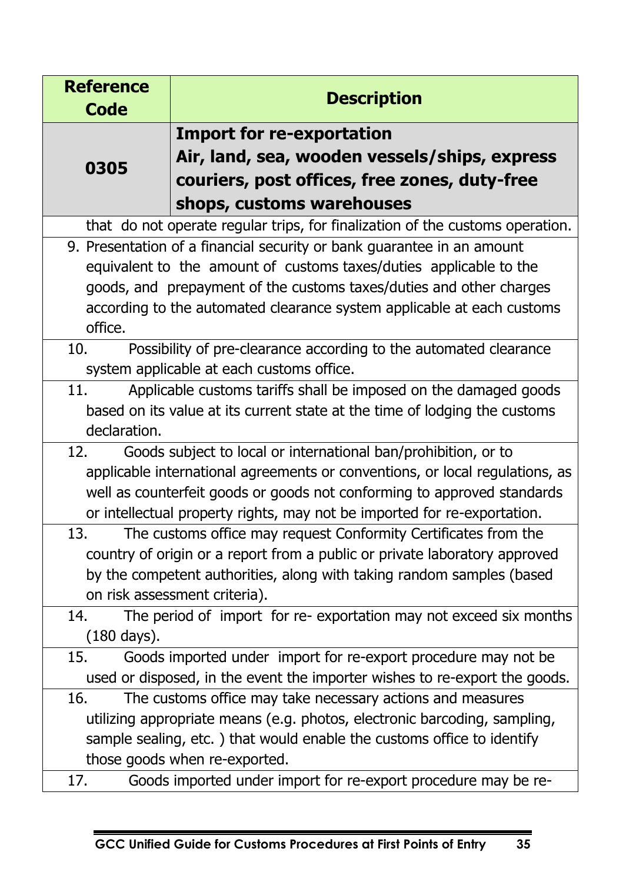| Reference Code | Description |
| --- | --- |
| **0305** | **Import for re-exportation**<br>**Air, land, sea, wooden vessels/ships, express couriers, post offices, free zones, duty-free shops, customs warehouses** |

that do not operate regular trips, for finalization of the customs operation.

9. Presentation of a financial security or bank guarantee in an amount equivalent to the amount of customs taxes/duties applicable to the goods, and prepayment of the customs taxes/duties and other charges according to the automated clearance system applicable at each customs office.
10. Possibility of pre-clearance according to the automated clearance system applicable at each customs office.
11. Applicable customs tariffs shall be imposed on the damaged goods based on its value at its current state at the time of lodging the customs declaration.
12. Goods subject to local or international ban/prohibition, or to applicable international agreements or conventions, or local regulations, as well as counterfeit goods or goods not conforming to approved standards or intellectual property rights, may not be imported for re-exportation.
13. The customs office may request Conformity Certificates from the country of origin or a report from a public or private laboratory approved by the competent authorities, along with taking random samples (based on risk assessment criteria).
14. The period of import for re- exportation may not exceed six months (180 days).
15. Goods imported under import for re-export procedure may not be used or disposed, in the event the importer wishes to re-export the goods.
16. The customs office may take necessary actions and measures utilizing appropriate means (e.g. photos, electronic barcoding, sampling, sample sealing, etc. ) that would enable the customs office to identify those goods when re-exported.
17. Goods imported under import for re-export procedure may be re-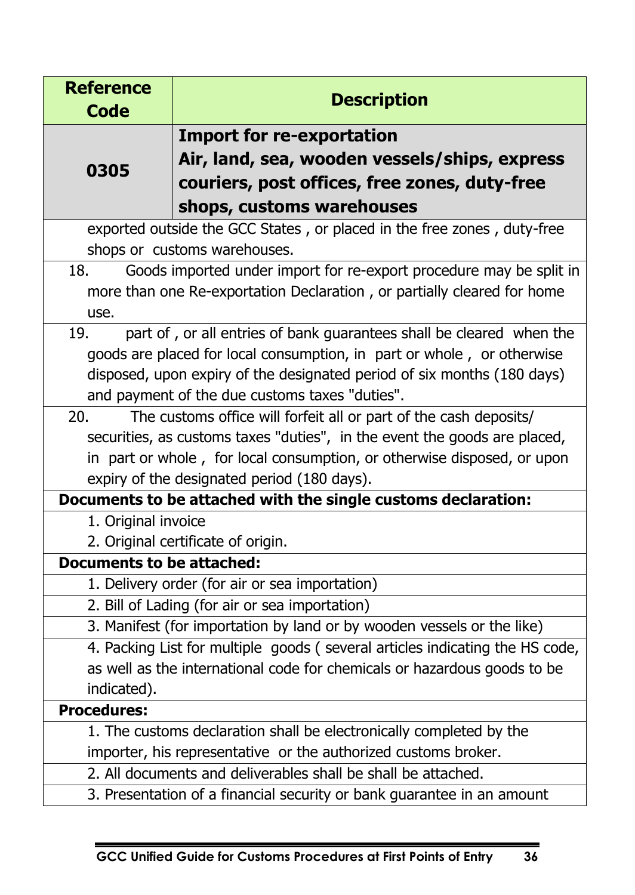| Reference Code | Description |
|---|---|
| **0305** | **Import for re-exportation**<br>**Air, land, sea, wooden vessels/ships, express couriers, post offices, free zones, duty-free shops, customs warehouses** |

exported outside the GCC States , or placed in the free zones , duty-free shops or customs warehouses.

18. Goods imported under import for re-export procedure may be split in more than one Re-exportation Declaration , or partially cleared for home use.

19. part of , or all entries of bank guarantees shall be cleared when the goods are placed for local consumption, in part or whole , or otherwise disposed, upon expiry of the designated period of six months (180 days) and payment of the due customs taxes "duties".

20. The customs office will forfeit all or part of the cash deposits/ securities, as customs taxes "duties", in the event the goods are placed, in part or whole , for local consumption, or otherwise disposed, or upon expiry of the designated period (180 days).

**Documents to be attached with the single customs declaration:**

1. Original invoice
2. Original certificate of origin.

**Documents to be attached:**

1. Delivery order (for air or sea importation)
2. Bill of Lading (for air or sea importation)
3. Manifest (for importation by land or by wooden vessels or the like)
4. Packing List for multiple goods ( several articles indicating the HS code, as well as the international code for chemicals or hazardous goods to be indicated).

**Procedures:**

1. The customs declaration shall be electronically completed by the importer, his representative or the authorized customs broker.
2. All documents and deliverables shall be shall be attached.
3. Presentation of a financial security or bank guarantee in an amount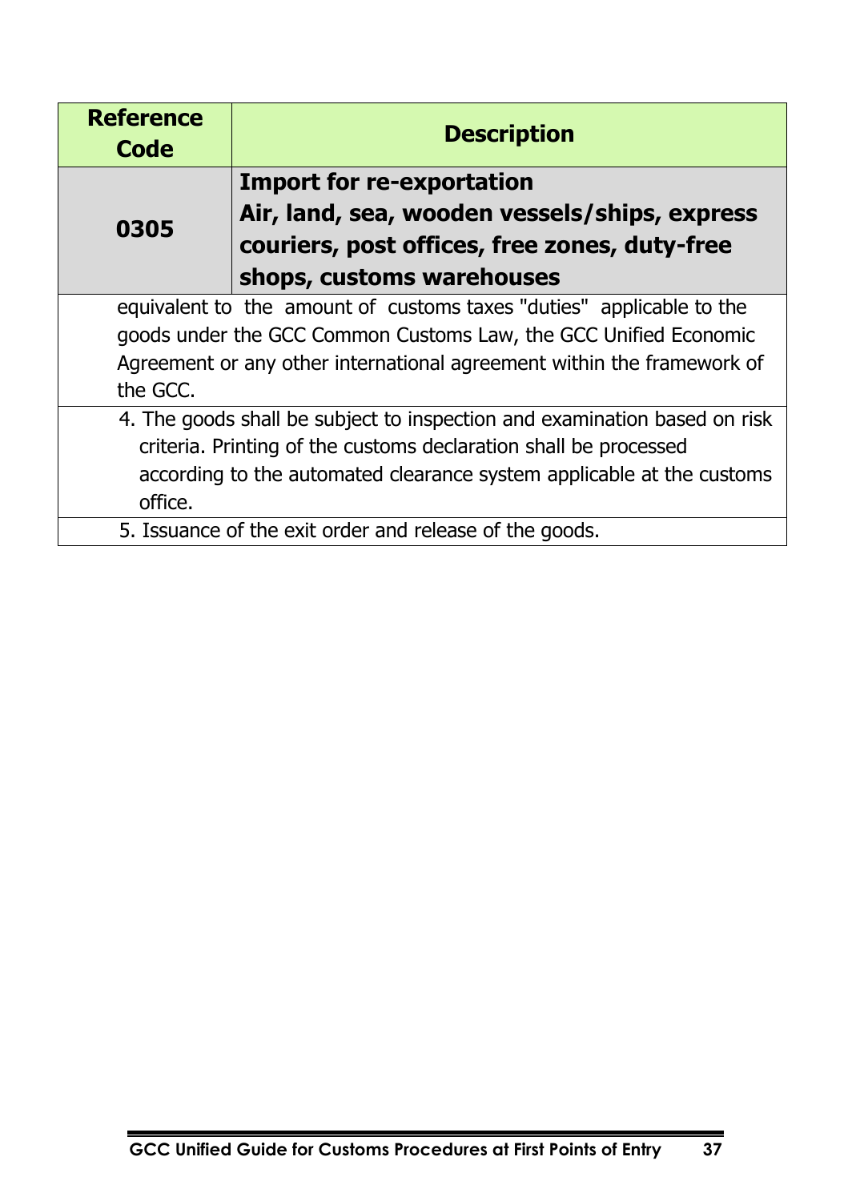| Reference Code | Description |
| --- | --- |
| **0305** | **Import for re-exportation**<br>**Air, land, sea, wooden vessels/ships, express couriers, post offices, free zones, duty-free shops, customs warehouses** |
| | equivalent to the amount of customs taxes "duties" applicable to the goods under the GCC Common Customs Law, the GCC Unified Economic Agreement or any other international agreement within the framework of the GCC. |
| | 4. The goods shall be subject to inspection and examination based on risk criteria. Printing of the customs declaration shall be processed according to the automated clearance system applicable at the customs office. |
| | 5. Issuance of the exit order and release of the goods. |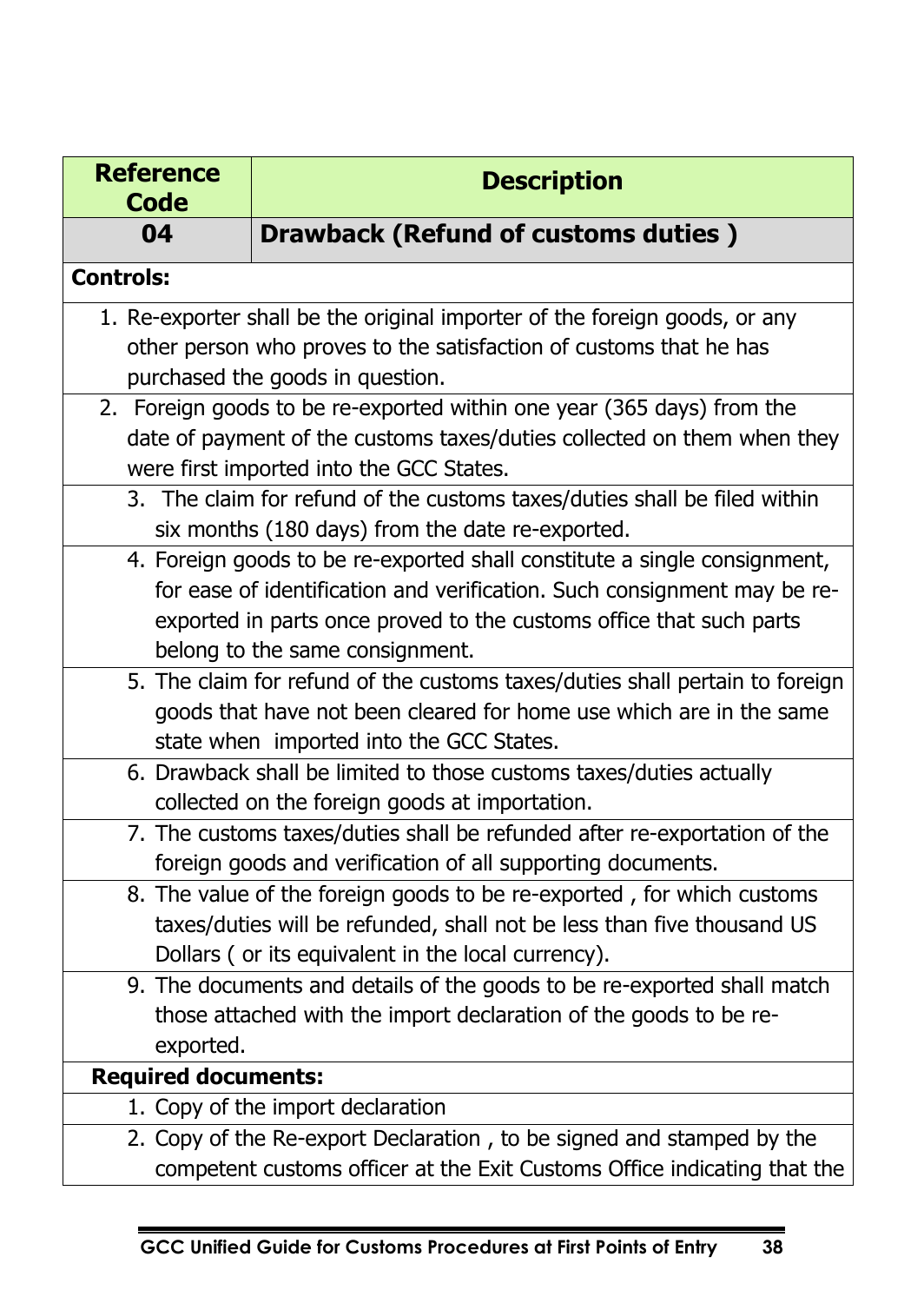| Reference Code | Description |
|---|---|
| 04 | **Drawback (Refund of customs duties )** |

**Controls:**

1. Re-exporter shall be the original importer of the foreign goods, or any other person who proves to the satisfaction of customs that he has purchased the goods in question.
2. Foreign goods to be re-exported within one year (365 days) from the date of payment of the customs taxes/duties collected on them when they were first imported into the GCC States.
3. The claim for refund of the customs taxes/duties shall be filed within six months (180 days) from the date re-exported.
4. Foreign goods to be re-exported shall constitute a single consignment, for ease of identification and verification. Such consignment may be re-exported in parts once proved to the customs office that such parts belong to the same consignment.
5. The claim for refund of the customs taxes/duties shall pertain to foreign goods that have not been cleared for home use which are in the same state when imported into the GCC States.
6. Drawback shall be limited to those customs taxes/duties actually collected on the foreign goods at importation.
7. The customs taxes/duties shall be refunded after re-exportation of the foreign goods and verification of all supporting documents.
8. The value of the foreign goods to be re-exported , for which customs taxes/duties will be refunded, shall not be less than five thousand US Dollars ( or its equivalent in the local currency).
9. The documents and details of the goods to be re-exported shall match those attached with the import declaration of the goods to be re-exported.

**Required documents:**

1. Copy of the import declaration
2. Copy of the Re-export Declaration , to be signed and stamped by the competent customs officer at the Exit Customs Office indicating that the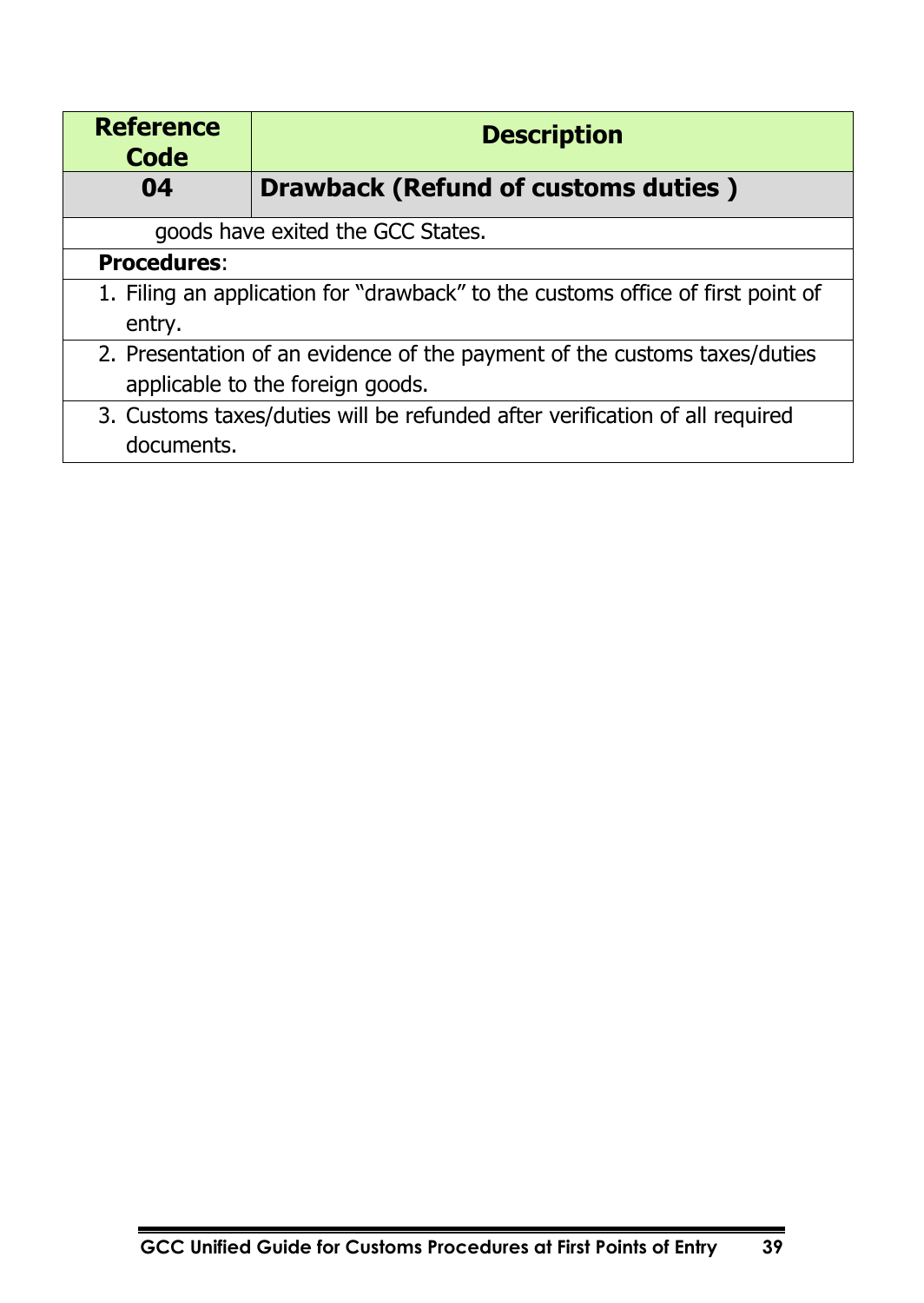| Reference Code | Description |
|---|---|
| **04** | **Drawback (Refund of customs duties )** |
| goods have exited the GCC States. | |
| **Procedures**: | |
| 1. Filing an application for "drawback" to the customs office of first point of entry. | |
| 2. Presentation of an evidence of the payment of the customs taxes/duties applicable to the foreign goods. | |
| 3. Customs taxes/duties will be refunded after verification of all required documents. | |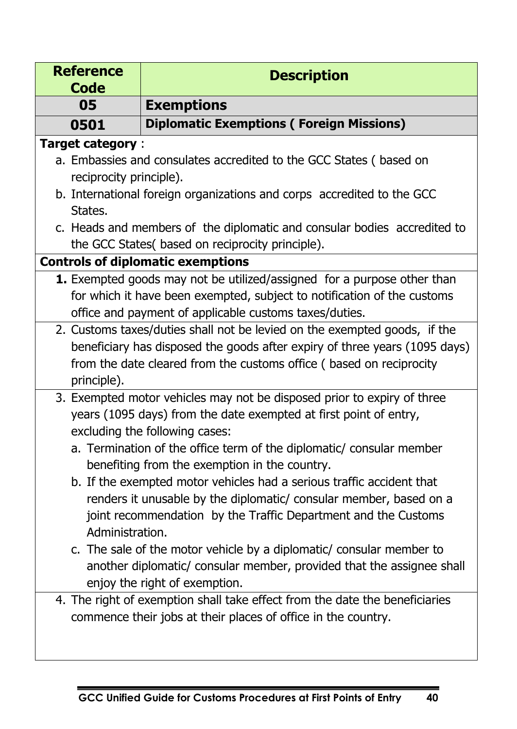| Reference Code | Description |
|---|---|
| **05** | **Exemptions** |
| **0501** | **Diplomatic Exemptions ( Foreign Missions)** |

**Target category** :

a. Embassies and consulates accredited to the GCC States ( based on reciprocity principle).
b. International foreign organizations and corps accredited to the GCC States.
c. Heads and members of the diplomatic and consular bodies accredited to the GCC States( based on reciprocity principle).

**Controls of diplomatic exemptions**

**1.** Exempted goods may not be utilized/assigned for a purpose other than for which it have been exempted, subject to notification of the customs office and payment of applicable customs taxes/duties.

2. Customs taxes/duties shall not be levied on the exempted goods, if the beneficiary has disposed the goods after expiry of three years (1095 days) from the date cleared from the customs office ( based on reciprocity principle).

3. Exempted motor vehicles may not be disposed prior to expiry of three years (1095 days) from the date exempted at first point of entry, excluding the following cases:
   a. Termination of the office term of the diplomatic/ consular member benefiting from the exemption in the country.
   b. If the exempted motor vehicles had a serious traffic accident that renders it unusable by the diplomatic/ consular member, based on a joint recommendation by the Traffic Department and the Customs Administration.
   c. The sale of the motor vehicle by a diplomatic/ consular member to another diplomatic/ consular member, provided that the assignee shall enjoy the right of exemption.

4. The right of exemption shall take effect from the date the beneficiaries commence their jobs at their places of office in the country.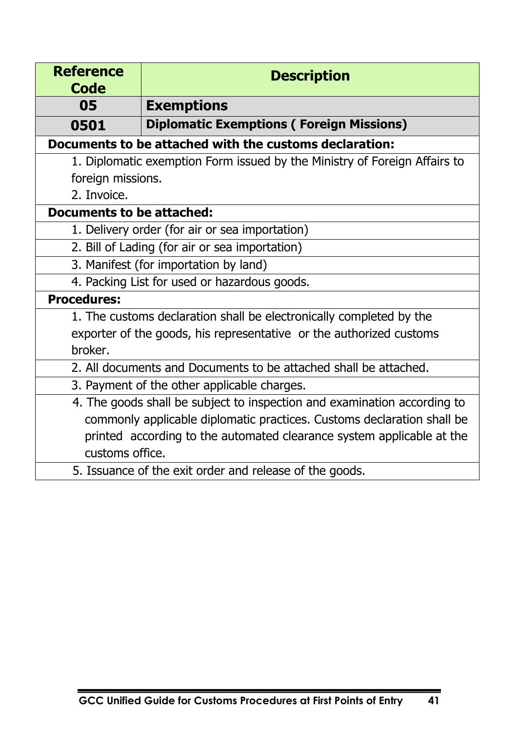| Reference Code | Description |
|---|---|
| **05** | **Exemptions** |
| **0501** | **Diplomatic Exemptions ( Foreign Missions)** |
| **Documents to be attached with the customs declaration:** | |
| 1. Diplomatic exemption Form issued by the Ministry of Foreign Affairs to foreign missions.<br>2. Invoice. | |
| **Documents to be attached:** | |
| 1. Delivery order (for air or sea importation) | |
| 2. Bill of Lading (for air or sea importation) | |
| 3. Manifest (for importation by land) | |
| 4. Packing List for used or hazardous goods. | |
| **Procedures:** | |
| 1. The customs declaration shall be electronically completed by the exporter of the goods, his representative or the authorized customs broker. | |
| 2. All documents and Documents to be attached shall be attached. | |
| 3. Payment of the other applicable charges. | |
| 4. The goods shall be subject to inspection and examination according to commonly applicable diplomatic practices. Customs declaration shall be printed according to the automated clearance system applicable at the customs office. | |
| 5. Issuance of the exit order and release of the goods. | |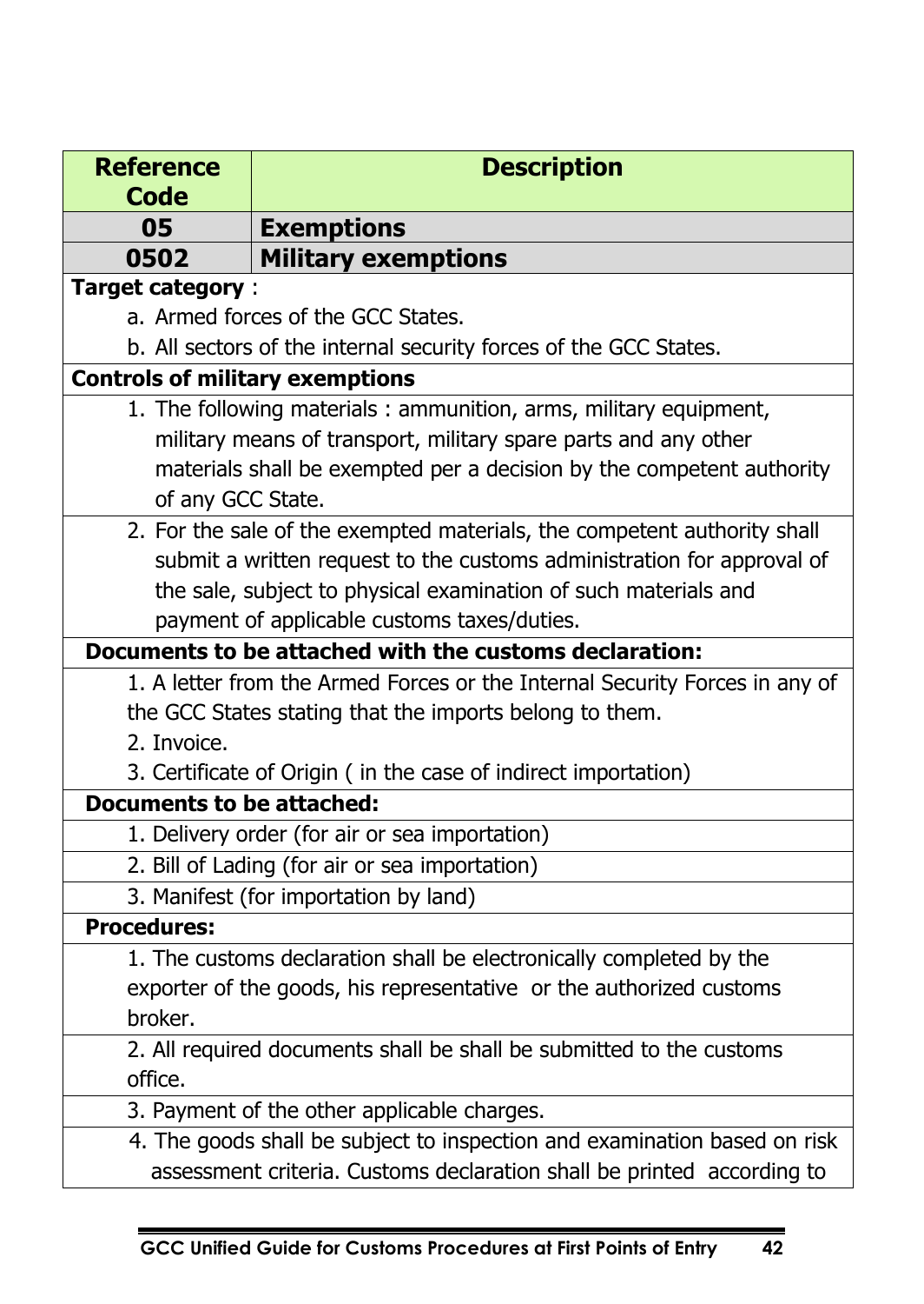| Reference Code | Description |
| --- | --- |
| **05** | **Exemptions** |
| **0502** | **Military exemptions** |

**Target category** :

a. Armed forces of the GCC States.

b. All sectors of the internal security forces of the GCC States.

**Controls of military exemptions**

1. The following materials : ammunition, arms, military equipment, military means of transport, military spare parts and any other materials shall be exempted per a decision by the competent authority of any GCC State.
2. For the sale of the exempted materials, the competent authority shall submit a written request to the customs administration for approval of the sale, subject to physical examination of such materials and payment of applicable customs taxes/duties.

**Documents to be attached with the customs declaration:**

1. A letter from the Armed Forces or the Internal Security Forces in any of the GCC States stating that the imports belong to them.
2. Invoice.
3. Certificate of Origin ( in the case of indirect importation)

**Documents to be attached:**

1. Delivery order (for air or sea importation)
2. Bill of Lading (for air or sea importation)
3. Manifest (for importation by land)

**Procedures:**

1. The customs declaration shall be electronically completed by the exporter of the goods, his representative or the authorized customs broker.
2. All required documents shall be shall be submitted to the customs office.
3. Payment of the other applicable charges.
4. The goods shall be subject to inspection and examination based on risk assessment criteria. Customs declaration shall be printed according to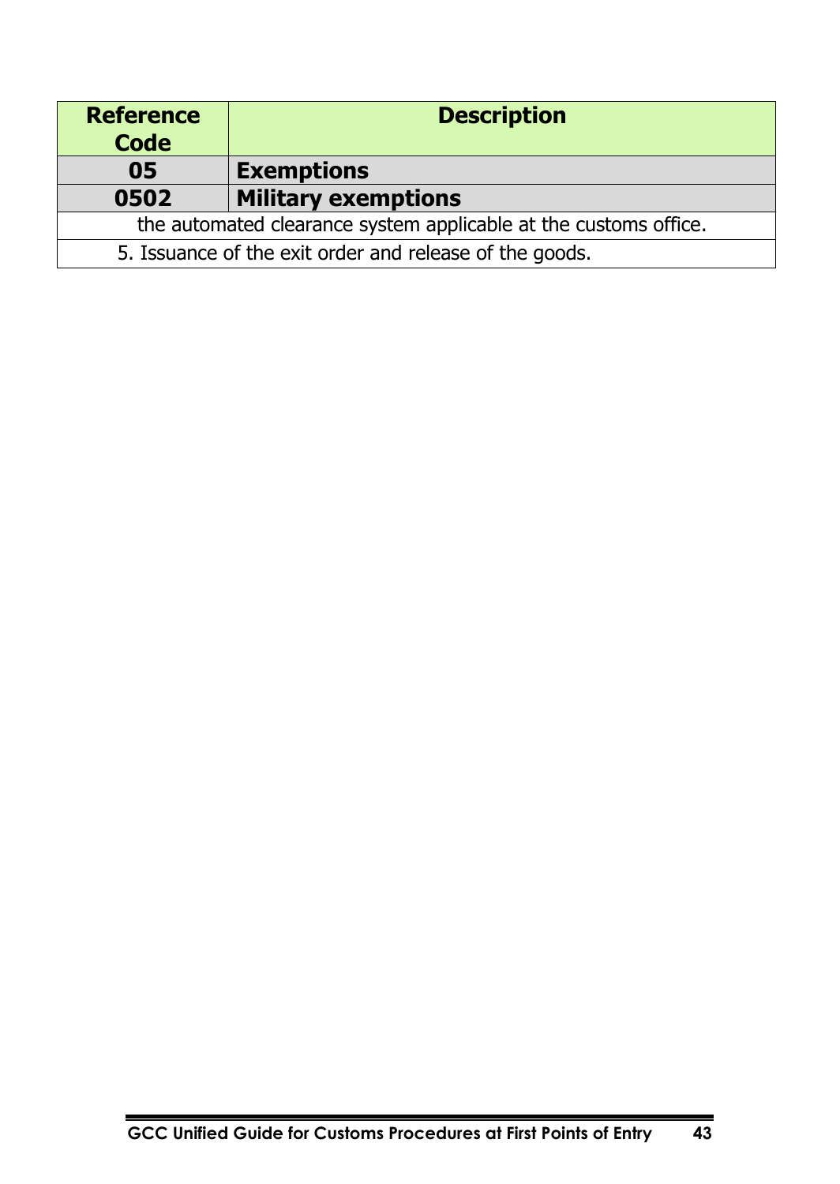| Reference Code | Description |
|---|---|
| **05** | **Exemptions** |
| **0502** | **Military exemptions** |
| the automated clearance system applicable at the customs office. | |
| 5. Issuance of the exit order and release of the goods. | |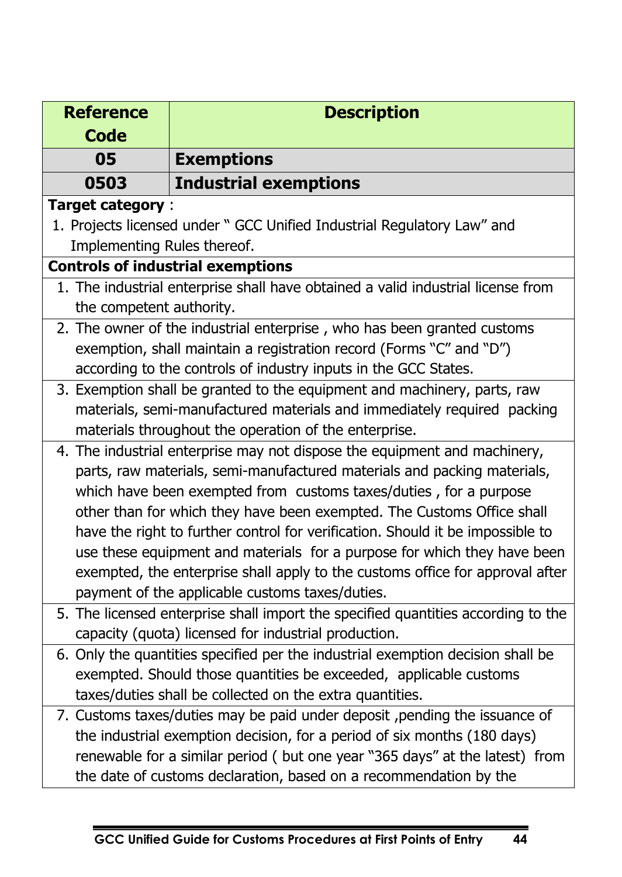| Reference Code | Description |
|---|---|
| **05** | **Exemptions** |
| **0503** | **Industrial exemptions** |

**Target category** :

1. Projects licensed under " GCC Unified Industrial Regulatory Law" and Implementing Rules thereof.

**Controls of industrial exemptions**

1. The industrial enterprise shall have obtained a valid industrial license from the competent authority.
2. The owner of the industrial enterprise , who has been granted customs exemption, shall maintain a registration record (Forms "C" and "D") according to the controls of industry inputs in the GCC States.
3. Exemption shall be granted to the equipment and machinery, parts, raw materials, semi-manufactured materials and immediately required packing materials throughout the operation of the enterprise.
4. The industrial enterprise may not dispose the equipment and machinery, parts, raw materials, semi-manufactured materials and packing materials, which have been exempted from customs taxes/duties , for a purpose other than for which they have been exempted. The Customs Office shall have the right to further control for verification. Should it be impossible to use these equipment and materials for a purpose for which they have been exempted, the enterprise shall apply to the customs office for approval after payment of the applicable customs taxes/duties.
5. The licensed enterprise shall import the specified quantities according to the capacity (quota) licensed for industrial production.
6. Only the quantities specified per the industrial exemption decision shall be exempted. Should those quantities be exceeded, applicable customs taxes/duties shall be collected on the extra quantities.
7. Customs taxes/duties may be paid under deposit ,pending the issuance of the industrial exemption decision, for a period of six months (180 days) renewable for a similar period ( but one year "365 days" at the latest) from the date of customs declaration, based on a recommendation by the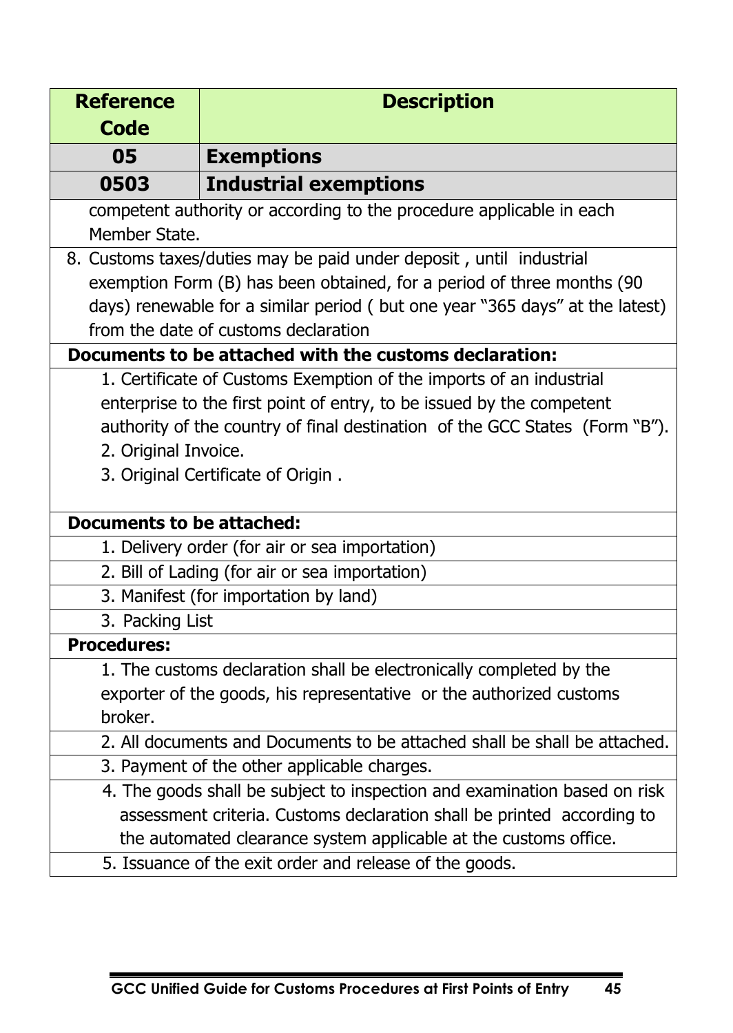| Reference Code | Description |
|---|---|
| **05** | **Exemptions** |
| **0503** | **Industrial exemptions** |

competent authority or according to the procedure applicable in each Member State.

8. Customs taxes/duties may be paid under deposit , until industrial exemption Form (B) has been obtained, for a period of three months (90 days) renewable for a similar period ( but one year "365 days" at the latest) from the date of customs declaration

**Documents to be attached with the customs declaration:**

1. Certificate of Customs Exemption of the imports of an industrial enterprise to the first point of entry, to be issued by the competent authority of the country of final destination of the GCC States (Form "B").
2. Original Invoice.
3. Original Certificate of Origin .

**Documents to be attached:**

1. Delivery order (for air or sea importation)
2. Bill of Lading (for air or sea importation)
3. Manifest (for importation by land)
3. Packing List

**Procedures:**

1. The customs declaration shall be electronically completed by the exporter of the goods, his representative or the authorized customs broker.
2. All documents and Documents to be attached shall be shall be attached.
3. Payment of the other applicable charges.
4. The goods shall be subject to inspection and examination based on risk assessment criteria. Customs declaration shall be printed according to the automated clearance system applicable at the customs office.
5. Issuance of the exit order and release of the goods.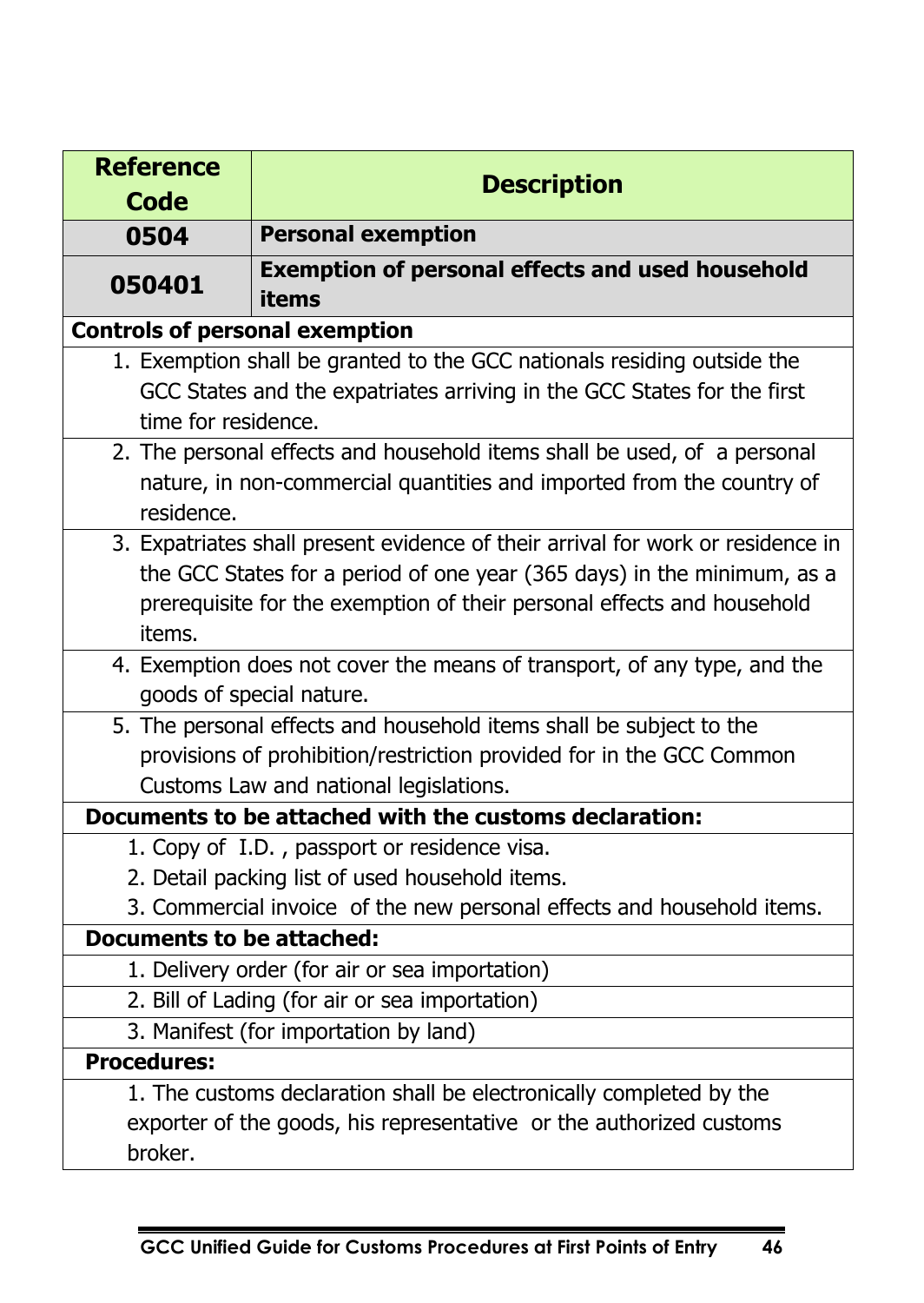| Reference Code | Description |
|---|---|
| **0504** | **Personal exemption** |
| **050401** | **Exemption of personal effects and used household items** |

**Controls of personal exemption**

1. Exemption shall be granted to the GCC nationals residing outside the GCC States and the expatriates arriving in the GCC States for the first time for residence.
2. The personal effects and household items shall be used, of a personal nature, in non-commercial quantities and imported from the country of residence.
3. Expatriates shall present evidence of their arrival for work or residence in the GCC States for a period of one year (365 days) in the minimum, as a prerequisite for the exemption of their personal effects and household items.
4. Exemption does not cover the means of transport, of any type, and the goods of special nature.
5. The personal effects and household items shall be subject to the provisions of prohibition/restriction provided for in the GCC Common Customs Law and national legislations.

**Documents to be attached with the customs declaration:**

1. Copy of I.D. , passport or residence visa.
2. Detail packing list of used household items.
3. Commercial invoice of the new personal effects and household items.

**Documents to be attached:**

1. Delivery order (for air or sea importation)
2. Bill of Lading (for air or sea importation)
3. Manifest (for importation by land)

**Procedures:**

1. The customs declaration shall be electronically completed by the exporter of the goods, his representative or the authorized customs broker.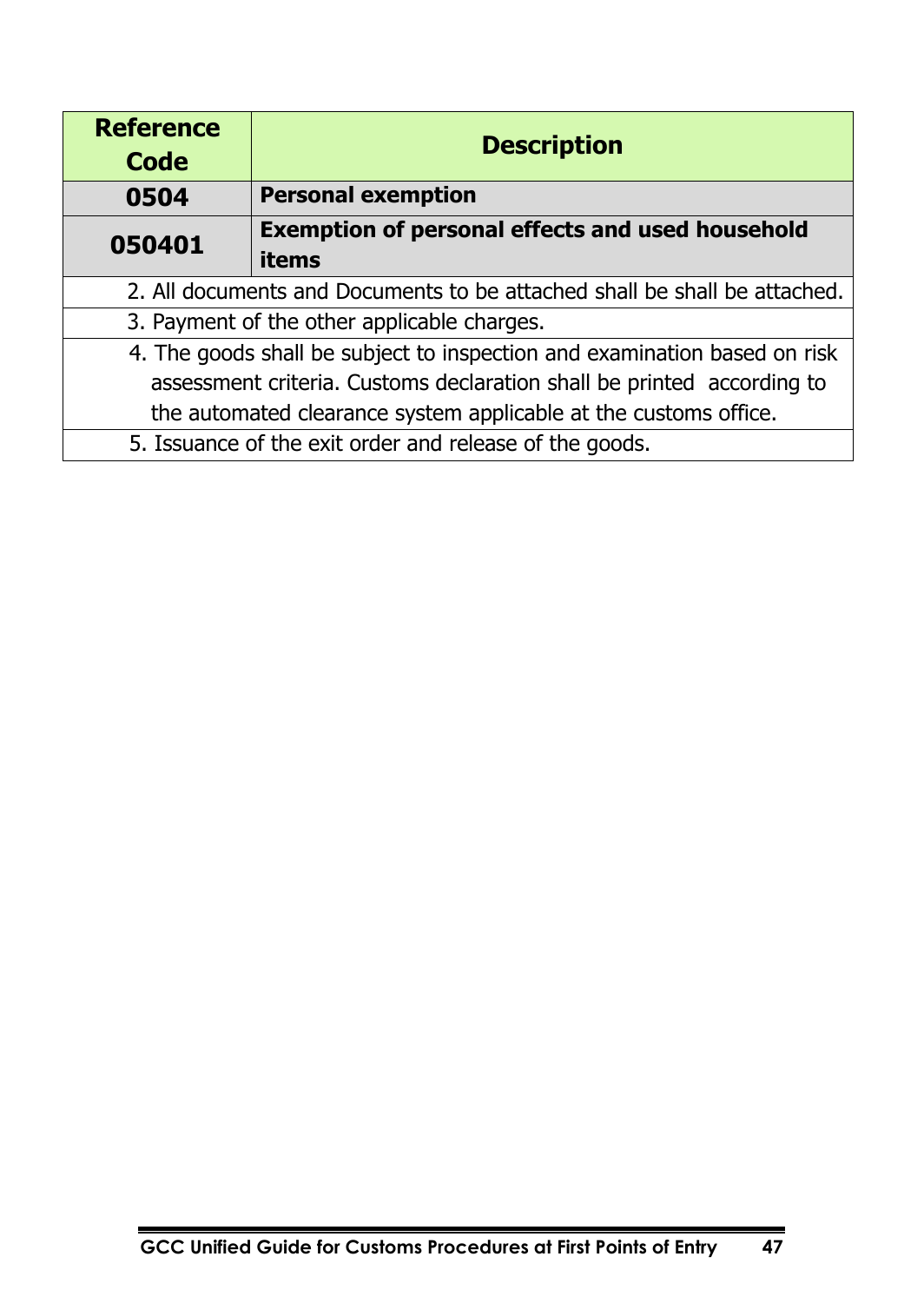| Reference Code | Description |
|---|---|
| **0504** | **Personal exemption** |
| **050401** | **Exemption of personal effects and used household items** |
| 2. All documents and Documents to be attached shall be shall be attached. | |
| 3. Payment of the other applicable charges. | |
| 4. The goods shall be subject to inspection and examination based on risk assessment criteria. Customs declaration shall be printed according to the automated clearance system applicable at the customs office. | |
| 5. Issuance of the exit order and release of the goods. | |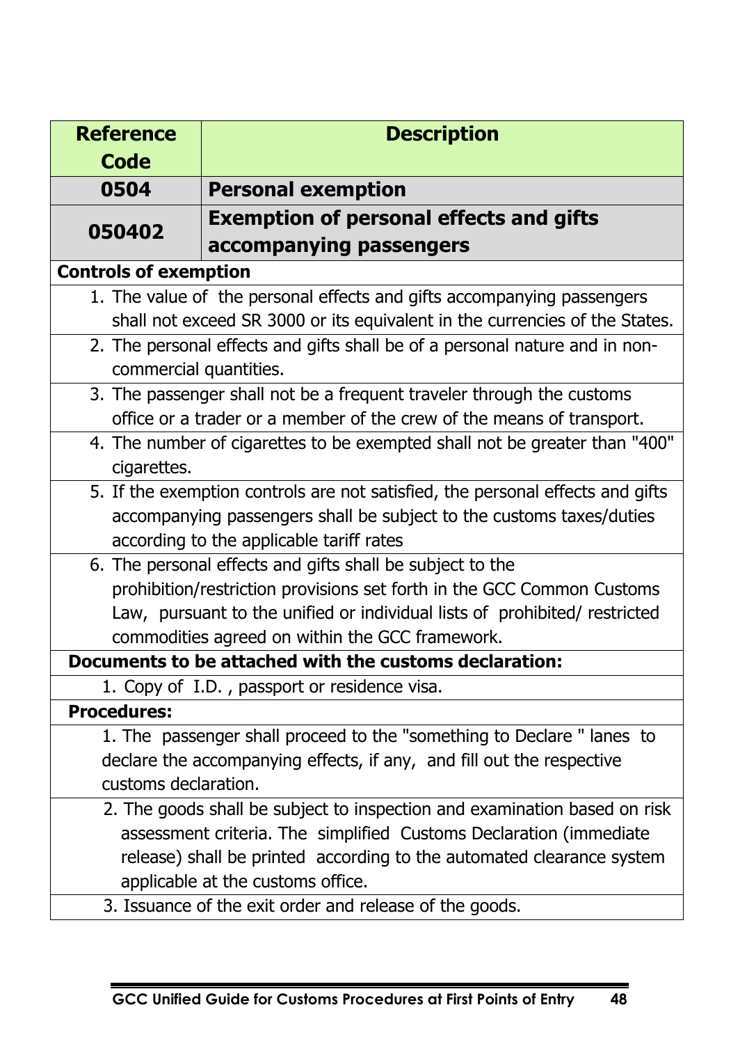| Reference Code | Description |
| --- | --- |
| **0504** | **Personal exemption** |
| **050402** | **Exemption of personal effects and gifts accompanying passengers** |

**Controls of exemption**

1. The value of the personal effects and gifts accompanying passengers shall not exceed SR 3000 or its equivalent in the currencies of the States.
2. The personal effects and gifts shall be of a personal nature and in non-commercial quantities.
3. The passenger shall not be a frequent traveler through the customs office or a trader or a member of the crew of the means of transport.
4. The number of cigarettes to be exempted shall not be greater than "400" cigarettes.
5. If the exemption controls are not satisfied, the personal effects and gifts accompanying passengers shall be subject to the customs taxes/duties according to the applicable tariff rates
6. The personal effects and gifts shall be subject to the prohibition/restriction provisions set forth in the GCC Common Customs Law, pursuant to the unified or individual lists of prohibited/ restricted commodities agreed on within the GCC framework.

**Documents to be attached with the customs declaration:**

1. Copy of I.D. , passport or residence visa.

**Procedures:**

1. The passenger shall proceed to the "something to Declare " lanes to declare the accompanying effects, if any, and fill out the respective customs declaration.
2. The goods shall be subject to inspection and examination based on risk assessment criteria. The simplified Customs Declaration (immediate release) shall be printed according to the automated clearance system applicable at the customs office.
3. Issuance of the exit order and release of the goods.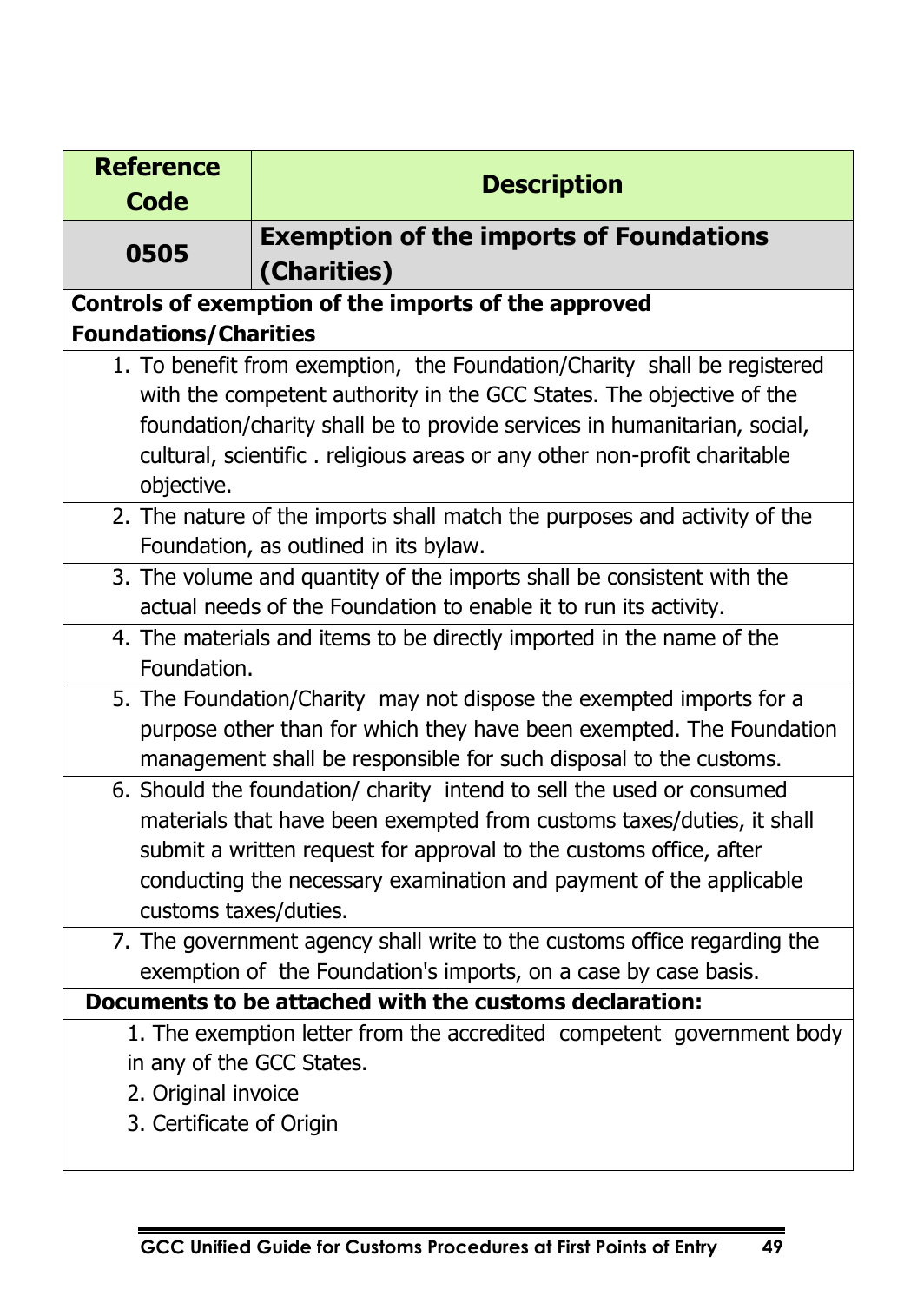| Reference Code | Description |
|---|---|
| **0505** | **Exemption of the imports of Foundations (Charities)** |

**Controls of exemption of the imports of the approved Foundations/Charities**

1. To benefit from exemption, the Foundation/Charity shall be registered with the competent authority in the GCC States. The objective of the foundation/charity shall be to provide services in humanitarian, social, cultural, scientific . religious areas or any other non-profit charitable objective.
2. The nature of the imports shall match the purposes and activity of the Foundation, as outlined in its bylaw.
3. The volume and quantity of the imports shall be consistent with the actual needs of the Foundation to enable it to run its activity.
4. The materials and items to be directly imported in the name of the Foundation.
5. The Foundation/Charity may not dispose the exempted imports for a purpose other than for which they have been exempted. The Foundation management shall be responsible for such disposal to the customs.
6. Should the foundation/ charity intend to sell the used or consumed materials that have been exempted from customs taxes/duties, it shall submit a written request for approval to the customs office, after conducting the necessary examination and payment of the applicable customs taxes/duties.
7. The government agency shall write to the customs office regarding the exemption of the Foundation's imports, on a case by case basis.

**Documents to be attached with the customs declaration:**

1. The exemption letter from the accredited competent government body in any of the GCC States.
2. Original invoice
3. Certificate of Origin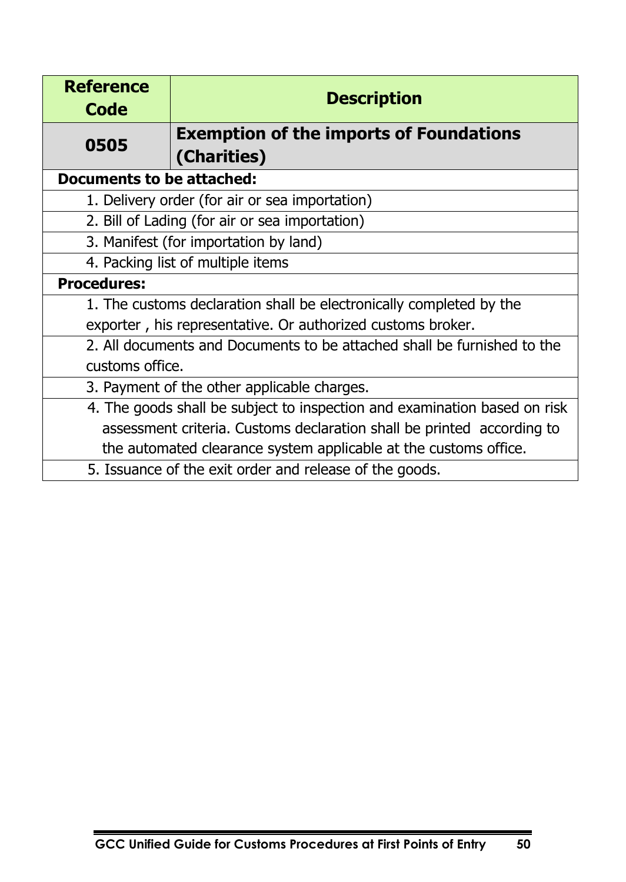| Reference Code | Description |
|---|---|
| **0505** | **Exemption of the imports of Foundations (Charities)** |
| **Documents to be attached:** | |
| 1. Delivery order (for air or sea importation) | |
| 2. Bill of Lading (for air or sea importation) | |
| 3. Manifest (for importation by land) | |
| 4. Packing list of multiple items | |
| **Procedures:** | |
| 1. The customs declaration shall be electronically completed by the exporter , his representative. Or authorized customs broker. | |
| 2. All documents and Documents to be attached shall be furnished to the customs office. | |
| 3. Payment of the other applicable charges. | |
| 4. The goods shall be subject to inspection and examination based on risk assessment criteria. Customs declaration shall be printed according to the automated clearance system applicable at the customs office. | |
| 5. Issuance of the exit order and release of the goods. | |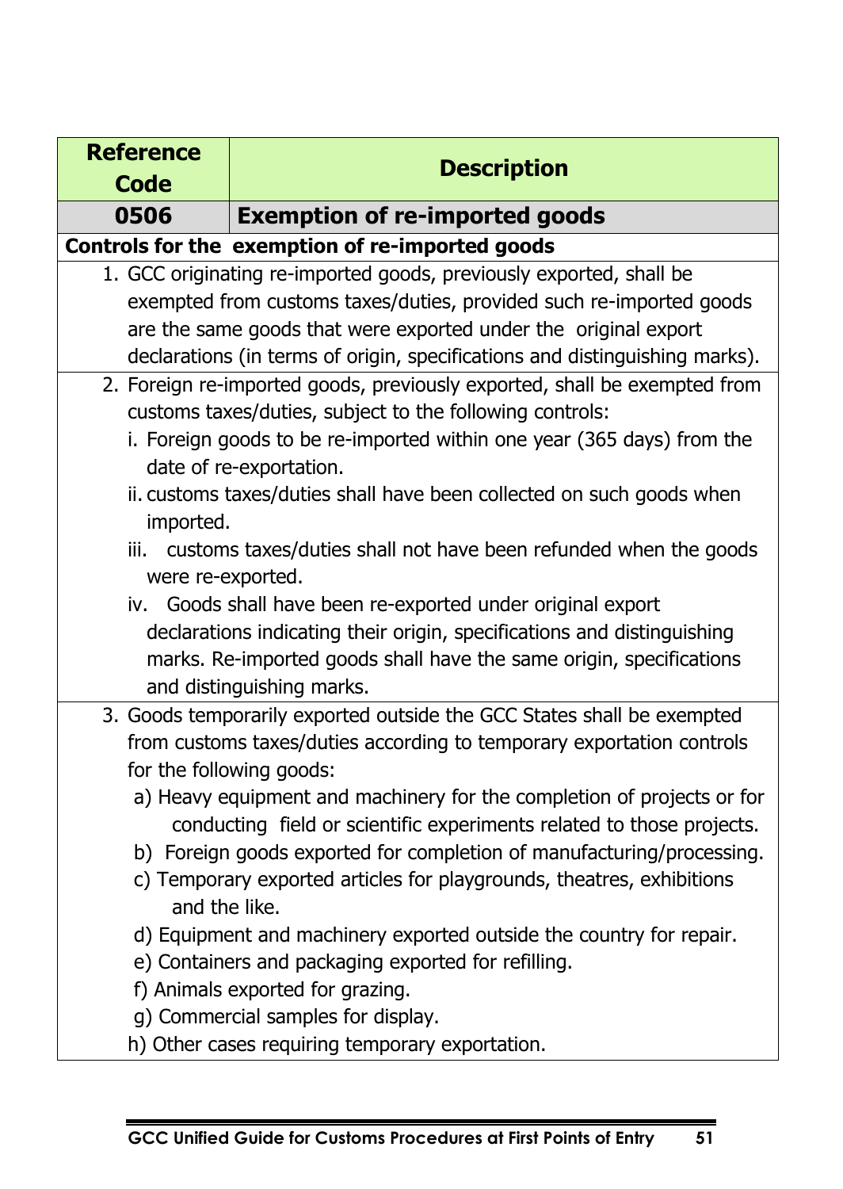| Reference Code | Description |
| --- | --- |
| **0506** | **Exemption of re-imported goods** |

**Controls for the exemption of re-imported goods**

1. GCC originating re-imported goods, previously exported, shall be exempted from customs taxes/duties, provided such re-imported goods are the same goods that were exported under the original export declarations (in terms of origin, specifications and distinguishing marks).
2. Foreign re-imported goods, previously exported, shall be exempted from customs taxes/duties, subject to the following controls:
   i. Foreign goods to be re-imported within one year (365 days) from the date of re-exportation.
   ii. customs taxes/duties shall have been collected on such goods when imported.
   iii. customs taxes/duties shall not have been refunded when the goods were re-exported.
   iv. Goods shall have been re-exported under original export declarations indicating their origin, specifications and distinguishing marks. Re-imported goods shall have the same origin, specifications and distinguishing marks.
3. Goods temporarily exported outside the GCC States shall be exempted from customs taxes/duties according to temporary exportation controls for the following goods:
   a) Heavy equipment and machinery for the completion of projects or for conducting field or scientific experiments related to those projects.
   b) Foreign goods exported for completion of manufacturing/processing.
   c) Temporary exported articles for playgrounds, theatres, exhibitions and the like.
   d) Equipment and machinery exported outside the country for repair.
   e) Containers and packaging exported for refilling.
   f) Animals exported for grazing.
   g) Commercial samples for display.
   h) Other cases requiring temporary exportation.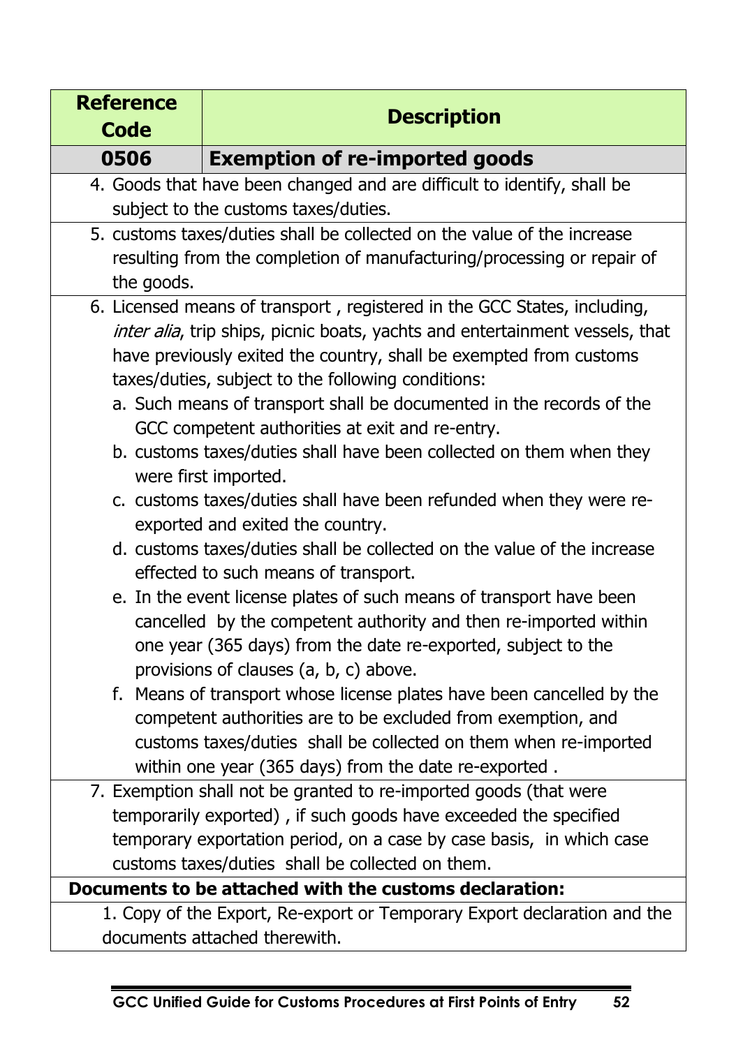| Reference Code | Description |
|---|---|
| **0506** | **Exemption of re-imported goods** |

4. Goods that have been changed and are difficult to identify, shall be subject to the customs taxes/duties.
5. customs taxes/duties shall be collected on the value of the increase resulting from the completion of manufacturing/processing or repair of the goods.
6. Licensed means of transport , registered in the GCC States, including, *inter alia*, trip ships, picnic boats, yachts and entertainment vessels, that have previously exited the country, shall be exempted from customs taxes/duties, subject to the following conditions:
   a. Such means of transport shall be documented in the records of the GCC competent authorities at exit and re-entry.
   b. customs taxes/duties shall have been collected on them when they were first imported.
   c. customs taxes/duties shall have been refunded when they were re-exported and exited the country.
   d. customs taxes/duties shall be collected on the value of the increase effected to such means of transport.
   e. In the event license plates of such means of transport have been cancelled by the competent authority and then re-imported within one year (365 days) from the date re-exported, subject to the provisions of clauses (a, b, c) above.
   f. Means of transport whose license plates have been cancelled by the competent authorities are to be excluded from exemption, and customs taxes/duties shall be collected on them when re-imported within one year (365 days) from the date re-exported .
7. Exemption shall not be granted to re-imported goods (that were temporarily exported) , if such goods have exceeded the specified temporary exportation period, on a case by case basis, in which case customs taxes/duties shall be collected on them.

**Documents to be attached with the customs declaration:**

1. Copy of the Export, Re-export or Temporary Export declaration and the documents attached therewith.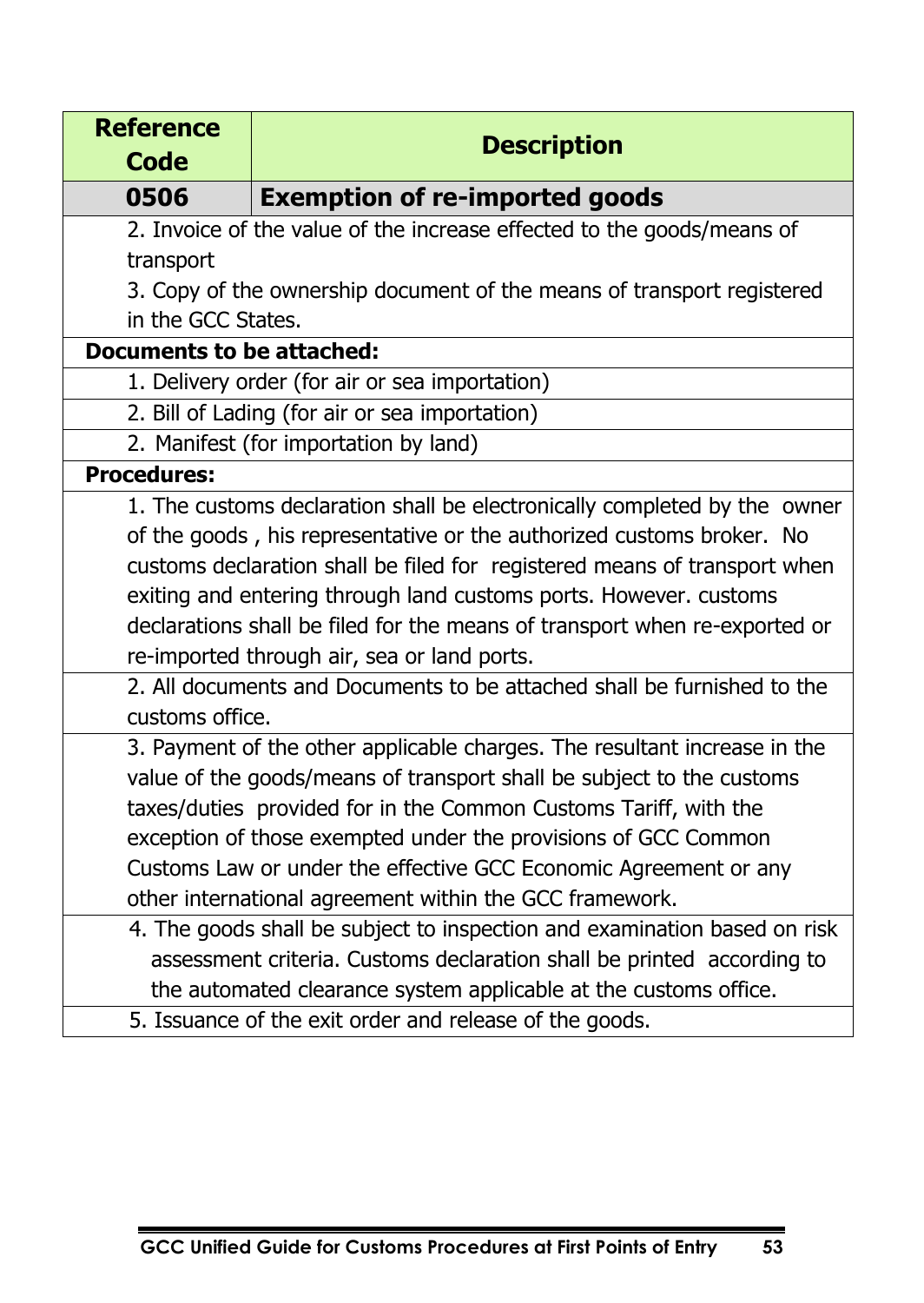| Reference Code | Description |
|---|---|
| **0506** | **Exemption of re-imported goods** |

2. Invoice of the value of the increase effected to the goods/means of transport
3. Copy of the ownership document of the means of transport registered in the GCC States.

**Documents to be attached:**

1. Delivery order (for air or sea importation)
2. Bill of Lading (for air or sea importation)
2. Manifest (for importation by land)

**Procedures:**

1. The customs declaration shall be electronically completed by the owner of the goods , his representative or the authorized customs broker. No customs declaration shall be filed for registered means of transport when exiting and entering through land customs ports. However. customs declarations shall be filed for the means of transport when re-exported or re-imported through air, sea or land ports.
2. All documents and Documents to be attached shall be furnished to the customs office.
3. Payment of the other applicable charges. The resultant increase in the value of the goods/means of transport shall be subject to the customs taxes/duties provided for in the Common Customs Tariff, with the exception of those exempted under the provisions of GCC Common Customs Law or under the effective GCC Economic Agreement or any other international agreement within the GCC framework.
4. The goods shall be subject to inspection and examination based on risk assessment criteria. Customs declaration shall be printed according to the automated clearance system applicable at the customs office.
5. Issuance of the exit order and release of the goods.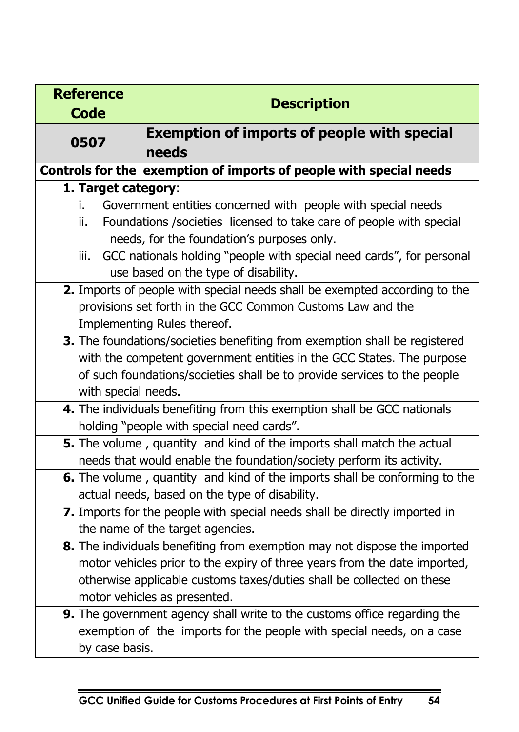| Reference Code | Description |
|---|---|
| **0507** | **Exemption of imports of people with special needs** |

**Controls for the exemption of imports of people with special needs**

1. **Target category**:
   i. Government entities concerned with people with special needs
   ii. Foundations /societies licensed to take care of people with special needs, for the foundation's purposes only.
   iii. GCC nationals holding "people with special need cards", for personal use based on the type of disability.
2. Imports of people with special needs shall be exempted according to the provisions set forth in the GCC Common Customs Law and the Implementing Rules thereof.
3. The foundations/societies benefiting from exemption shall be registered with the competent government entities in the GCC States. The purpose of such foundations/societies shall be to provide services to the people with special needs.
4. The individuals benefiting from this exemption shall be GCC nationals holding "people with special need cards".
5. The volume , quantity and kind of the imports shall match the actual needs that would enable the foundation/society perform its activity.
6. The volume , quantity and kind of the imports shall be conforming to the actual needs, based on the type of disability.
7. Imports for the people with special needs shall be directly imported in the name of the target agencies.
8. The individuals benefiting from exemption may not dispose the imported motor vehicles prior to the expiry of three years from the date imported, otherwise applicable customs taxes/duties shall be collected on these motor vehicles as presented.
9. The government agency shall write to the customs office regarding the exemption of the imports for the people with special needs, on a case by case basis.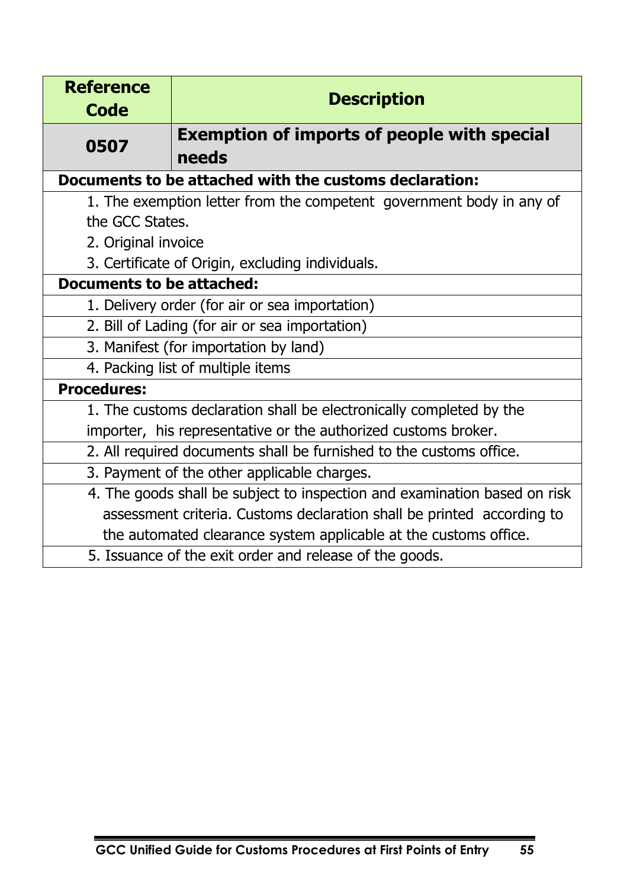| Reference Code | Description |
| --- | --- |
| **0507** | **Exemption of imports of people with special needs** |

**Documents to be attached with the customs declaration:**

1. The exemption letter from the competent government body in any of the GCC States.
2. Original invoice
3. Certificate of Origin, excluding individuals.

**Documents to be attached:**

1. Delivery order (for air or sea importation)
2. Bill of Lading (for air or sea importation)
3. Manifest (for importation by land)
4. Packing list of multiple items

**Procedures:**

1. The customs declaration shall be electronically completed by the importer, his representative or the authorized customs broker.
2. All required documents shall be furnished to the customs office.
3. Payment of the other applicable charges.
4. The goods shall be subject to inspection and examination based on risk assessment criteria. Customs declaration shall be printed according to the automated clearance system applicable at the customs office.
5. Issuance of the exit order and release of the goods.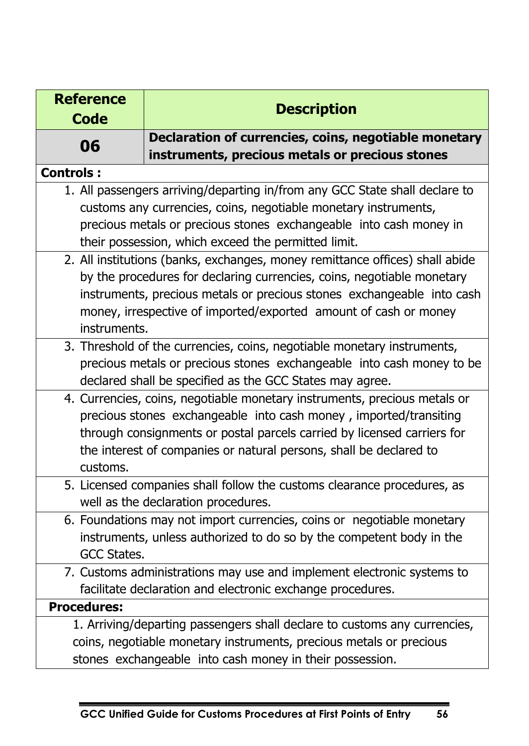| Reference Code | Description |
|---|---|
| **06** | **Declaration of currencies, coins, negotiable monetary instruments, precious metals or precious stones** |

**Controls :**

1. All passengers arriving/departing in/from any GCC State shall declare to customs any currencies, coins, negotiable monetary instruments, precious metals or precious stones exchangeable into cash money in their possession, which exceed the permitted limit.
2. All institutions (banks, exchanges, money remittance offices) shall abide by the procedures for declaring currencies, coins, negotiable monetary instruments, precious metals or precious stones exchangeable into cash money, irrespective of imported/exported amount of cash or money instruments.
3. Threshold of the currencies, coins, negotiable monetary instruments, precious metals or precious stones exchangeable into cash money to be declared shall be specified as the GCC States may agree.
4. Currencies, coins, negotiable monetary instruments, precious metals or precious stones exchangeable into cash money , imported/transiting through consignments or postal parcels carried by licensed carriers for the interest of companies or natural persons, shall be declared to customs.
5. Licensed companies shall follow the customs clearance procedures, as well as the declaration procedures.
6. Foundations may not import currencies, coins or negotiable monetary instruments, unless authorized to do so by the competent body in the GCC States.
7. Customs administrations may use and implement electronic systems to facilitate declaration and electronic exchange procedures.

**Procedures:**

1. Arriving/departing passengers shall declare to customs any currencies, coins, negotiable monetary instruments, precious metals or precious stones exchangeable into cash money in their possession.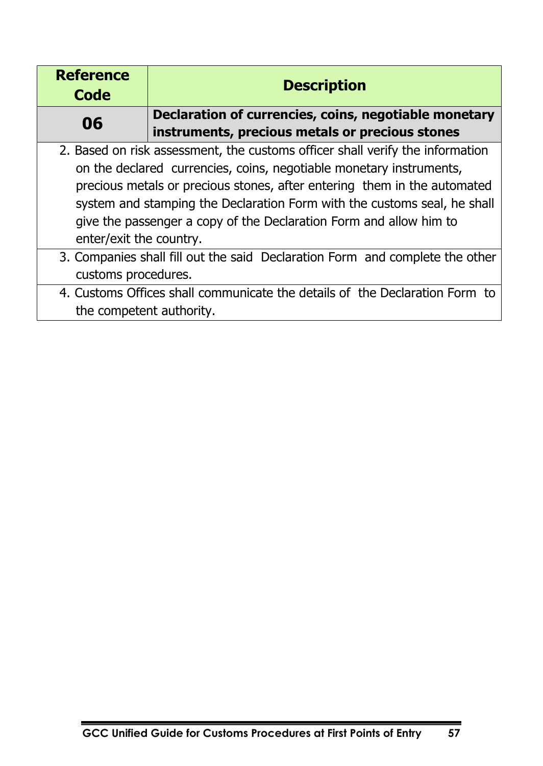| Reference Code | Description |
| --- | --- |
| **06** | **Declaration of currencies, coins, negotiable monetary instruments, precious metals or precious stones** |
| 2. Based on risk assessment, the customs officer shall verify the information on the declared currencies, coins, negotiable monetary instruments, precious metals or precious stones, after entering them in the automated system and stamping the Declaration Form with the customs seal, he shall give the passenger a copy of the Declaration Form and allow him to enter/exit the country. | |
| 3. Companies shall fill out the said Declaration Form and complete the other customs procedures. | |
| 4. Customs Offices shall communicate the details of the Declaration Form to the competent authority. | |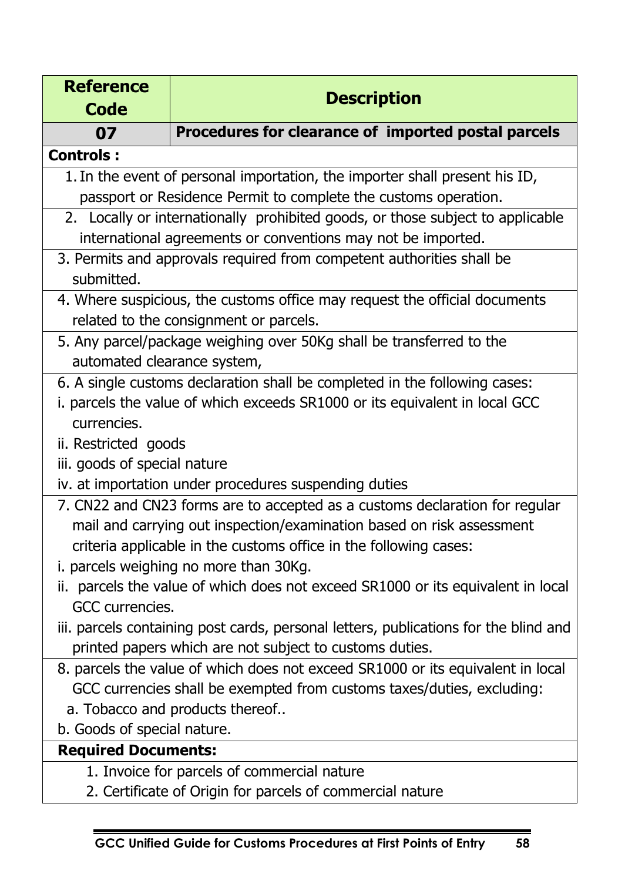| Reference Code | Description |
|---|---|
| **07** | **Procedures for clearance of imported postal parcels** |

**Controls :**

1. In the event of personal importation, the importer shall present his ID, passport or Residence Permit to complete the customs operation.
2. Locally or internationally prohibited goods, or those subject to applicable international agreements or conventions may not be imported.
3. Permits and approvals required from competent authorities shall be submitted.
4. Where suspicious, the customs office may request the official documents related to the consignment or parcels.
5. Any parcel/package weighing over 50Kg shall be transferred to the automated clearance system,
6. A single customs declaration shall be completed in the following cases:
   i. parcels the value of which exceeds SR1000 or its equivalent in local GCC currencies.
   ii. Restricted goods
   iii. goods of special nature
   iv. at importation under procedures suspending duties
7. CN22 and CN23 forms are to accepted as a customs declaration for regular mail and carrying out inspection/examination based on risk assessment criteria applicable in the customs office in the following cases:
   i. parcels weighing no more than 30Kg.
   ii. parcels the value of which does not exceed SR1000 or its equivalent in local GCC currencies.
   iii. parcels containing post cards, personal letters, publications for the blind and printed papers which are not subject to customs duties.
8. parcels the value of which does not exceed SR1000 or its equivalent in local GCC currencies shall be exempted from customs taxes/duties, excluding:
   a. Tobacco and products thereof..
   b. Goods of special nature.

**Required Documents:**

1. Invoice for parcels of commercial nature
2. Certificate of Origin for parcels of commercial nature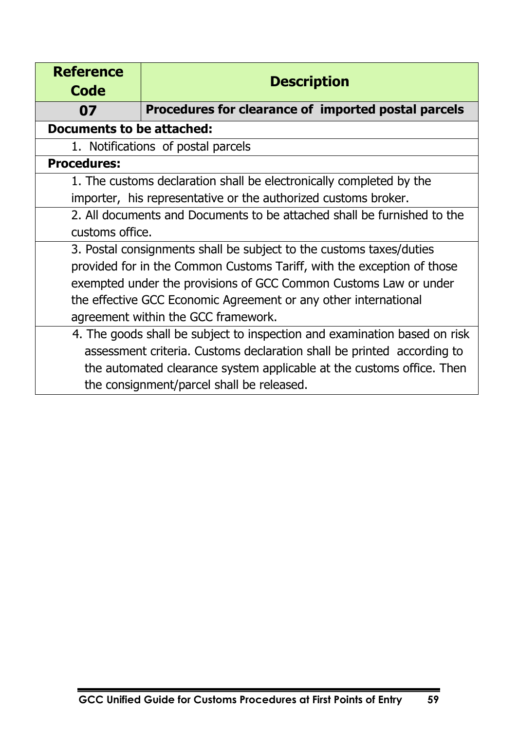| Reference Code | Description |
| --- | --- |
| 07 | **Procedures for clearance of imported postal parcels** |
| **Documents to be attached:** | |
| 1. Notifications of postal parcels | |
| **Procedures:** | |
| 1. The customs declaration shall be electronically completed by the importer, his representative or the authorized customs broker. | |
| 2. All documents and Documents to be attached shall be furnished to the customs office. | |
| 3. Postal consignments shall be subject to the customs taxes/duties provided for in the Common Customs Tariff, with the exception of those exempted under the provisions of GCC Common Customs Law or under the effective GCC Economic Agreement or any other international agreement within the GCC framework. | |
| 4. The goods shall be subject to inspection and examination based on risk assessment criteria. Customs declaration shall be printed according to the automated clearance system applicable at the customs office. Then the consignment/parcel shall be released. | |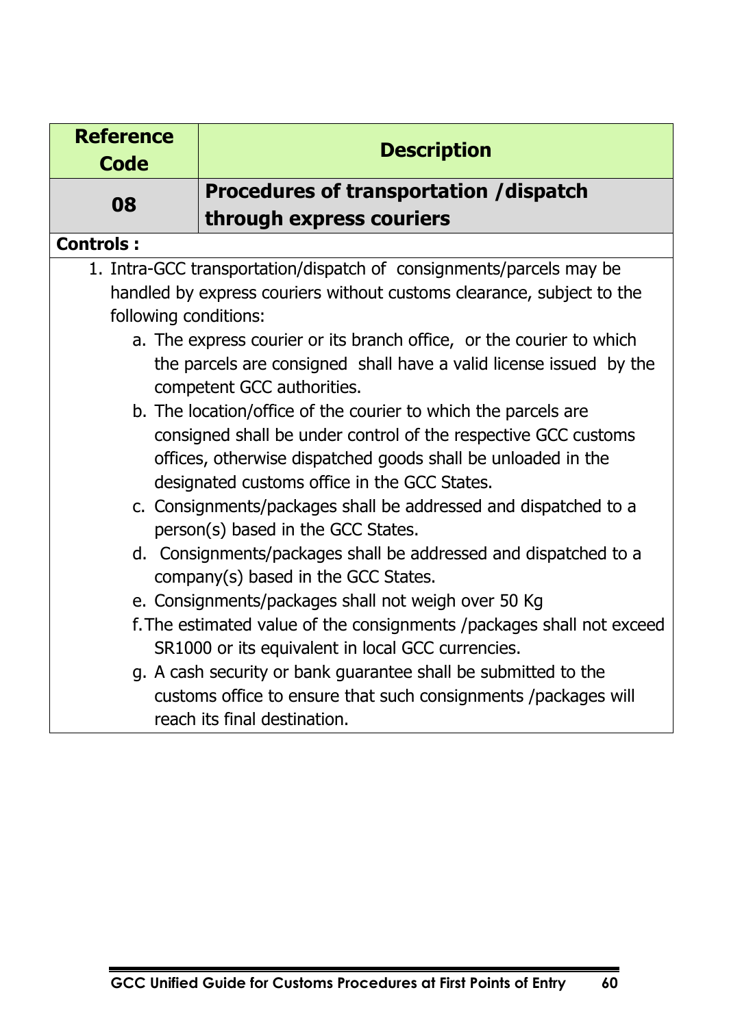| Reference Code | Description |
| --- | --- |
| **08** | **Procedures of transportation /dispatch through express couriers** |

**Controls :**

1. Intra-GCC transportation/dispatch of consignments/parcels may be handled by express couriers without customs clearance, subject to the following conditions:
   a. The express courier or its branch office, or the courier to which the parcels are consigned shall have a valid license issued by the competent GCC authorities.
   b. The location/office of the courier to which the parcels are consigned shall be under control of the respective GCC customs offices, otherwise dispatched goods shall be unloaded in the designated customs office in the GCC States.
   c. Consignments/packages shall be addressed and dispatched to a person(s) based in the GCC States.
   d. Consignments/packages shall be addressed and dispatched to a company(s) based in the GCC States.
   e. Consignments/packages shall not weigh over 50 Kg
   f. The estimated value of the consignments /packages shall not exceed SR1000 or its equivalent in local GCC currencies.
   g. A cash security or bank guarantee shall be submitted to the customs office to ensure that such consignments /packages will reach its final destination.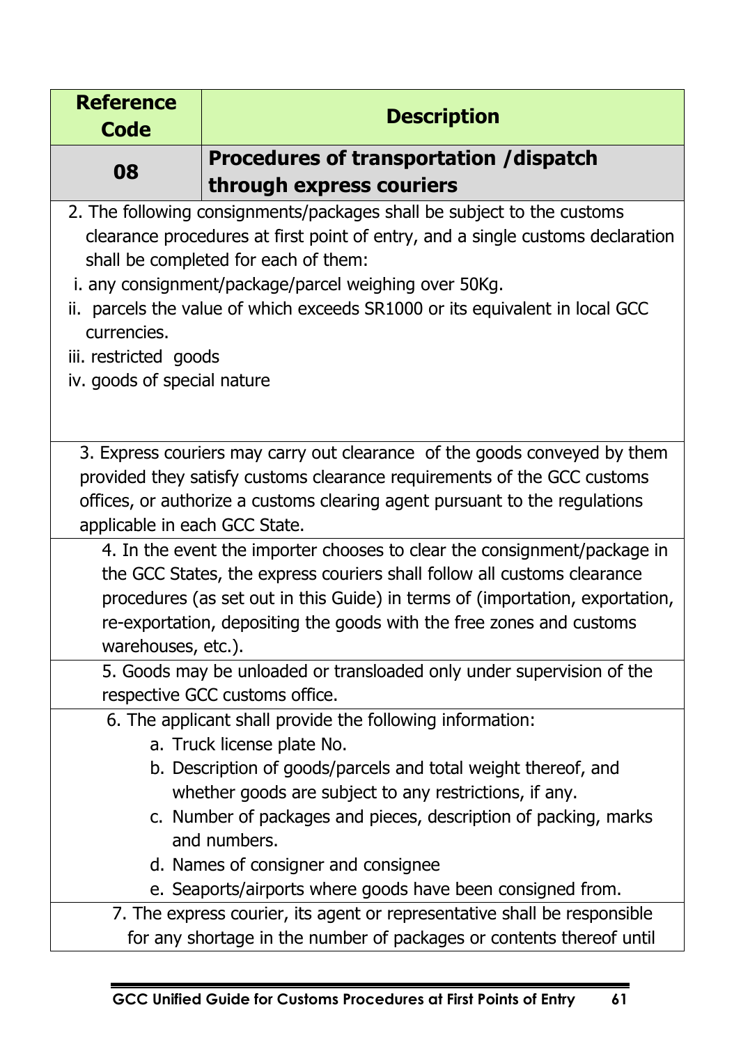| Reference Code | Description |
|---|---|
| **08** | **Procedures of transportation /dispatch through express couriers** |

2. The following consignments/packages shall be subject to the customs clearance procedures at first point of entry, and a single customs declaration shall be completed for each of them:
   i. any consignment/package/parcel weighing over 50Kg.
   ii. parcels the value of which exceeds SR1000 or its equivalent in local GCC currencies.
   iii. restricted goods
   iv. goods of special nature

3. Express couriers may carry out clearance of the goods conveyed by them provided they satisfy customs clearance requirements of the GCC customs offices, or authorize a customs clearing agent pursuant to the regulations applicable in each GCC State.

4. In the event the importer chooses to clear the consignment/package in the GCC States, the express couriers shall follow all customs clearance procedures (as set out in this Guide) in terms of (importation, exportation, re-exportation, depositing the goods with the free zones and customs warehouses, etc.).

5. Goods may be unloaded or transloaded only under supervision of the respective GCC customs office.

6. The applicant shall provide the following information:
   a. Truck license plate No.
   b. Description of goods/parcels and total weight thereof, and whether goods are subject to any restrictions, if any.
   c. Number of packages and pieces, description of packing, marks and numbers.
   d. Names of consigner and consignee
   e. Seaports/airports where goods have been consigned from.

7. The express courier, its agent or representative shall be responsible for any shortage in the number of packages or contents thereof until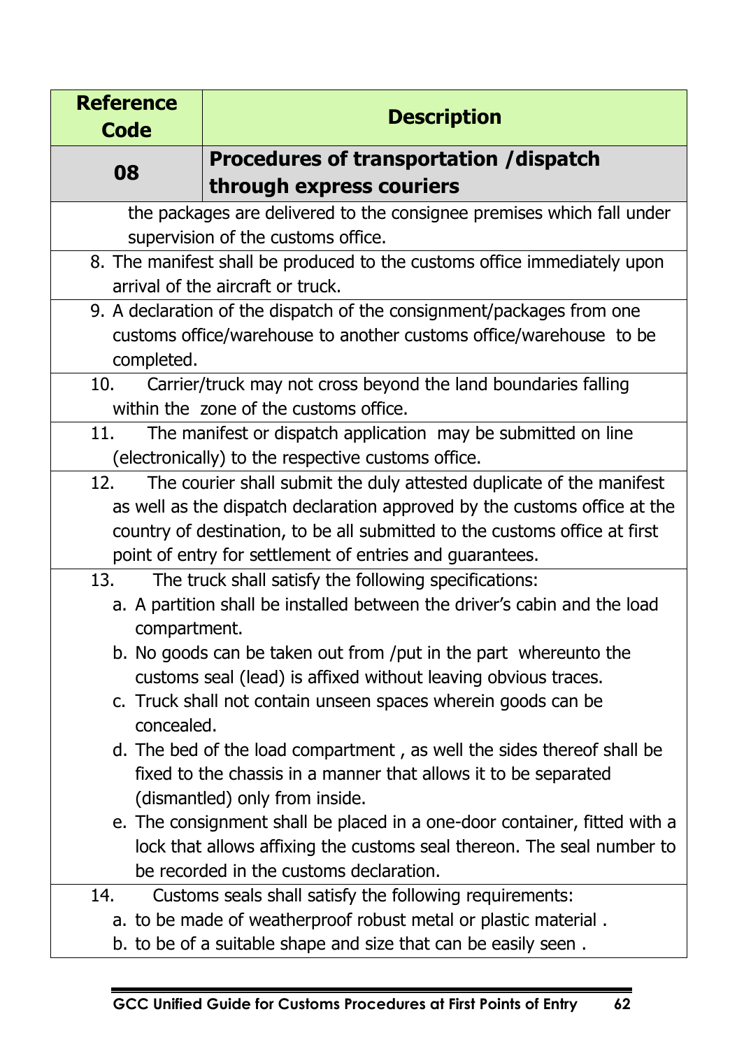| Reference Code | Description |
|---|---|
| **08** | **Procedures of transportation /dispatch through express couriers** |

the packages are delivered to the consignee premises which fall under supervision of the customs office.

8. The manifest shall be produced to the customs office immediately upon arrival of the aircraft or truck.
9. A declaration of the dispatch of the consignment/packages from one customs office/warehouse to another customs office/warehouse to be completed.
10. Carrier/truck may not cross beyond the land boundaries falling within the zone of the customs office.
11. The manifest or dispatch application may be submitted on line (electronically) to the respective customs office.
12. The courier shall submit the duly attested duplicate of the manifest as well as the dispatch declaration approved by the customs office at the country of destination, to be all submitted to the customs office at first point of entry for settlement of entries and guarantees.
13. The truck shall satisfy the following specifications:
    a. A partition shall be installed between the driver's cabin and the load compartment.
    b. No goods can be taken out from /put in the part whereunto the customs seal (lead) is affixed without leaving obvious traces.
    c. Truck shall not contain unseen spaces wherein goods can be concealed.
    d. The bed of the load compartment , as well the sides thereof shall be fixed to the chassis in a manner that allows it to be separated (dismantled) only from inside.
    e. The consignment shall be placed in a one-door container, fitted with a lock that allows affixing the customs seal thereon. The seal number to be recorded in the customs declaration.
14. Customs seals shall satisfy the following requirements:
    a. to be made of weatherproof robust metal or plastic material .
    b. to be of a suitable shape and size that can be easily seen .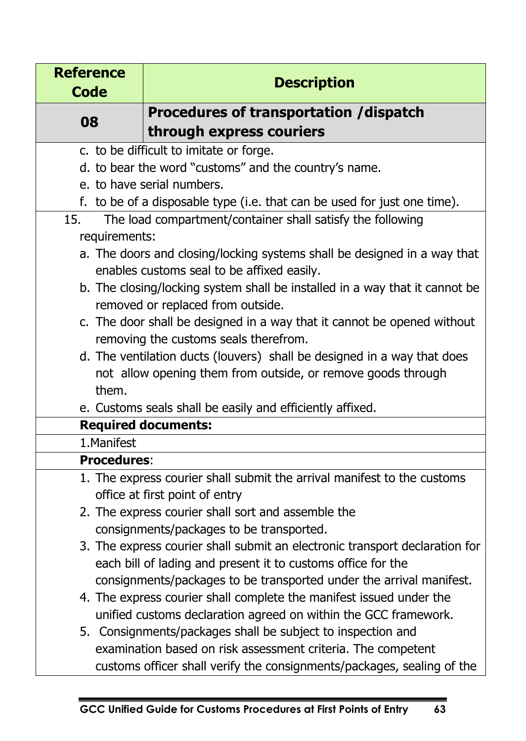| Reference Code | Description |
|---|---|
| 08 | **Procedures of transportation /dispatch through express couriers** |

c. to be difficult to imitate or forge.
d. to bear the word "customs" and the country's name.
e. to have serial numbers.
f. to be of a disposable type (i.e. that can be used for just one time).

15. The load compartment/container shall satisfy the following requirements:
    a. The doors and closing/locking systems shall be designed in a way that enables customs seal to be affixed easily.
    b. The closing/locking system shall be installed in a way that it cannot be removed or replaced from outside.
    c. The door shall be designed in a way that it cannot be opened without removing the customs seals therefrom.
    d. The ventilation ducts (louvers) shall be designed in a way that does not allow opening them from outside, or remove goods through them.
    e. Customs seals shall be easily and efficiently affixed.

**Required documents:**

1. Manifest

**Procedures**:

1. The express courier shall submit the arrival manifest to the customs office at first point of entry
2. The express courier shall sort and assemble the consignments/packages to be transported.
3. The express courier shall submit an electronic transport declaration for each bill of lading and present it to customs office for the consignments/packages to be transported under the arrival manifest.
4. The express courier shall complete the manifest issued under the unified customs declaration agreed on within the GCC framework.
5. Consignments/packages shall be subject to inspection and examination based on risk assessment criteria. The competent customs officer shall verify the consignments/packages, sealing of the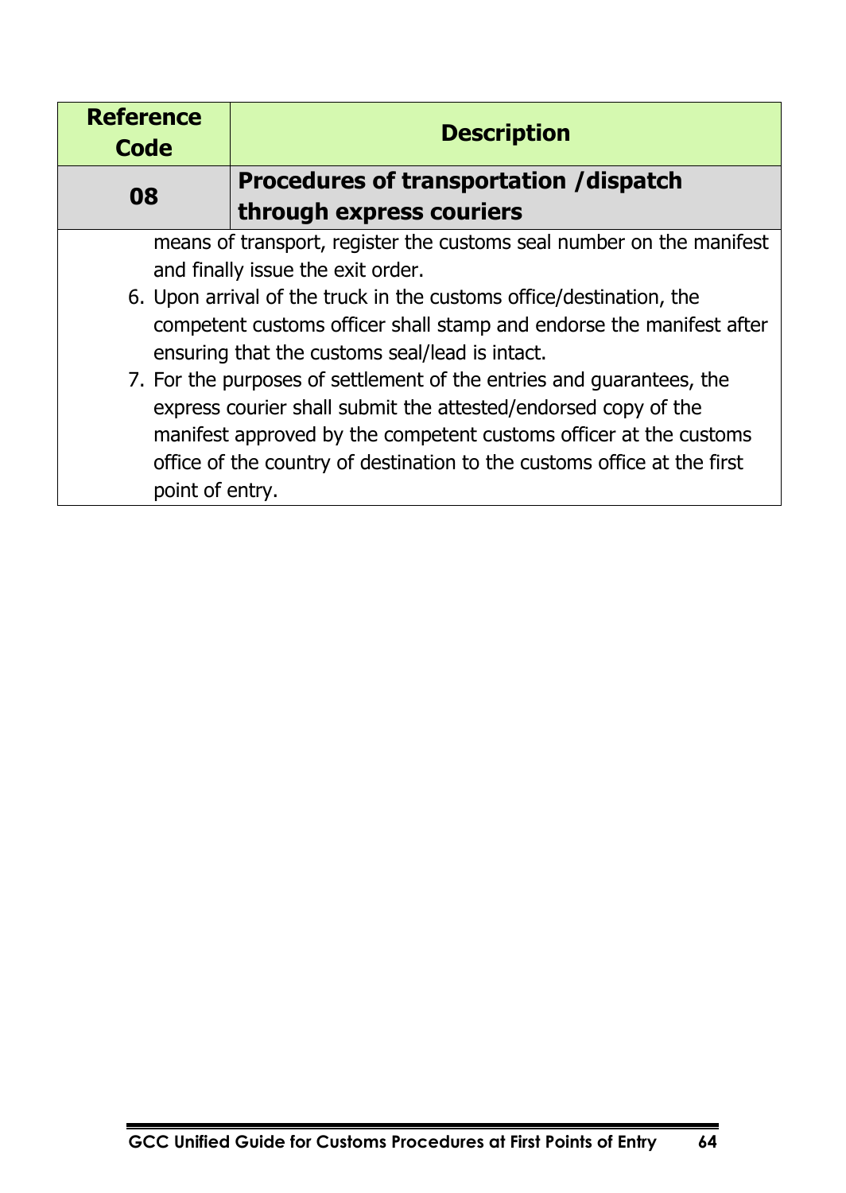| Reference Code | Description |
|---|---|
| **08** | **Procedures of transportation /dispatch through express couriers** |

means of transport, register the customs seal number on the manifest and finally issue the exit order.

6. Upon arrival of the truck in the customs office/destination, the competent customs officer shall stamp and endorse the manifest after ensuring that the customs seal/lead is intact.
7. For the purposes of settlement of the entries and guarantees, the express courier shall submit the attested/endorsed copy of the manifest approved by the competent customs officer at the customs office of the country of destination to the customs office at the first point of entry.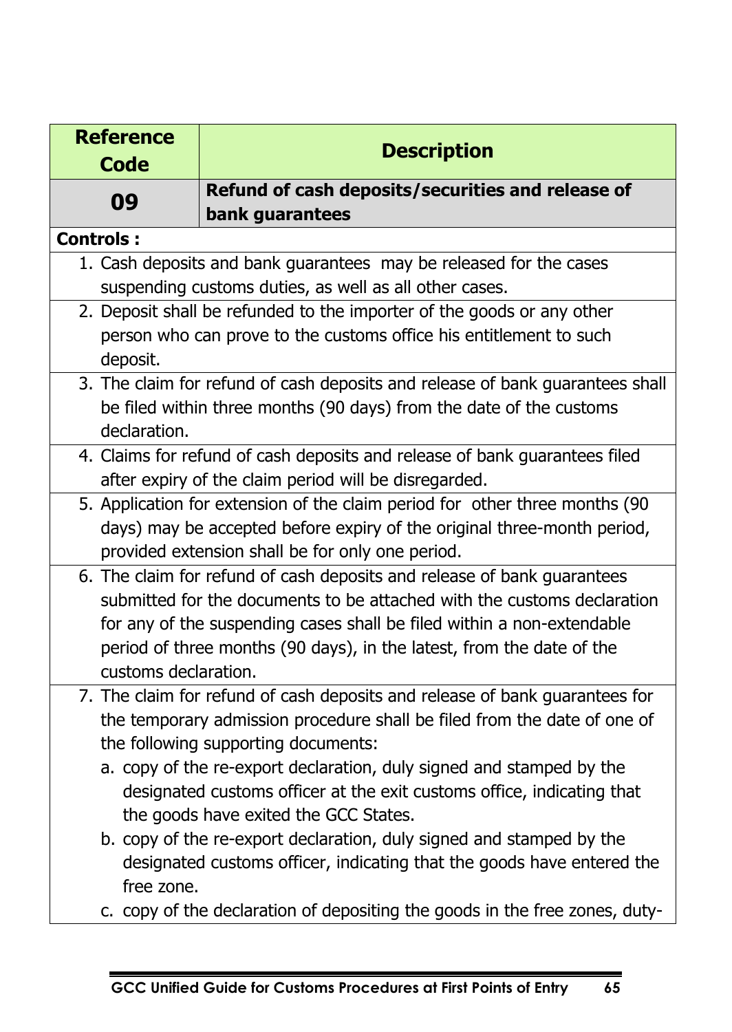| Reference Code | Description |
|---|---|
| **09** | **Refund of cash deposits/securities and release of bank guarantees** |

**Controls :**

1. Cash deposits and bank guarantees may be released for the cases suspending customs duties, as well as all other cases.
2. Deposit shall be refunded to the importer of the goods or any other person who can prove to the customs office his entitlement to such deposit.
3. The claim for refund of cash deposits and release of bank guarantees shall be filed within three months (90 days) from the date of the customs declaration.
4. Claims for refund of cash deposits and release of bank guarantees filed after expiry of the claim period will be disregarded.
5. Application for extension of the claim period for other three months (90 days) may be accepted before expiry of the original three-month period, provided extension shall be for only one period.
6. The claim for refund of cash deposits and release of bank guarantees submitted for the documents to be attached with the customs declaration for any of the suspending cases shall be filed within a non-extendable period of three months (90 days), in the latest, from the date of the customs declaration.
7. The claim for refund of cash deposits and release of bank guarantees for the temporary admission procedure shall be filed from the date of one of the following supporting documents:
   a. copy of the re-export declaration, duly signed and stamped by the designated customs officer at the exit customs office, indicating that the goods have exited the GCC States.
   b. copy of the re-export declaration, duly signed and stamped by the designated customs officer, indicating that the goods have entered the free zone.
   c. copy of the declaration of depositing the goods in the free zones, duty-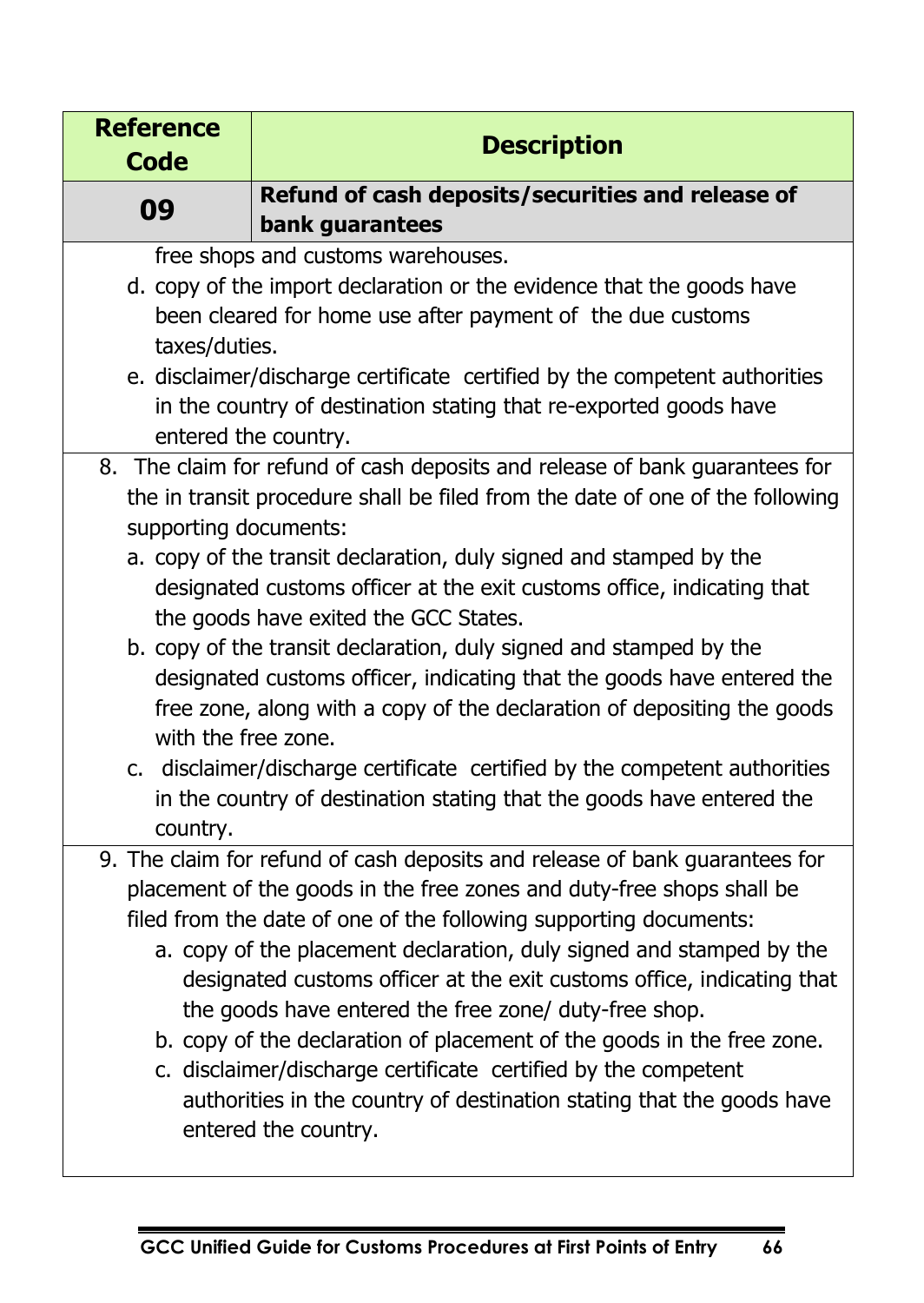| Reference Code | Description |
|---|---|
| **09** | **Refund of cash deposits/securities and release of bank guarantees** |

free shops and customs warehouses.

d. copy of the import declaration or the evidence that the goods have been cleared for home use after payment of the due customs taxes/duties.

e. disclaimer/discharge certificate certified by the competent authorities in the country of destination stating that re-exported goods have entered the country.

8. The claim for refund of cash deposits and release of bank guarantees for the in transit procedure shall be filed from the date of one of the following supporting documents:

   a. copy of the transit declaration, duly signed and stamped by the designated customs officer at the exit customs office, indicating that the goods have exited the GCC States.

   b. copy of the transit declaration, duly signed and stamped by the designated customs officer, indicating that the goods have entered the free zone, along with a copy of the declaration of depositing the goods with the free zone.

   c. disclaimer/discharge certificate certified by the competent authorities in the country of destination stating that the goods have entered the country.

9. The claim for refund of cash deposits and release of bank guarantees for placement of the goods in the free zones and duty-free shops shall be filed from the date of one of the following supporting documents:

   a. copy of the placement declaration, duly signed and stamped by the designated customs officer at the exit customs office, indicating that the goods have entered the free zone/ duty-free shop.

   b. copy of the declaration of placement of the goods in the free zone.

   c. disclaimer/discharge certificate certified by the competent authorities in the country of destination stating that the goods have entered the country.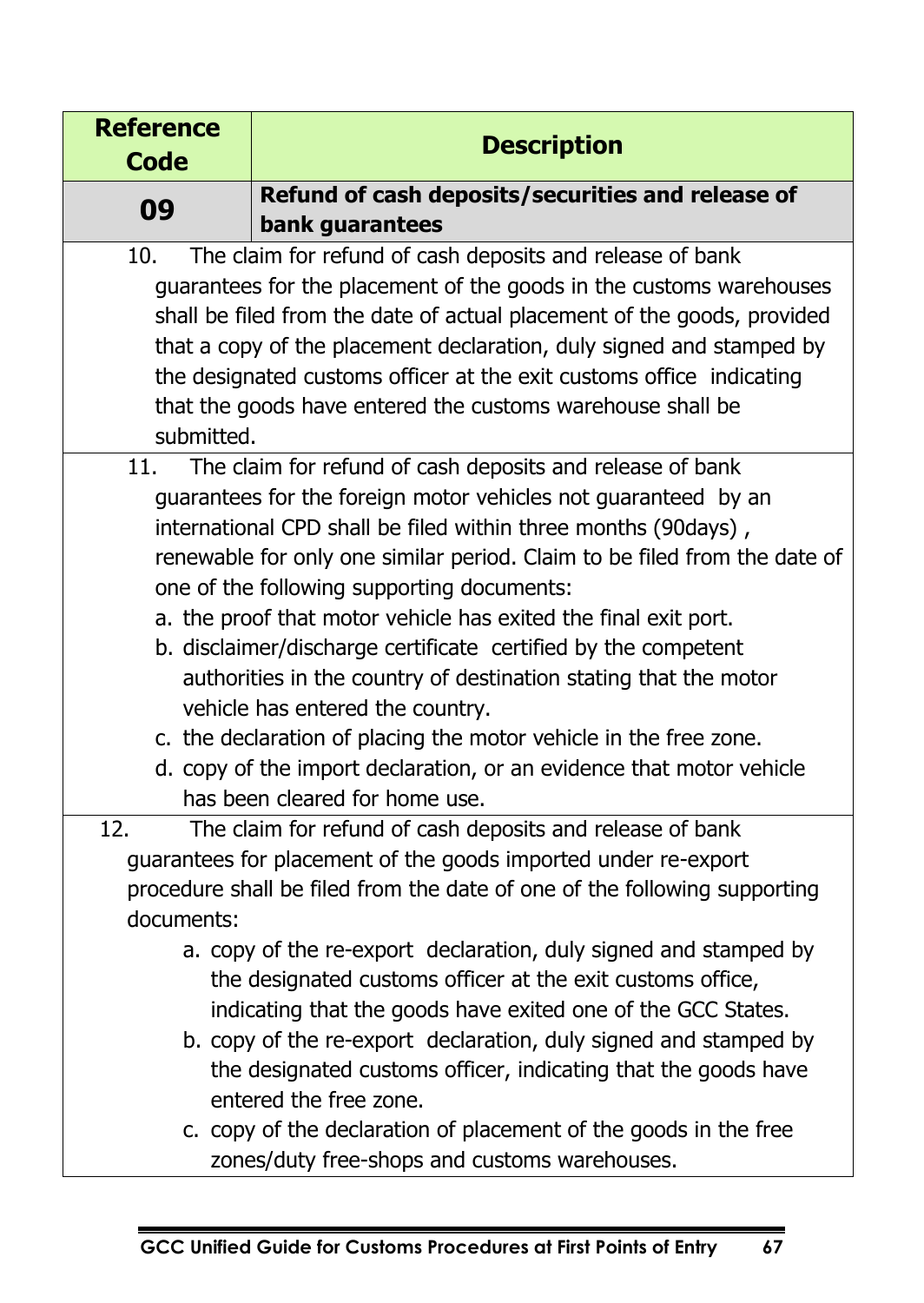| Reference Code | Description |
| --- | --- |
| **09** | **Refund of cash deposits/securities and release of bank guarantees** |

10. The claim for refund of cash deposits and release of bank guarantees for the placement of the goods in the customs warehouses shall be filed from the date of actual placement of the goods, provided that a copy of the placement declaration, duly signed and stamped by the designated customs officer at the exit customs office indicating that the goods have entered the customs warehouse shall be submitted.

11. The claim for refund of cash deposits and release of bank guarantees for the foreign motor vehicles not guaranteed by an international CPD shall be filed within three months (90days) , renewable for only one similar period. Claim to be filed from the date of one of the following supporting documents:
    a. the proof that motor vehicle has exited the final exit port.
    b. disclaimer/discharge certificate certified by the competent authorities in the country of destination stating that the motor vehicle has entered the country.
    c. the declaration of placing the motor vehicle in the free zone.
    d. copy of the import declaration, or an evidence that motor vehicle has been cleared for home use.

12. The claim for refund of cash deposits and release of bank guarantees for placement of the goods imported under re-export procedure shall be filed from the date of one of the following supporting documents:
    a. copy of the re-export declaration, duly signed and stamped by the designated customs officer at the exit customs office, indicating that the goods have exited one of the GCC States.
    b. copy of the re-export declaration, duly signed and stamped by the designated customs officer, indicating that the goods have entered the free zone.
    c. copy of the declaration of placement of the goods in the free zones/duty free-shops and customs warehouses.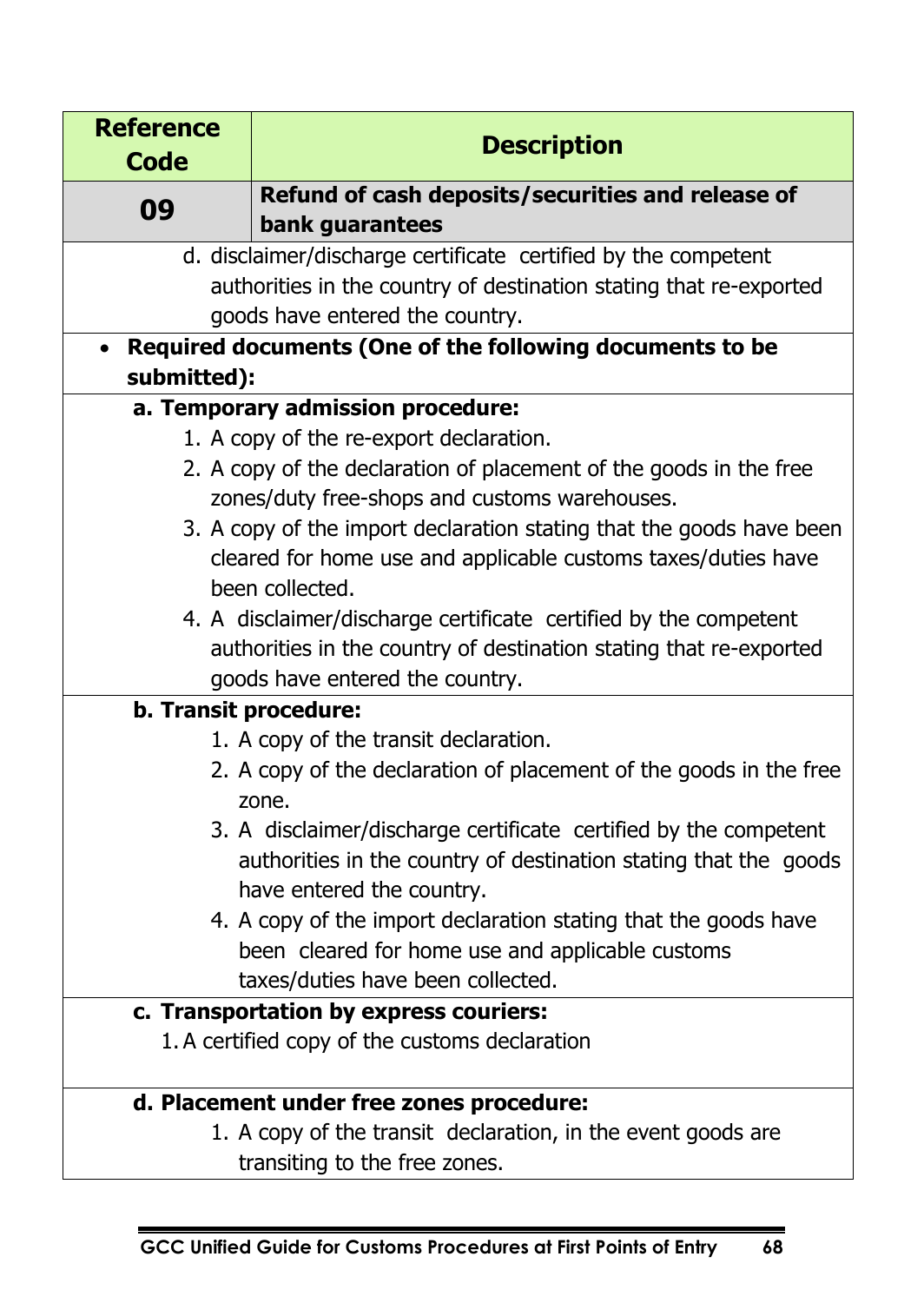| Reference Code | Description |
|---|---|
| **09** | **Refund of cash deposits/securities and release of bank guarantees** |

d. disclaimer/discharge certificate certified by the competent authorities in the country of destination stating that re-exported goods have entered the country.

- **Required documents (One of the following documents to be submitted):**

**a. Temporary admission procedure:**

1. A copy of the re-export declaration.
2. A copy of the declaration of placement of the goods in the free zones/duty free-shops and customs warehouses.
3. A copy of the import declaration stating that the goods have been cleared for home use and applicable customs taxes/duties have been collected.
4. A disclaimer/discharge certificate certified by the competent authorities in the country of destination stating that re-exported goods have entered the country.

**b. Transit procedure:**

1. A copy of the transit declaration.
2. A copy of the declaration of placement of the goods in the free zone.
3. A disclaimer/discharge certificate certified by the competent authorities in the country of destination stating that the goods have entered the country.
4. A copy of the import declaration stating that the goods have been cleared for home use and applicable customs taxes/duties have been collected.

**c. Transportation by express couriers:**

1. A certified copy of the customs declaration

**d. Placement under free zones procedure:**

1. A copy of the transit declaration, in the event goods are transiting to the free zones.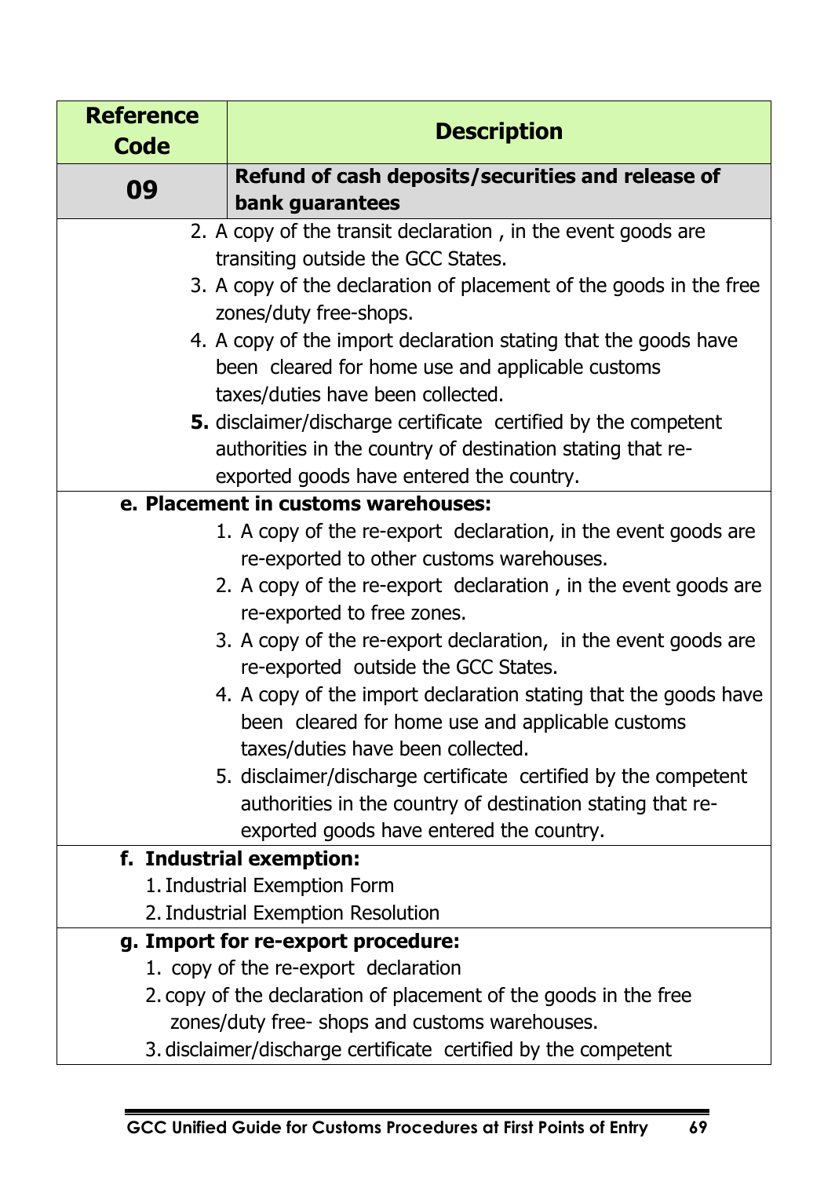| Reference Code | Description |
|---|---|
| **09** | **Refund of cash deposits/securities and release of bank guarantees** |

2. A copy of the transit declaration , in the event goods are transiting outside the GCC States.
3. A copy of the declaration of placement of the goods in the free zones/duty free-shops.
4. A copy of the import declaration stating that the goods have been cleared for home use and applicable customs taxes/duties have been collected.
5. disclaimer/discharge certificate certified by the competent authorities in the country of destination stating that re-exported goods have entered the country.

**e. Placement in customs warehouses:**

1. A copy of the re-export declaration, in the event goods are re-exported to other customs warehouses.
2. A copy of the re-export declaration , in the event goods are re-exported to free zones.
3. A copy of the re-export declaration, in the event goods are re-exported outside the GCC States.
4. A copy of the import declaration stating that the goods have been cleared for home use and applicable customs taxes/duties have been collected.
5. disclaimer/discharge certificate certified by the competent authorities in the country of destination stating that re-exported goods have entered the country.

**f. Industrial exemption:**

1. Industrial Exemption Form
2. Industrial Exemption Resolution

**g. Import for re-export procedure:**

1. copy of the re-export declaration
2. copy of the declaration of placement of the goods in the free zones/duty free- shops and customs warehouses.
3. disclaimer/discharge certificate certified by the competent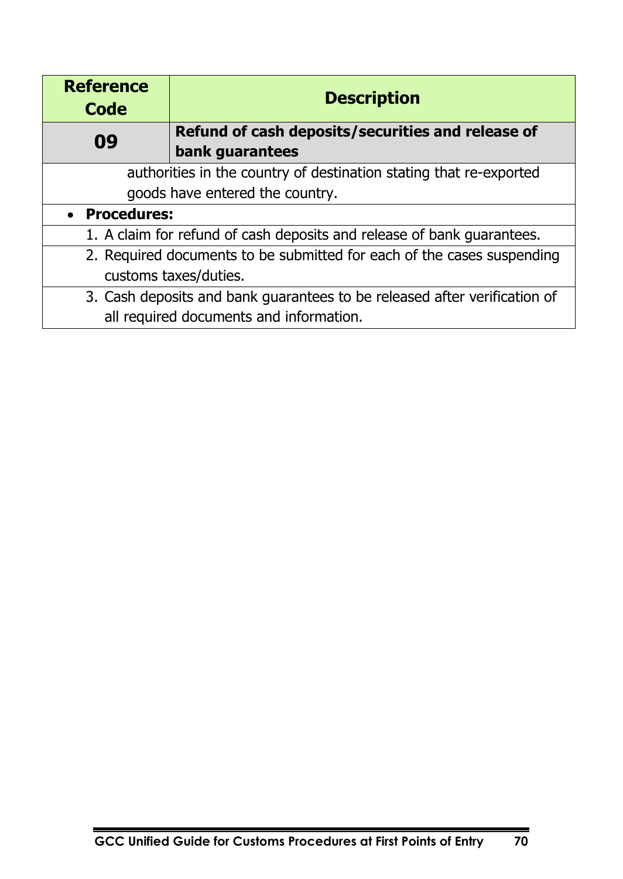| Reference Code | Description |
|---|---|
| **09** | **Refund of cash deposits/securities and release of bank guarantees** |
| | authorities in the country of destination stating that re-exported goods have entered the country. |
| | • **Procedures:** |
| | 1. A claim for refund of cash deposits and release of bank guarantees. |
| | 2. Required documents to be submitted for each of the cases suspending customs taxes/duties. |
| | 3. Cash deposits and bank guarantees to be released after verification of all required documents and information. |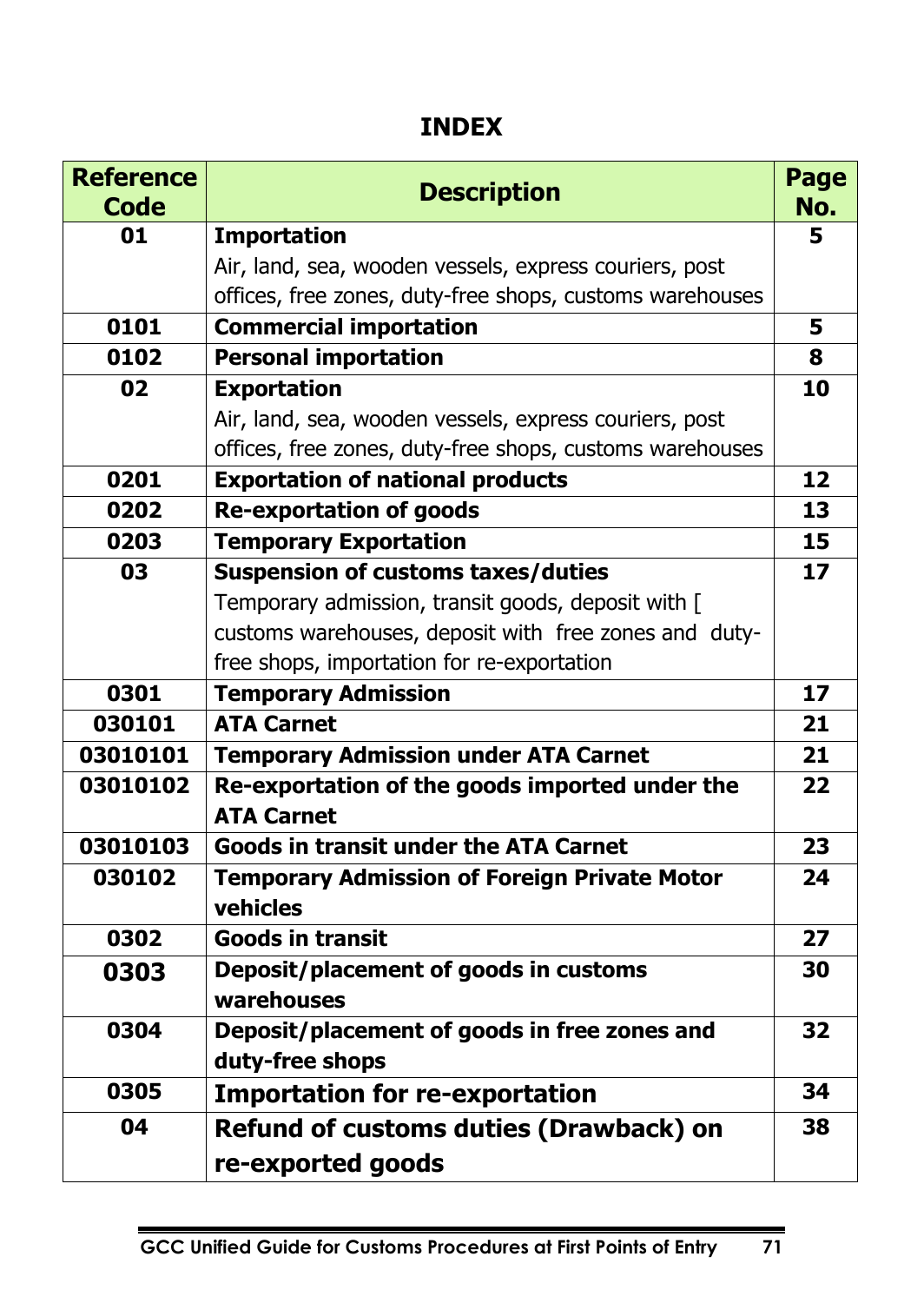# INDEX

| Reference Code | Description | Page No. |
|---|---|---|
| 01 | **Importation**<br>Air, land, sea, wooden vessels, express couriers, post offices, free zones, duty-free shops, customs warehouses | 5 |
| 0101 | **Commercial importation** | 5 |
| 0102 | **Personal importation** | 8 |
| 02 | **Exportation**<br>Air, land, sea, wooden vessels, express couriers, post offices, free zones, duty-free shops, customs warehouses | 10 |
| 0201 | **Exportation of national products** | 12 |
| 0202 | **Re-exportation of goods** | 13 |
| 0203 | **Temporary Exportation** | 15 |
| 03 | **Suspension of customs taxes/duties**<br>Temporary admission, transit goods, deposit with [ customs warehouses, deposit with free zones and duty-free shops, importation for re-exportation | 17 |
| 0301 | **Temporary Admission** | 17 |
| 030101 | **ATA Carnet** | 21 |
| 03010101 | **Temporary Admission under ATA Carnet** | 21 |
| 03010102 | **Re-exportation of the goods imported under the ATA Carnet** | 22 |
| 03010103 | **Goods in transit under the ATA Carnet** | 23 |
| 030102 | **Temporary Admission of Foreign Private Motor vehicles** | 24 |
| 0302 | **Goods in transit** | 27 |
| 0303 | **Deposit/placement of goods in customs warehouses** | 30 |
| 0304 | **Deposit/placement of goods in free zones and duty-free shops** | 32 |
| 0305 | **Importation for re-exportation** | 34 |
| 04 | **Refund of customs duties (Drawback) on re-exported goods** | 38 |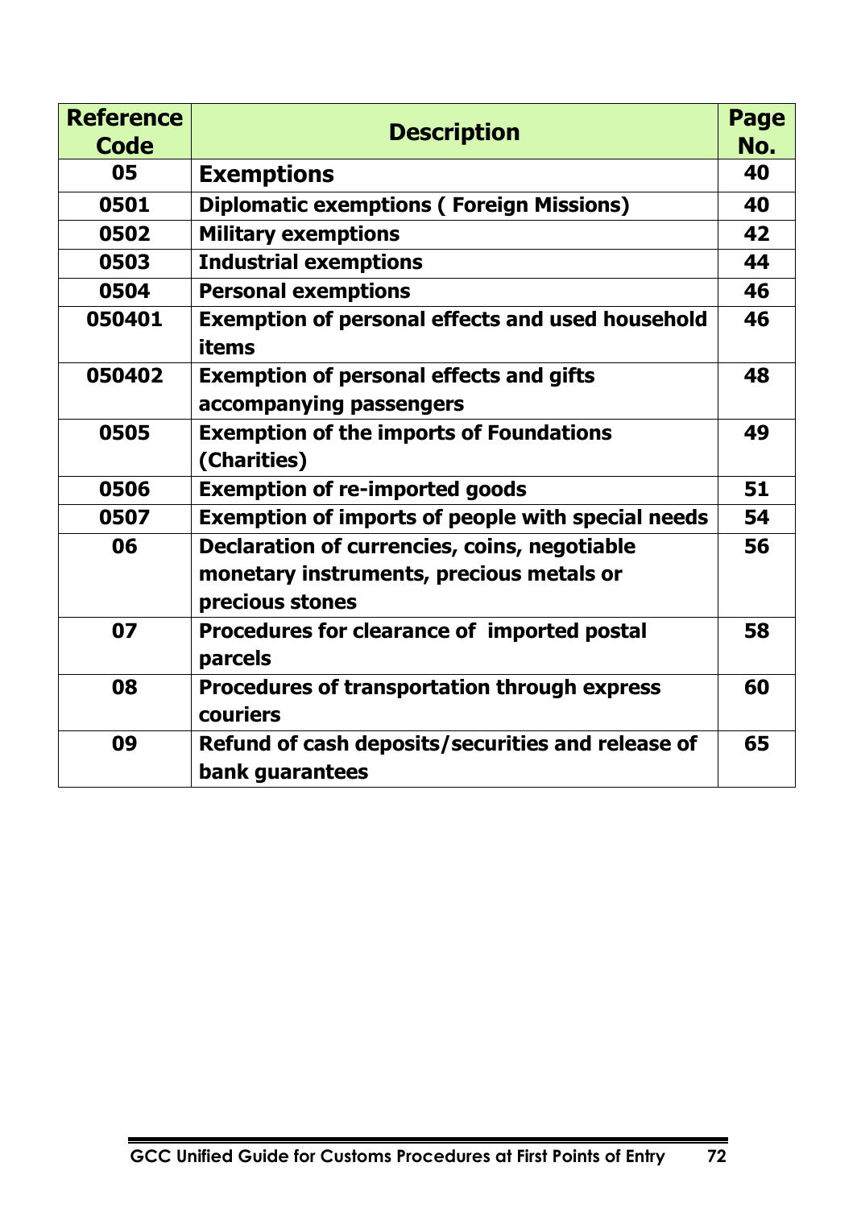| Reference Code | Description | Page No. |
|---|---|---|
| **05** | **Exemptions** | **40** |
| **0501** | **Diplomatic exemptions ( Foreign Missions)** | **40** |
| **0502** | **Military exemptions** | **42** |
| **0503** | **Industrial exemptions** | **44** |
| **0504** | **Personal exemptions** | **46** |
| **050401** | **Exemption of personal effects and used household items** | **46** |
| **050402** | **Exemption of personal effects and gifts accompanying passengers** | **48** |
| **0505** | **Exemption of the imports of Foundations (Charities)** | **49** |
| **0506** | **Exemption of re-imported goods** | **51** |
| **0507** | **Exemption of imports of people with special needs** | **54** |
| **06** | **Declaration of currencies, coins, negotiable monetary instruments, precious metals or precious stones** | **56** |
| **07** | **Procedures for clearance of imported postal parcels** | **58** |
| **08** | **Procedures of transportation through express couriers** | **60** |
| **09** | **Refund of cash deposits/securities and release of bank guarantees** | **65** |